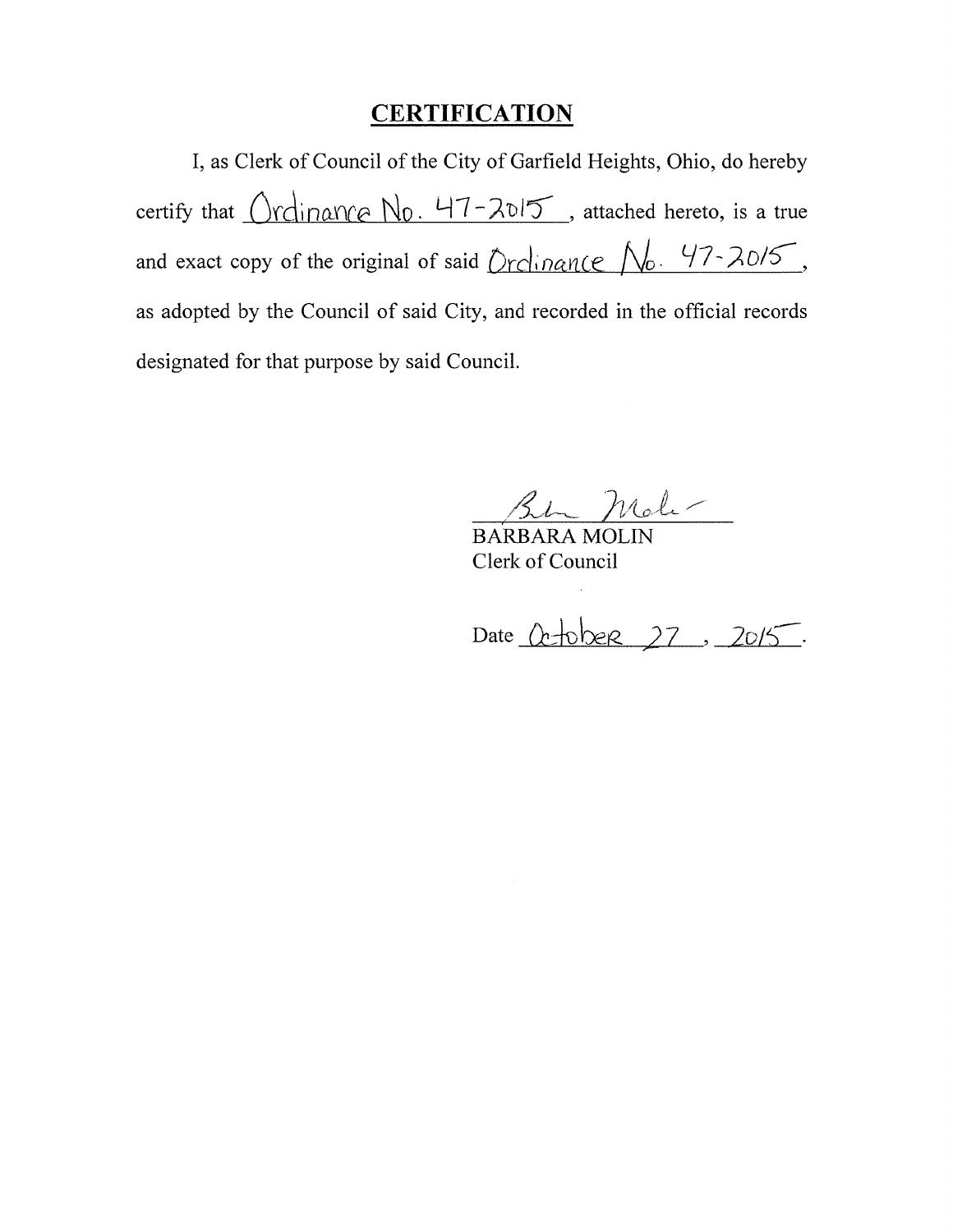# CERTIFICATION

I, as Clerk of Council of the City of Garfield Heights, Ohio, do hereby certify that Ordinance No. 47-2015, attached hereto, is a true and exact copy of the original of said Ordinance No. 47-2015, as adopted by the Council of said City, and recorded in the official records designated for that purpose by said Council.

Barbara Molin

BARBARA MOLIN
Clerk of Council

Date October 27, 2015.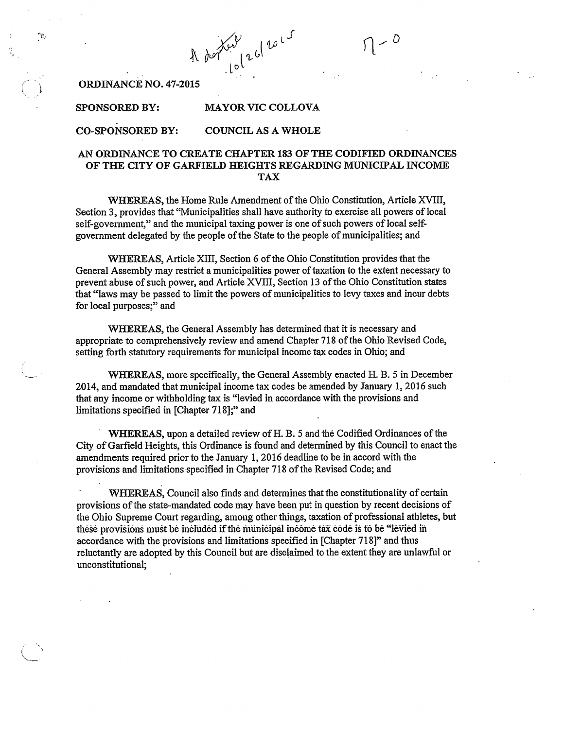Adopted 10/26/2015

7-0

**ORDINANCE NO. 47-2015**

**SPONSORED BY:** MAYOR VIC COLLOVA

**CO-SPONSORED BY:** COUNCIL AS A WHOLE

## AN ORDINANCE TO CREATE CHAPTER 183 OF THE CODIFIED ORDINANCES OF THE CITY OF GARFIELD HEIGHTS REGARDING MUNICIPAL INCOME TAX

**WHEREAS,** the Home Rule Amendment of the Ohio Constitution, Article XVIII, Section 3, provides that "Municipalities shall have authority to exercise all powers of local self-government," and the municipal taxing power is one of such powers of local self-government delegated by the people of the State to the people of municipalities; and

**WHEREAS,** Article XIII, Section 6 of the Ohio Constitution provides that the General Assembly may restrict a municipalities power of taxation to the extent necessary to prevent abuse of such power, and Article XVIII, Section 13 of the Ohio Constitution states that "laws may be passed to limit the powers of municipalities to levy taxes and incur debts for local purposes;" and

**WHEREAS,** the General Assembly has determined that it is necessary and appropriate to comprehensively review and amend Chapter 718 of the Ohio Revised Code, setting forth statutory requirements for municipal income tax codes in Ohio; and

**WHEREAS,** more specifically, the General Assembly enacted H. B. 5 in December 2014, and mandated that municipal income tax codes be amended by January 1, 2016 such that any income or withholding tax is "levied in accordance with the provisions and limitations specified in [Chapter 718];" and

**WHEREAS,** upon a detailed review of H. B. 5 and the Codified Ordinances of the City of Garfield Heights, this Ordinance is found and determined by this Council to enact the amendments required prior to the January 1, 2016 deadline to be in accord with the provisions and limitations specified in Chapter 718 of the Revised Code; and

**WHEREAS,** Council also finds and determines that the constitutionality of certain provisions of the state-mandated code may have been put in question by recent decisions of the Ohio Supreme Court regarding, among other things, taxation of professional athletes, but these provisions must be included if the municipal income tax code is to be "levied in accordance with the provisions and limitations specified in [Chapter 718]" and thus reluctantly are adopted by this Council but are disclaimed to the extent they are unlawful or unconstitutional;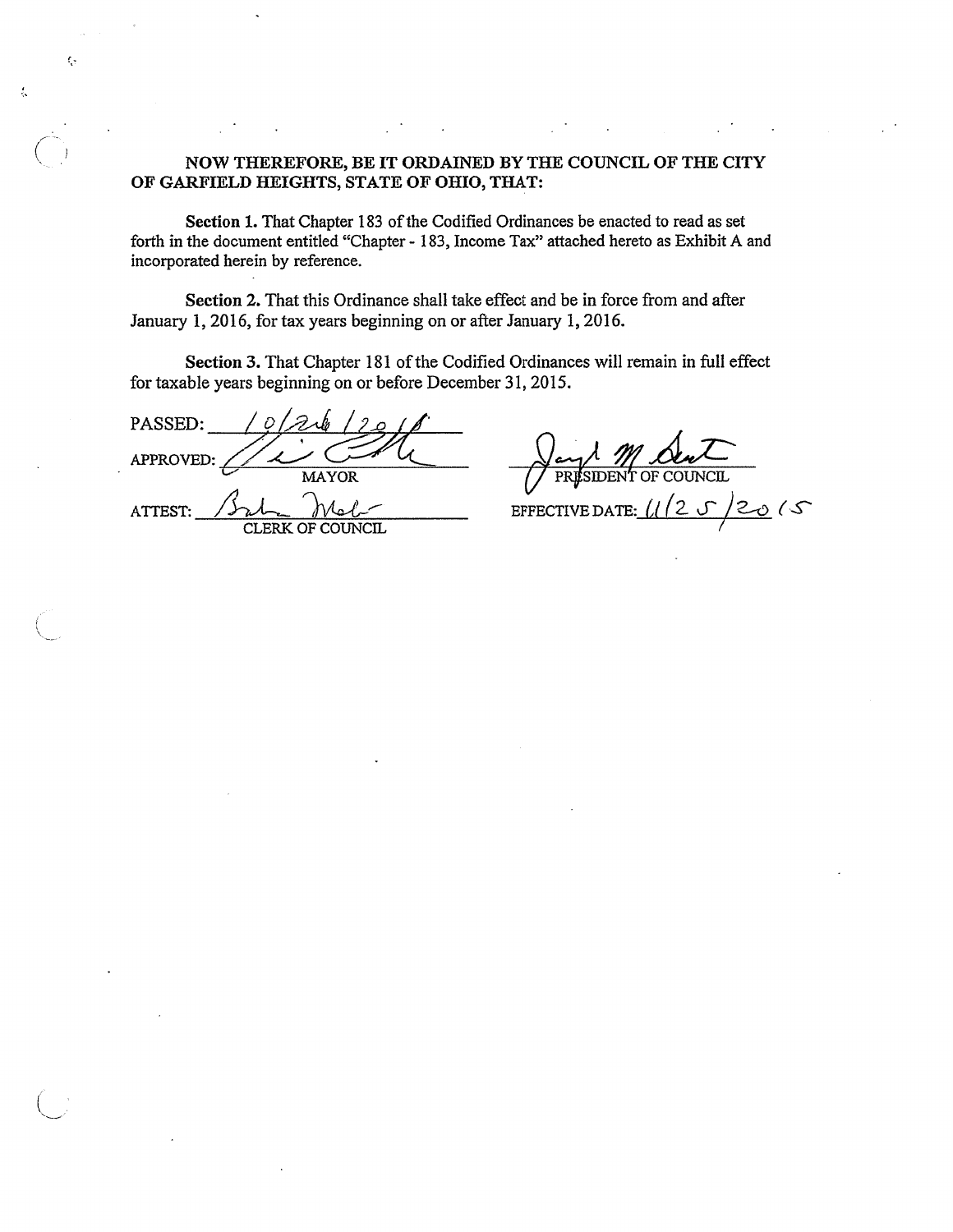**NOW THEREFORE, BE IT ORDAINED BY THE COUNCIL OF THE CITY OF GARFIELD HEIGHTS, STATE OF OHIO, THAT:**

**Section 1.** That Chapter 183 of the Codified Ordinances be enacted to read as set forth in the document entitled "Chapter - 183, Income Tax" attached hereto as Exhibit A and incorporated herein by reference.

**Section 2.** That this Ordinance shall take effect and be in force from and after January 1, 2016, for tax years beginning on or after January 1, 2016.

**Section 3.** That Chapter 181 of the Codified Ordinances will remain in full effect for taxable years beginning on or before December 31, 2015.

PASSED: 10/26/2015

APPROVED: ____________________
MAYOR

ATTEST: ____________________
CLERK OF COUNCIL

____________________
PRESIDENT OF COUNCIL

EFFECTIVE DATE: 11/25/2015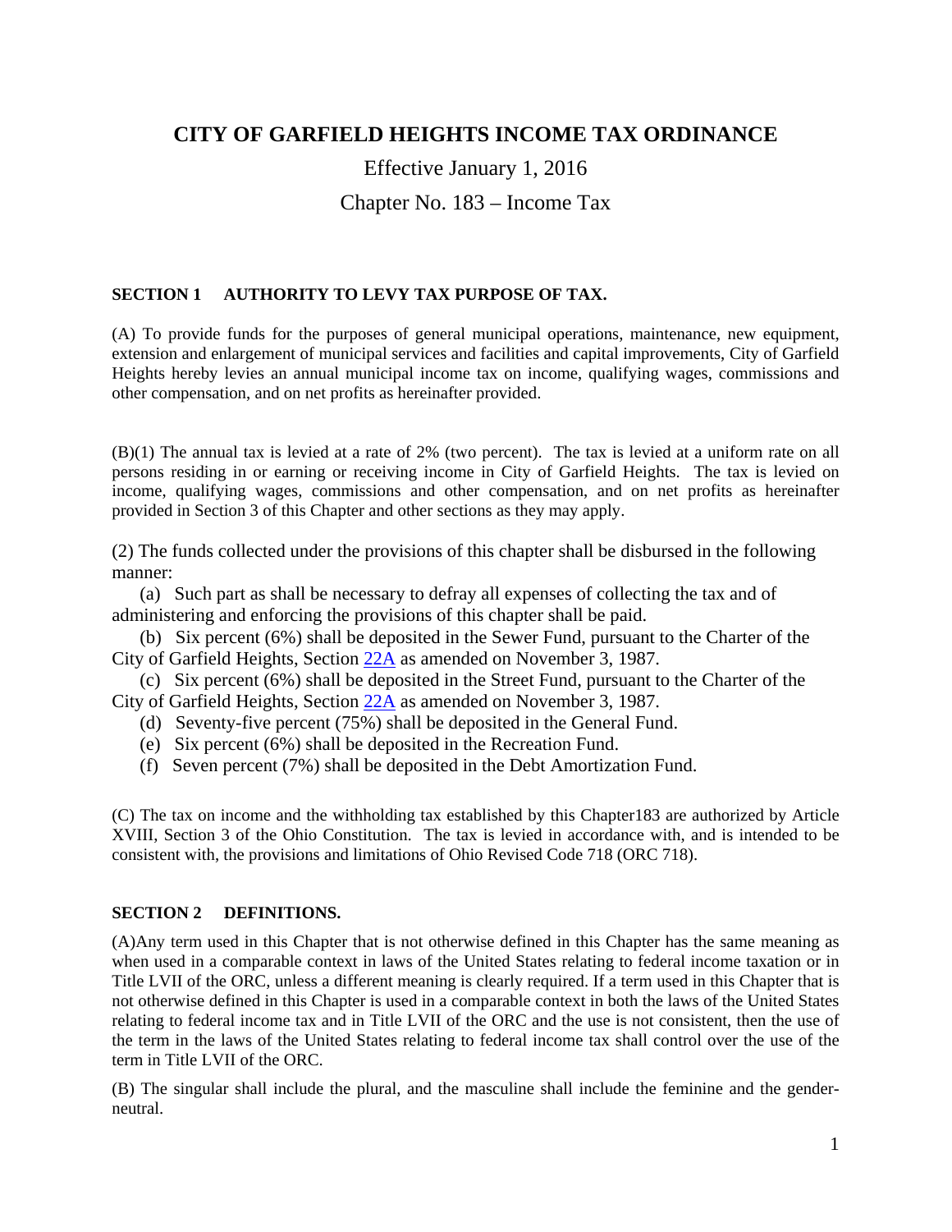# CITY OF GARFIELD HEIGHTS INCOME TAX ORDINANCE

Effective January 1, 2016

Chapter No. 183 – Income Tax

### SECTION 1 AUTHORITY TO LEVY TAX PURPOSE OF TAX.

(A) To provide funds for the purposes of general municipal operations, maintenance, new equipment, extension and enlargement of municipal services and facilities and capital improvements, City of Garfield Heights hereby levies an annual municipal income tax on income, qualifying wages, commissions and other compensation, and on net profits as hereinafter provided.

(B)(1) The annual tax is levied at a rate of 2% (two percent). The tax is levied at a uniform rate on all persons residing in or earning or receiving income in City of Garfield Heights. The tax is levied on income, qualifying wages, commissions and other compensation, and on net profits as hereinafter provided in Section 3 of this Chapter and other sections as they may apply.

(2) The funds collected under the provisions of this chapter shall be disbursed in the following manner:

(a) Such part as shall be necessary to defray all expenses of collecting the tax and of administering and enforcing the provisions of this chapter shall be paid.

(b) Six percent (6%) shall be deposited in the Sewer Fund, pursuant to the Charter of the City of Garfield Heights, Section 22A as amended on November 3, 1987.

(c) Six percent (6%) shall be deposited in the Street Fund, pursuant to the Charter of the City of Garfield Heights, Section 22A as amended on November 3, 1987.

(d) Seventy-five percent (75%) shall be deposited in the General Fund.

(e) Six percent (6%) shall be deposited in the Recreation Fund.

(f) Seven percent (7%) shall be deposited in the Debt Amortization Fund.

(C) The tax on income and the withholding tax established by this Chapter183 are authorized by Article XVIII, Section 3 of the Ohio Constitution. The tax is levied in accordance with, and is intended to be consistent with, the provisions and limitations of Ohio Revised Code 718 (ORC 718).

### SECTION 2 DEFINITIONS.

(A)Any term used in this Chapter that is not otherwise defined in this Chapter has the same meaning as when used in a comparable context in laws of the United States relating to federal income taxation or in Title LVII of the ORC, unless a different meaning is clearly required. If a term used in this Chapter that is not otherwise defined in this Chapter is used in a comparable context in both the laws of the United States relating to federal income tax and in Title LVII of the ORC and the use is not consistent, then the use of the term in the laws of the United States relating to federal income tax shall control over the use of the term in Title LVII of the ORC.

(B) The singular shall include the plural, and the masculine shall include the feminine and the gender-neutral.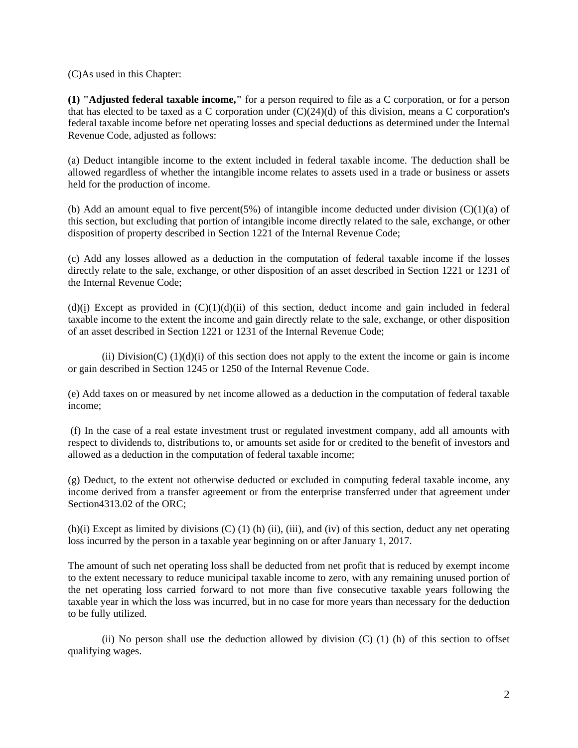(C)As used in this Chapter:

**(1) "Adjusted federal taxable income,"** for a person required to file as a C corporation, or for a person that has elected to be taxed as a C corporation under (C)(24)(d) of this division, means a C corporation's federal taxable income before net operating losses and special deductions as determined under the Internal Revenue Code, adjusted as follows:

(a) Deduct intangible income to the extent included in federal taxable income. The deduction shall be allowed regardless of whether the intangible income relates to assets used in a trade or business or assets held for the production of income.

(b) Add an amount equal to five percent(5%) of intangible income deducted under division (C)(1)(a) of this section, but excluding that portion of intangible income directly related to the sale, exchange, or other disposition of property described in Section 1221 of the Internal Revenue Code;

(c) Add any losses allowed as a deduction in the computation of federal taxable income if the losses directly relate to the sale, exchange, or other disposition of an asset described in Section 1221 or 1231 of the Internal Revenue Code;

(d)(i) Except as provided in (C)(1)(d)(ii) of this section, deduct income and gain included in federal taxable income to the extent the income and gain directly relate to the sale, exchange, or other disposition of an asset described in Section 1221 or 1231 of the Internal Revenue Code;

(ii) Division(C) (1)(d)(i) of this section does not apply to the extent the income or gain is income or gain described in Section 1245 or 1250 of the Internal Revenue Code.

(e) Add taxes on or measured by net income allowed as a deduction in the computation of federal taxable income;

(f) In the case of a real estate investment trust or regulated investment company, add all amounts with respect to dividends to, distributions to, or amounts set aside for or credited to the benefit of investors and allowed as a deduction in the computation of federal taxable income;

(g) Deduct, to the extent not otherwise deducted or excluded in computing federal taxable income, any income derived from a transfer agreement or from the enterprise transferred under that agreement under Section4313.02 of the ORC;

(h)(i) Except as limited by divisions (C) (1) (h) (ii), (iii), and (iv) of this section, deduct any net operating loss incurred by the person in a taxable year beginning on or after January 1, 2017.

The amount of such net operating loss shall be deducted from net profit that is reduced by exempt income to the extent necessary to reduce municipal taxable income to zero, with any remaining unused portion of the net operating loss carried forward to not more than five consecutive taxable years following the taxable year in which the loss was incurred, but in no case for more years than necessary for the deduction to be fully utilized.

(ii) No person shall use the deduction allowed by division (C) (1) (h) of this section to offset qualifying wages.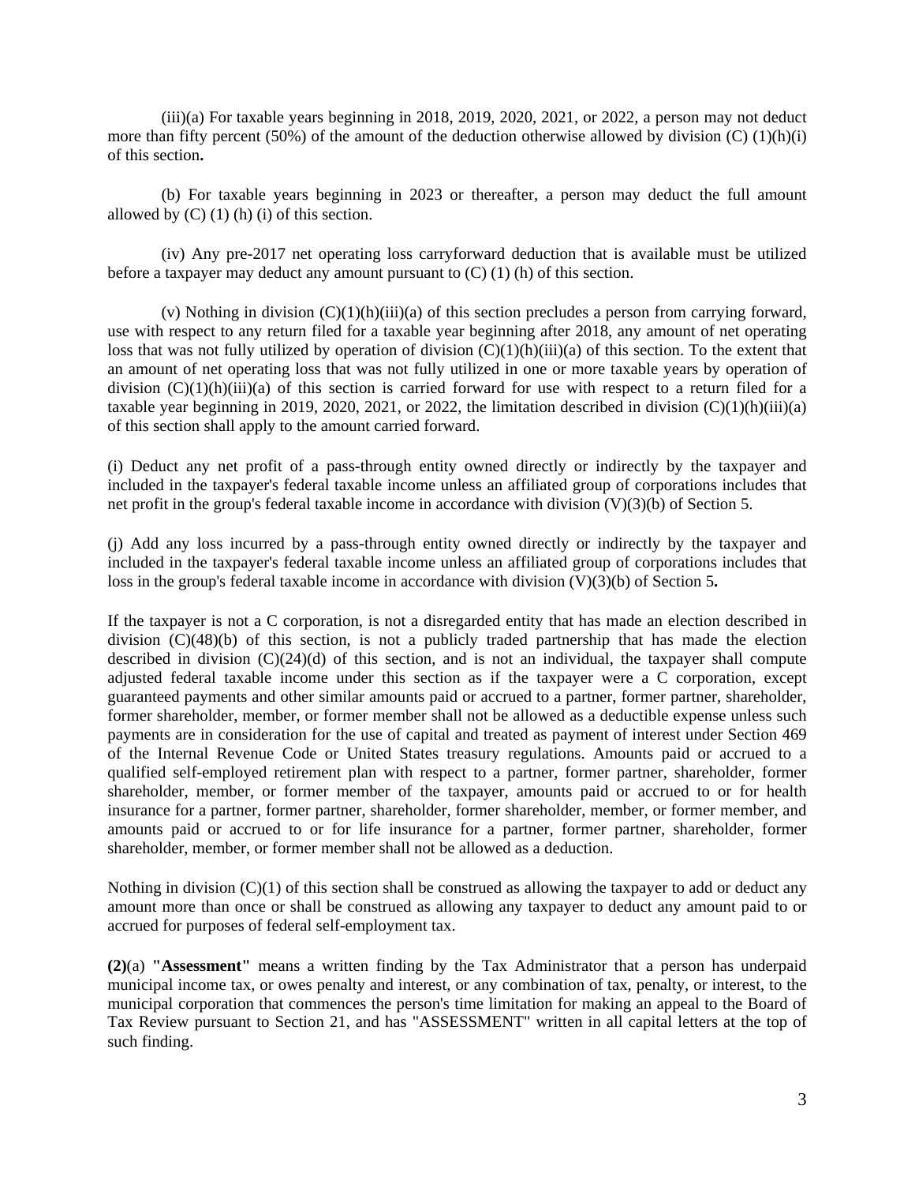(iii)(a) For taxable years beginning in 2018, 2019, 2020, 2021, or 2022, a person may not deduct more than fifty percent (50%) of the amount of the deduction otherwise allowed by division (C) (1)(h)(i) of this section**.**

(b) For taxable years beginning in 2023 or thereafter, a person may deduct the full amount allowed by (C) (1) (h) (i) of this section.

(iv) Any pre-2017 net operating loss carryforward deduction that is available must be utilized before a taxpayer may deduct any amount pursuant to (C) (1) (h) of this section.

(v) Nothing in division (C)(1)(h)(iii)(a) of this section precludes a person from carrying forward, use with respect to any return filed for a taxable year beginning after 2018, any amount of net operating loss that was not fully utilized by operation of division (C)(1)(h)(iii)(a) of this section. To the extent that an amount of net operating loss that was not fully utilized in one or more taxable years by operation of division (C)(1)(h)(iii)(a) of this section is carried forward for use with respect to a return filed for a taxable year beginning in 2019, 2020, 2021, or 2022, the limitation described in division (C)(1)(h)(iii)(a) of this section shall apply to the amount carried forward.

(i) Deduct any net profit of a pass-through entity owned directly or indirectly by the taxpayer and included in the taxpayer's federal taxable income unless an affiliated group of corporations includes that net profit in the group's federal taxable income in accordance with division (V)(3)(b) of Section 5.

(j) Add any loss incurred by a pass-through entity owned directly or indirectly by the taxpayer and included in the taxpayer's federal taxable income unless an affiliated group of corporations includes that loss in the group's federal taxable income in accordance with division (V)(3)(b) of Section 5**.**

If the taxpayer is not a C corporation, is not a disregarded entity that has made an election described in division (C)(48)(b) of this section, is not a publicly traded partnership that has made the election described in division (C)(24)(d) of this section, and is not an individual, the taxpayer shall compute adjusted federal taxable income under this section as if the taxpayer were a C corporation, except guaranteed payments and other similar amounts paid or accrued to a partner, former partner, shareholder, former shareholder, member, or former member shall not be allowed as a deductible expense unless such payments are in consideration for the use of capital and treated as payment of interest under Section 469 of the Internal Revenue Code or United States treasury regulations. Amounts paid or accrued to a qualified self-employed retirement plan with respect to a partner, former partner, shareholder, former shareholder, member, or former member of the taxpayer, amounts paid or accrued to or for health insurance for a partner, former partner, shareholder, former shareholder, member, or former member, and amounts paid or accrued to or for life insurance for a partner, former partner, shareholder, former shareholder, member, or former member shall not be allowed as a deduction.

Nothing in division (C)(1) of this section shall be construed as allowing the taxpayer to add or deduct any amount more than once or shall be construed as allowing any taxpayer to deduct any amount paid to or accrued for purposes of federal self-employment tax.

**(2)**(a) **"Assessment"** means a written finding by the Tax Administrator that a person has underpaid municipal income tax, or owes penalty and interest, or any combination of tax, penalty, or interest, to the municipal corporation that commences the person's time limitation for making an appeal to the Board of Tax Review pursuant to Section 21, and has "ASSESSMENT" written in all capital letters at the top of such finding.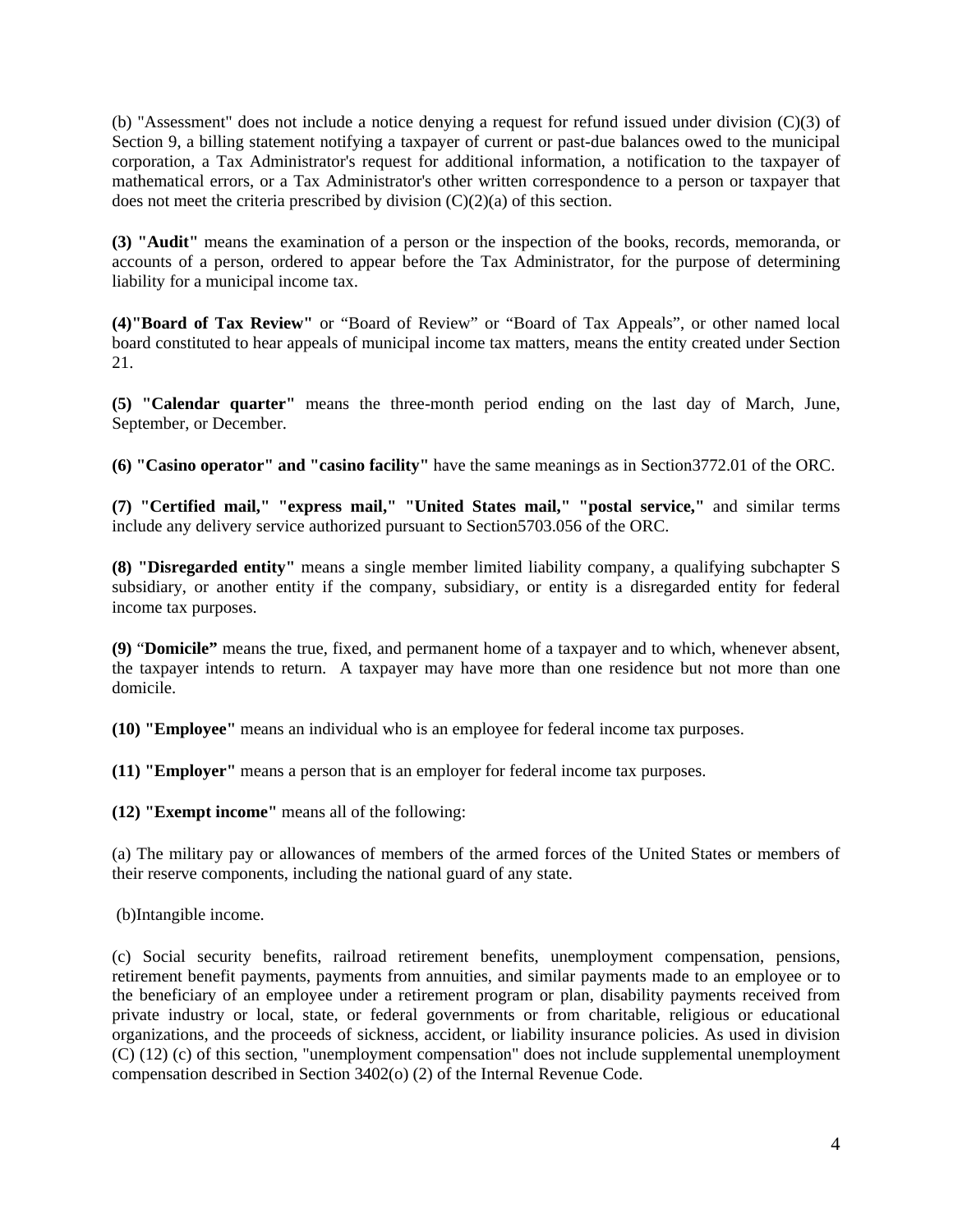(b) "Assessment" does not include a notice denying a request for refund issued under division (C)(3) of Section 9, a billing statement notifying a taxpayer of current or past-due balances owed to the municipal corporation, a Tax Administrator's request for additional information, a notification to the taxpayer of mathematical errors, or a Tax Administrator's other written correspondence to a person or taxpayer that does not meet the criteria prescribed by division (C)(2)(a) of this section.

**(3) "Audit"** means the examination of a person or the inspection of the books, records, memoranda, or accounts of a person, ordered to appear before the Tax Administrator, for the purpose of determining liability for a municipal income tax.

**(4)"Board of Tax Review"** or "Board of Review" or "Board of Tax Appeals", or other named local board constituted to hear appeals of municipal income tax matters, means the entity created under Section 21.

**(5) "Calendar quarter"** means the three-month period ending on the last day of March, June, September, or December.

**(6) "Casino operator" and "casino facility"** have the same meanings as in Section3772.01 of the ORC.

**(7) "Certified mail," "express mail," "United States mail," "postal service,"** and similar terms include any delivery service authorized pursuant to Section5703.056 of the ORC.

**(8) "Disregarded entity"** means a single member limited liability company, a qualifying subchapter S subsidiary, or another entity if the company, subsidiary, or entity is a disregarded entity for federal income tax purposes.

**(9)** "**Domicile"** means the true, fixed, and permanent home of a taxpayer and to which, whenever absent, the taxpayer intends to return. A taxpayer may have more than one residence but not more than one domicile.

**(10) "Employee"** means an individual who is an employee for federal income tax purposes.

**(11) "Employer"** means a person that is an employer for federal income tax purposes.

**(12) "Exempt income"** means all of the following:

(a) The military pay or allowances of members of the armed forces of the United States or members of their reserve components, including the national guard of any state.

(b)Intangible income.

(c) Social security benefits, railroad retirement benefits, unemployment compensation, pensions, retirement benefit payments, payments from annuities, and similar payments made to an employee or to the beneficiary of an employee under a retirement program or plan, disability payments received from private industry or local, state, or federal governments or from charitable, religious or educational organizations, and the proceeds of sickness, accident, or liability insurance policies. As used in division (C) (12) (c) of this section, "unemployment compensation" does not include supplemental unemployment compensation described in Section 3402(o) (2) of the Internal Revenue Code.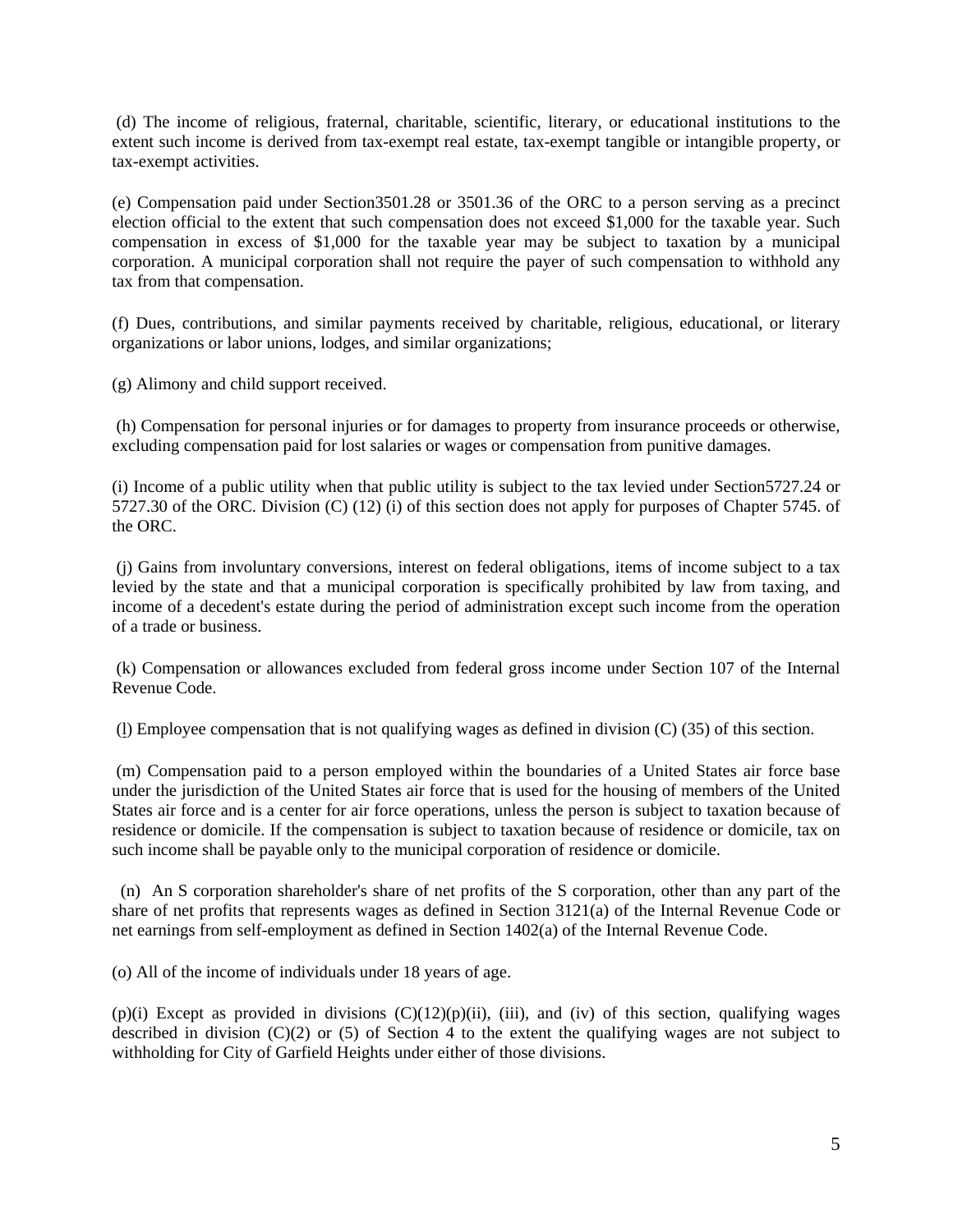(d) The income of religious, fraternal, charitable, scientific, literary, or educational institutions to the extent such income is derived from tax-exempt real estate, tax-exempt tangible or intangible property, or tax-exempt activities.

(e) Compensation paid under Section3501.28 or 3501.36 of the ORC to a person serving as a precinct election official to the extent that such compensation does not exceed $1,000 for the taxable year. Such compensation in excess of $1,000 for the taxable year may be subject to taxation by a municipal corporation. A municipal corporation shall not require the payer of such compensation to withhold any tax from that compensation.

(f) Dues, contributions, and similar payments received by charitable, religious, educational, or literary organizations or labor unions, lodges, and similar organizations;

(g) Alimony and child support received.

(h) Compensation for personal injuries or for damages to property from insurance proceeds or otherwise, excluding compensation paid for lost salaries or wages or compensation from punitive damages.

(i) Income of a public utility when that public utility is subject to the tax levied under Section5727.24 or 5727.30 of the ORC. Division (C) (12) (i) of this section does not apply for purposes of Chapter 5745. of the ORC.

(j) Gains from involuntary conversions, interest on federal obligations, items of income subject to a tax levied by the state and that a municipal corporation is specifically prohibited by law from taxing, and income of a decedent's estate during the period of administration except such income from the operation of a trade or business.

(k) Compensation or allowances excluded from federal gross income under Section 107 of the Internal Revenue Code.

(l) Employee compensation that is not qualifying wages as defined in division (C) (35) of this section.

(m) Compensation paid to a person employed within the boundaries of a United States air force base under the jurisdiction of the United States air force that is used for the housing of members of the United States air force and is a center for air force operations, unless the person is subject to taxation because of residence or domicile. If the compensation is subject to taxation because of residence or domicile, tax on such income shall be payable only to the municipal corporation of residence or domicile.

(n) An S corporation shareholder's share of net profits of the S corporation, other than any part of the share of net profits that represents wages as defined in Section 3121(a) of the Internal Revenue Code or net earnings from self-employment as defined in Section 1402(a) of the Internal Revenue Code.

(o) All of the income of individuals under 18 years of age.

(p)(i) Except as provided in divisions (C)(12)(p)(ii), (iii), and (iv) of this section, qualifying wages described in division (C)(2) or (5) of Section 4 to the extent the qualifying wages are not subject to withholding for City of Garfield Heights under either of those divisions.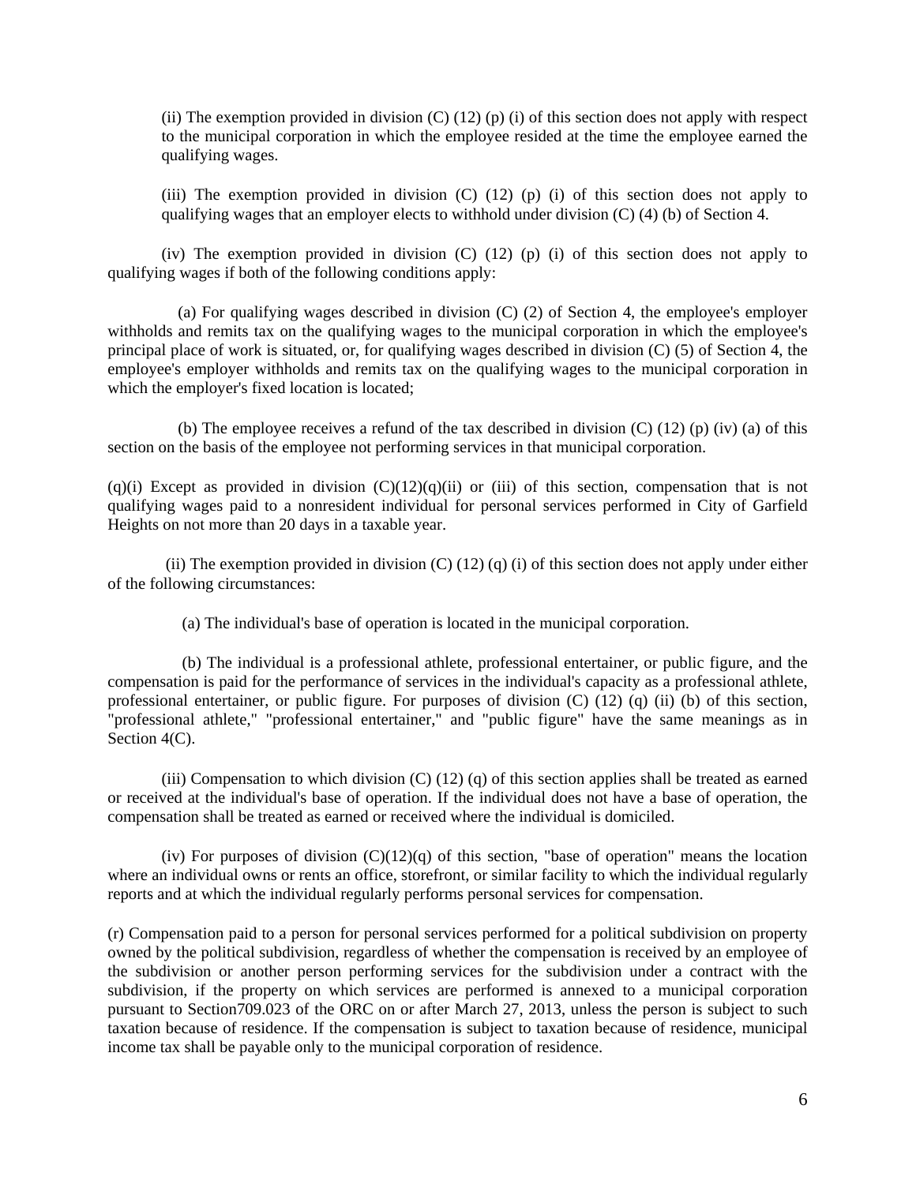(ii) The exemption provided in division (C) (12) (p) (i) of this section does not apply with respect to the municipal corporation in which the employee resided at the time the employee earned the qualifying wages.

(iii) The exemption provided in division (C) (12) (p) (i) of this section does not apply to qualifying wages that an employer elects to withhold under division (C) (4) (b) of Section 4.

(iv) The exemption provided in division (C) (12) (p) (i) of this section does not apply to qualifying wages if both of the following conditions apply:

(a) For qualifying wages described in division (C) (2) of Section 4, the employee's employer withholds and remits tax on the qualifying wages to the municipal corporation in which the employee's principal place of work is situated, or, for qualifying wages described in division (C) (5) of Section 4, the employee's employer withholds and remits tax on the qualifying wages to the municipal corporation in which the employer's fixed location is located;

(b) The employee receives a refund of the tax described in division (C) (12) (p) (iv) (a) of this section on the basis of the employee not performing services in that municipal corporation.

(q)(i) Except as provided in division (C)(12)(q)(ii) or (iii) of this section, compensation that is not qualifying wages paid to a nonresident individual for personal services performed in City of Garfield Heights on not more than 20 days in a taxable year.

(ii) The exemption provided in division (C) (12) (q) (i) of this section does not apply under either of the following circumstances:

(a) The individual's base of operation is located in the municipal corporation.

(b) The individual is a professional athlete, professional entertainer, or public figure, and the compensation is paid for the performance of services in the individual's capacity as a professional athlete, professional entertainer, or public figure. For purposes of division (C) (12) (q) (ii) (b) of this section, "professional athlete," "professional entertainer," and "public figure" have the same meanings as in Section 4(C).

(iii) Compensation to which division (C) (12) (q) of this section applies shall be treated as earned or received at the individual's base of operation. If the individual does not have a base of operation, the compensation shall be treated as earned or received where the individual is domiciled.

(iv) For purposes of division (C)(12)(q) of this section, "base of operation" means the location where an individual owns or rents an office, storefront, or similar facility to which the individual regularly reports and at which the individual regularly performs personal services for compensation.

(r) Compensation paid to a person for personal services performed for a political subdivision on property owned by the political subdivision, regardless of whether the compensation is received by an employee of the subdivision or another person performing services for the subdivision under a contract with the subdivision, if the property on which services are performed is annexed to a municipal corporation pursuant to Section709.023 of the ORC on or after March 27, 2013, unless the person is subject to such taxation because of residence. If the compensation is subject to taxation because of residence, municipal income tax shall be payable only to the municipal corporation of residence.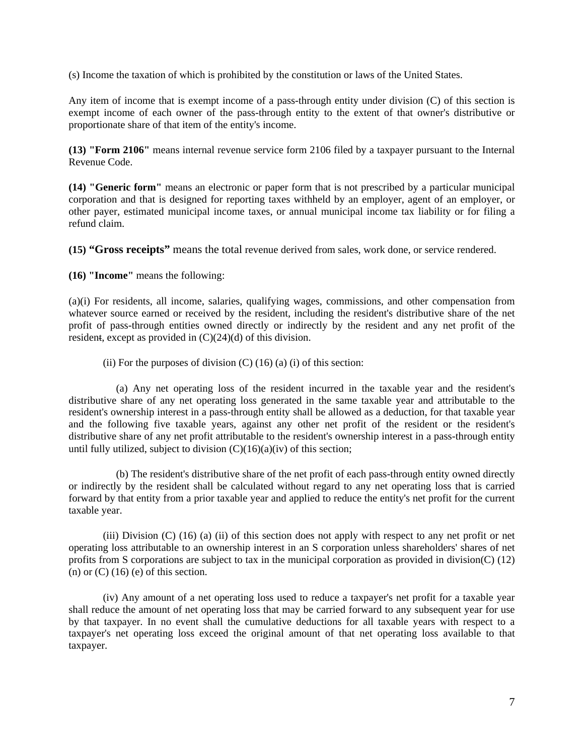(s) Income the taxation of which is prohibited by the constitution or laws of the United States.

Any item of income that is exempt income of a pass-through entity under division (C) of this section is exempt income of each owner of the pass-through entity to the extent of that owner's distributive or proportionate share of that item of the entity's income.

**(13) "Form 2106"** means internal revenue service form 2106 filed by a taxpayer pursuant to the Internal Revenue Code.

**(14) "Generic form"** means an electronic or paper form that is not prescribed by a particular municipal corporation and that is designed for reporting taxes withheld by an employer, agent of an employer, or other payer, estimated municipal income taxes, or annual municipal income tax liability or for filing a refund claim.

**(15) "Gross receipts"** means the total revenue derived from sales, work done, or service rendered.

**(16) "Income"** means the following:

(a)(i) For residents, all income, salaries, qualifying wages, commissions, and other compensation from whatever source earned or received by the resident, including the resident's distributive share of the net profit of pass-through entities owned directly or indirectly by the resident and any net profit of the resident, except as provided in (C)(24)(d) of this division.

(ii) For the purposes of division (C) (16) (a) (i) of this section:

(a) Any net operating loss of the resident incurred in the taxable year and the resident's distributive share of any net operating loss generated in the same taxable year and attributable to the resident's ownership interest in a pass-through entity shall be allowed as a deduction, for that taxable year and the following five taxable years, against any other net profit of the resident or the resident's distributive share of any net profit attributable to the resident's ownership interest in a pass-through entity until fully utilized, subject to division (C)(16)(a)(iv) of this section;

(b) The resident's distributive share of the net profit of each pass-through entity owned directly or indirectly by the resident shall be calculated without regard to any net operating loss that is carried forward by that entity from a prior taxable year and applied to reduce the entity's net profit for the current taxable year.

(iii) Division (C) (16) (a) (ii) of this section does not apply with respect to any net profit or net operating loss attributable to an ownership interest in an S corporation unless shareholders' shares of net profits from S corporations are subject to tax in the municipal corporation as provided in division(C) (12) (n) or (C) (16) (e) of this section.

(iv) Any amount of a net operating loss used to reduce a taxpayer's net profit for a taxable year shall reduce the amount of net operating loss that may be carried forward to any subsequent year for use by that taxpayer. In no event shall the cumulative deductions for all taxable years with respect to a taxpayer's net operating loss exceed the original amount of that net operating loss available to that taxpayer.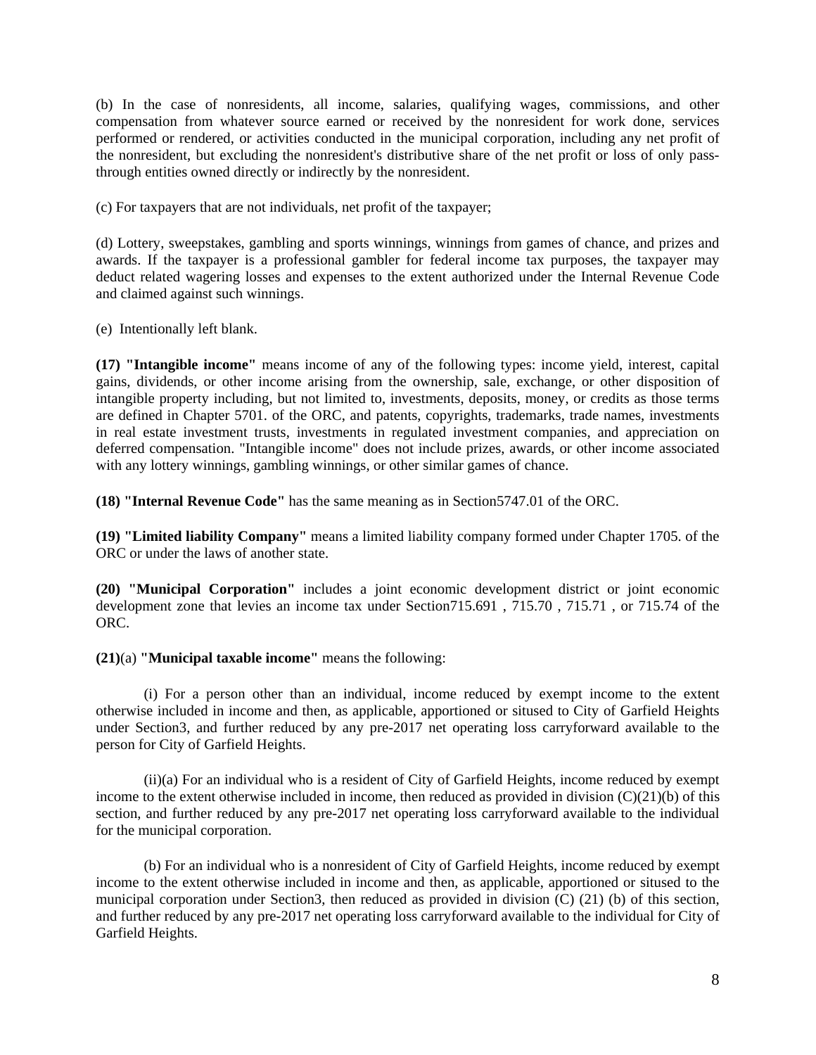(b) In the case of nonresidents, all income, salaries, qualifying wages, commissions, and other compensation from whatever source earned or received by the nonresident for work done, services performed or rendered, or activities conducted in the municipal corporation, including any net profit of the nonresident, but excluding the nonresident's distributive share of the net profit or loss of only pass-through entities owned directly or indirectly by the nonresident.

(c) For taxpayers that are not individuals, net profit of the taxpayer;

(d) Lottery, sweepstakes, gambling and sports winnings, winnings from games of chance, and prizes and awards. If the taxpayer is a professional gambler for federal income tax purposes, the taxpayer may deduct related wagering losses and expenses to the extent authorized under the Internal Revenue Code and claimed against such winnings.

(e) Intentionally left blank.

**(17) "Intangible income"** means income of any of the following types: income yield, interest, capital gains, dividends, or other income arising from the ownership, sale, exchange, or other disposition of intangible property including, but not limited to, investments, deposits, money, or credits as those terms are defined in Chapter 5701. of the ORC, and patents, copyrights, trademarks, trade names, investments in real estate investment trusts, investments in regulated investment companies, and appreciation on deferred compensation. "Intangible income" does not include prizes, awards, or other income associated with any lottery winnings, gambling winnings, or other similar games of chance.

**(18) "Internal Revenue Code"** has the same meaning as in Section5747.01 of the ORC.

**(19) "Limited liability Company"** means a limited liability company formed under Chapter 1705. of the ORC or under the laws of another state.

**(20) "Municipal Corporation"** includes a joint economic development district or joint economic development zone that levies an income tax under Section715.691 , 715.70 , 715.71 , or 715.74 of the ORC.

**(21)**(a) **"Municipal taxable income"** means the following:

(i) For a person other than an individual, income reduced by exempt income to the extent otherwise included in income and then, as applicable, apportioned or sitused to City of Garfield Heights under Section3, and further reduced by any pre-2017 net operating loss carryforward available to the person for City of Garfield Heights.

(ii)(a) For an individual who is a resident of City of Garfield Heights, income reduced by exempt income to the extent otherwise included in income, then reduced as provided in division (C)(21)(b) of this section, and further reduced by any pre-2017 net operating loss carryforward available to the individual for the municipal corporation.

(b) For an individual who is a nonresident of City of Garfield Heights, income reduced by exempt income to the extent otherwise included in income and then, as applicable, apportioned or sitused to the municipal corporation under Section3, then reduced as provided in division (C) (21) (b) of this section, and further reduced by any pre-2017 net operating loss carryforward available to the individual for City of Garfield Heights.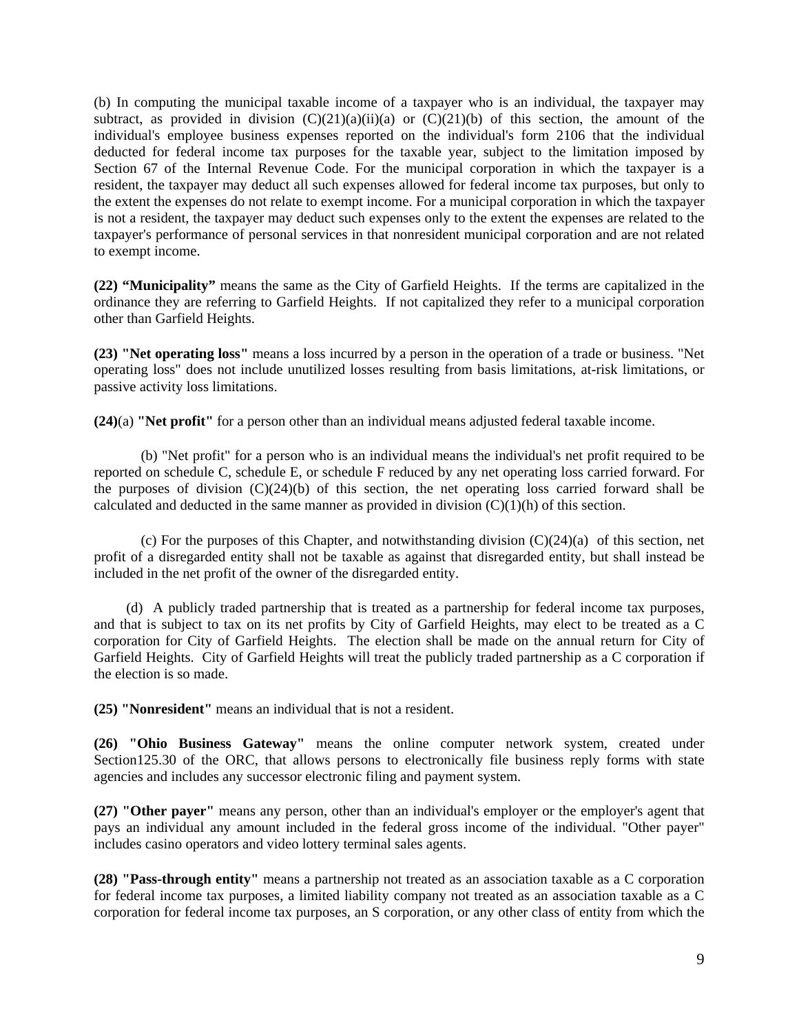(b) In computing the municipal taxable income of a taxpayer who is an individual, the taxpayer may subtract, as provided in division (C)(21)(a)(ii)(a) or (C)(21)(b) of this section, the amount of the individual's employee business expenses reported on the individual's form 2106 that the individual deducted for federal income tax purposes for the taxable year, subject to the limitation imposed by Section 67 of the Internal Revenue Code. For the municipal corporation in which the taxpayer is a resident, the taxpayer may deduct all such expenses allowed for federal income tax purposes, but only to the extent the expenses do not relate to exempt income. For a municipal corporation in which the taxpayer is not a resident, the taxpayer may deduct such expenses only to the extent the expenses are related to the taxpayer's performance of personal services in that nonresident municipal corporation and are not related to exempt income.

**(22) "Municipality"** means the same as the City of Garfield Heights. If the terms are capitalized in the ordinance they are referring to Garfield Heights. If not capitalized they refer to a municipal corporation other than Garfield Heights.

**(23) "Net operating loss"** means a loss incurred by a person in the operation of a trade or business. "Net operating loss" does not include unutilized losses resulting from basis limitations, at-risk limitations, or passive activity loss limitations.

**(24)**(a) **"Net profit"** for a person other than an individual means adjusted federal taxable income.

(b) "Net profit" for a person who is an individual means the individual's net profit required to be reported on schedule C, schedule E, or schedule F reduced by any net operating loss carried forward. For the purposes of division (C)(24)(b) of this section, the net operating loss carried forward shall be calculated and deducted in the same manner as provided in division (C)(1)(h) of this section.

(c) For the purposes of this Chapter, and notwithstanding division (C)(24)(a) of this section, net profit of a disregarded entity shall not be taxable as against that disregarded entity, but shall instead be included in the net profit of the owner of the disregarded entity.

(d) A publicly traded partnership that is treated as a partnership for federal income tax purposes, and that is subject to tax on its net profits by City of Garfield Heights, may elect to be treated as a C corporation for City of Garfield Heights. The election shall be made on the annual return for City of Garfield Heights. City of Garfield Heights will treat the publicly traded partnership as a C corporation if the election is so made.

**(25) "Nonresident"** means an individual that is not a resident.

**(26) "Ohio Business Gateway"** means the online computer network system, created under Section125.30 of the ORC, that allows persons to electronically file business reply forms with state agencies and includes any successor electronic filing and payment system.

**(27) "Other payer"** means any person, other than an individual's employer or the employer's agent that pays an individual any amount included in the federal gross income of the individual. "Other payer" includes casino operators and video lottery terminal sales agents.

**(28) "Pass-through entity"** means a partnership not treated as an association taxable as a C corporation for federal income tax purposes, a limited liability company not treated as an association taxable as a C corporation for federal income tax purposes, an S corporation, or any other class of entity from which the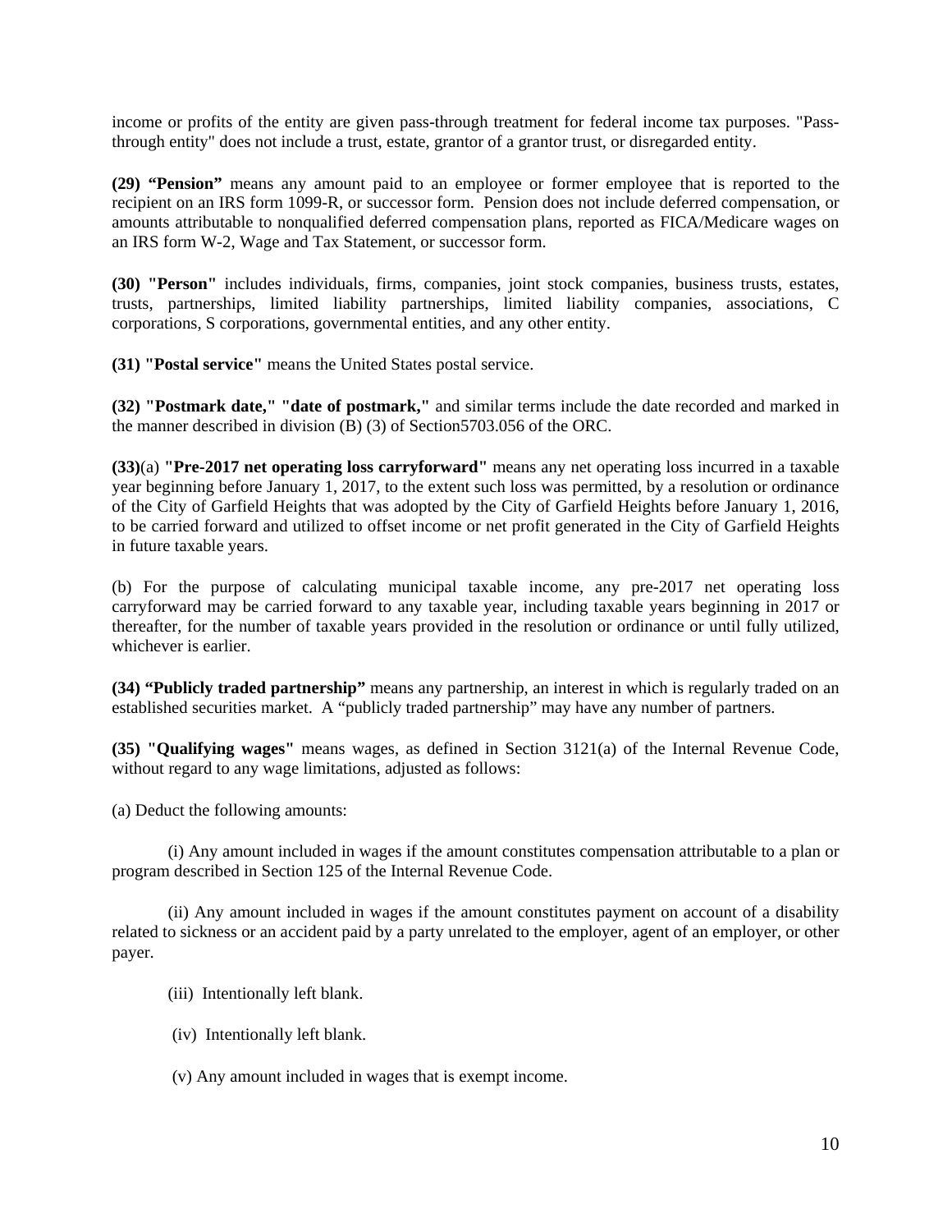income or profits of the entity are given pass-through treatment for federal income tax purposes. "Pass-through entity" does not include a trust, estate, grantor of a grantor trust, or disregarded entity.

**(29) "Pension"** means any amount paid to an employee or former employee that is reported to the recipient on an IRS form 1099-R, or successor form. Pension does not include deferred compensation, or amounts attributable to nonqualified deferred compensation plans, reported as FICA/Medicare wages on an IRS form W-2, Wage and Tax Statement, or successor form.

**(30) "Person"** includes individuals, firms, companies, joint stock companies, business trusts, estates, trusts, partnerships, limited liability partnerships, limited liability companies, associations, C corporations, S corporations, governmental entities, and any other entity.

**(31) "Postal service"** means the United States postal service.

**(32) "Postmark date," "date of postmark,"** and similar terms include the date recorded and marked in the manner described in division (B) (3) of Section5703.056 of the ORC.

**(33)**(a) **"Pre-2017 net operating loss carryforward"** means any net operating loss incurred in a taxable year beginning before January 1, 2017, to the extent such loss was permitted, by a resolution or ordinance of the City of Garfield Heights that was adopted by the City of Garfield Heights before January 1, 2016, to be carried forward and utilized to offset income or net profit generated in the City of Garfield Heights in future taxable years.

(b) For the purpose of calculating municipal taxable income, any pre-2017 net operating loss carryforward may be carried forward to any taxable year, including taxable years beginning in 2017 or thereafter, for the number of taxable years provided in the resolution or ordinance or until fully utilized, whichever is earlier.

**(34) "Publicly traded partnership"** means any partnership, an interest in which is regularly traded on an established securities market. A "publicly traded partnership" may have any number of partners.

**(35) "Qualifying wages"** means wages, as defined in Section 3121(a) of the Internal Revenue Code, without regard to any wage limitations, adjusted as follows:

(a) Deduct the following amounts:

(i) Any amount included in wages if the amount constitutes compensation attributable to a plan or program described in Section 125 of the Internal Revenue Code.

(ii) Any amount included in wages if the amount constitutes payment on account of a disability related to sickness or an accident paid by a party unrelated to the employer, agent of an employer, or other payer.

(iii) Intentionally left blank.

(iv) Intentionally left blank.

(v) Any amount included in wages that is exempt income.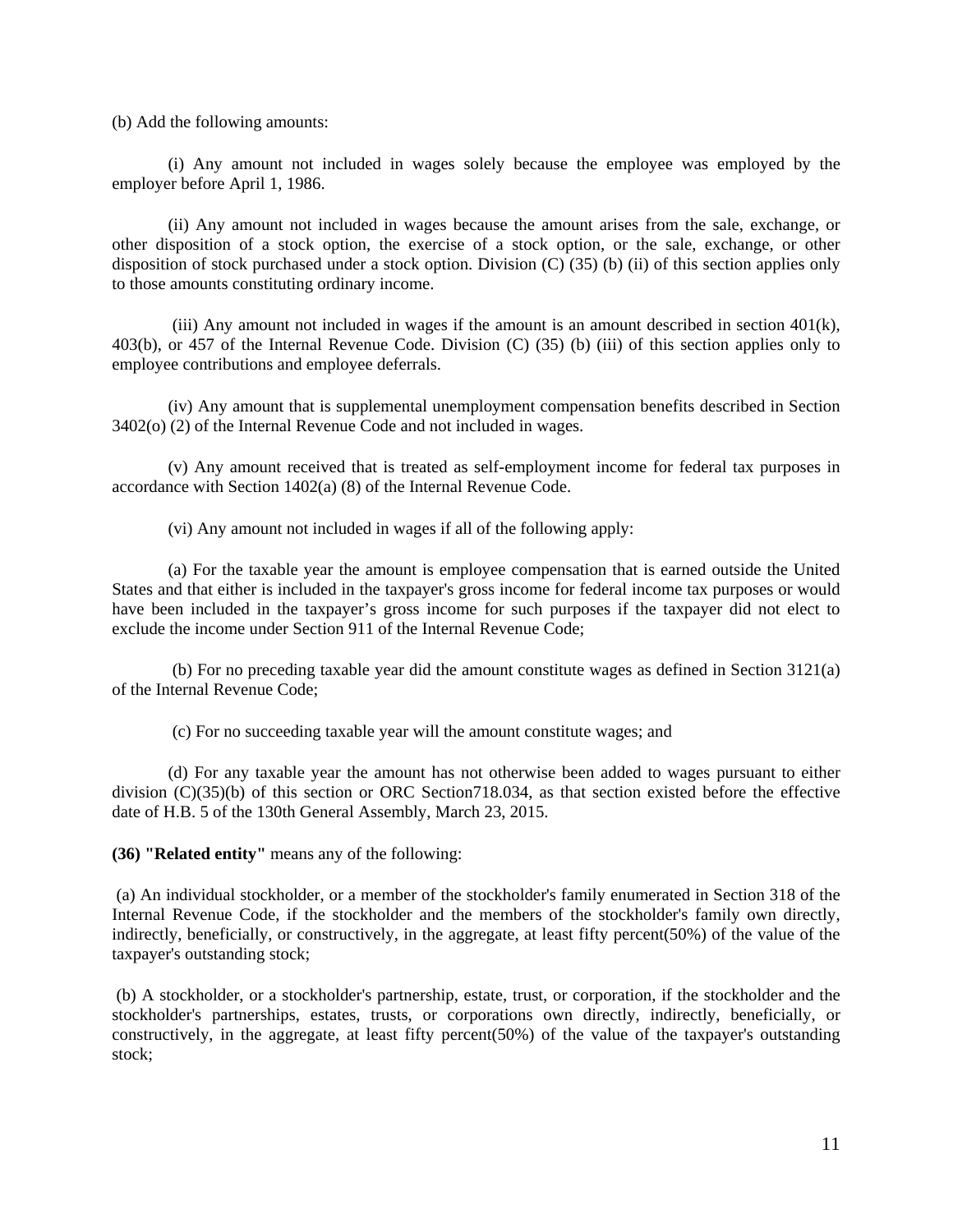(b) Add the following amounts:

(i) Any amount not included in wages solely because the employee was employed by the employer before April 1, 1986.

(ii) Any amount not included in wages because the amount arises from the sale, exchange, or other disposition of a stock option, the exercise of a stock option, or the sale, exchange, or other disposition of stock purchased under a stock option. Division (C) (35) (b) (ii) of this section applies only to those amounts constituting ordinary income.

(iii) Any amount not included in wages if the amount is an amount described in section 401(k), 403(b), or 457 of the Internal Revenue Code. Division (C) (35) (b) (iii) of this section applies only to employee contributions and employee deferrals.

(iv) Any amount that is supplemental unemployment compensation benefits described in Section 3402(o) (2) of the Internal Revenue Code and not included in wages.

(v) Any amount received that is treated as self-employment income for federal tax purposes in accordance with Section 1402(a) (8) of the Internal Revenue Code.

(vi) Any amount not included in wages if all of the following apply:

(a) For the taxable year the amount is employee compensation that is earned outside the United States and that either is included in the taxpayer's gross income for federal income tax purposes or would have been included in the taxpayer's gross income for such purposes if the taxpayer did not elect to exclude the income under Section 911 of the Internal Revenue Code;

(b) For no preceding taxable year did the amount constitute wages as defined in Section 3121(a) of the Internal Revenue Code;

(c) For no succeeding taxable year will the amount constitute wages; and

(d) For any taxable year the amount has not otherwise been added to wages pursuant to either division (C)(35)(b) of this section or ORC Section718.034, as that section existed before the effective date of H.B. 5 of the 130th General Assembly, March 23, 2015.

**(36) "Related entity"** means any of the following:

(a) An individual stockholder, or a member of the stockholder's family enumerated in Section 318 of the Internal Revenue Code, if the stockholder and the members of the stockholder's family own directly, indirectly, beneficially, or constructively, in the aggregate, at least fifty percent(50%) of the value of the taxpayer's outstanding stock;

(b) A stockholder, or a stockholder's partnership, estate, trust, or corporation, if the stockholder and the stockholder's partnerships, estates, trusts, or corporations own directly, indirectly, beneficially, or constructively, in the aggregate, at least fifty percent(50%) of the value of the taxpayer's outstanding stock;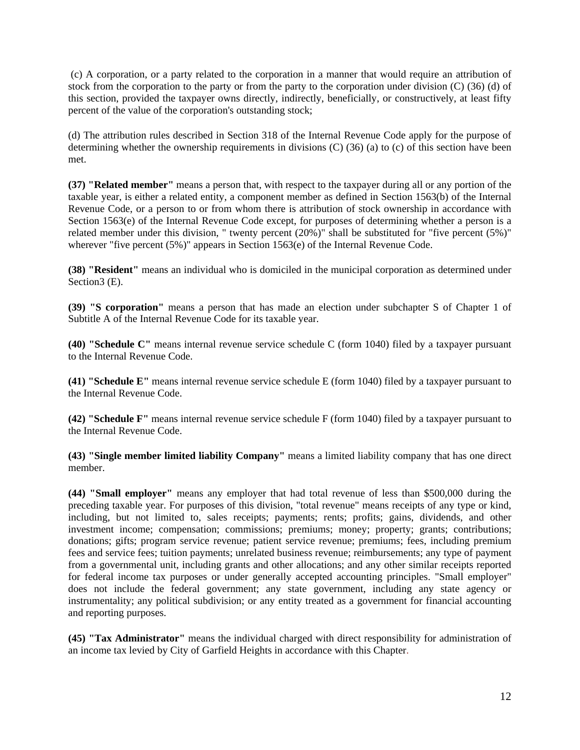(c) A corporation, or a party related to the corporation in a manner that would require an attribution of stock from the corporation to the party or from the party to the corporation under division (C) (36) (d) of this section, provided the taxpayer owns directly, indirectly, beneficially, or constructively, at least fifty percent of the value of the corporation's outstanding stock;

(d) The attribution rules described in Section 318 of the Internal Revenue Code apply for the purpose of determining whether the ownership requirements in divisions (C) (36) (a) to (c) of this section have been met.

**(37) "Related member"** means a person that, with respect to the taxpayer during all or any portion of the taxable year, is either a related entity, a component member as defined in Section 1563(b) of the Internal Revenue Code, or a person to or from whom there is attribution of stock ownership in accordance with Section 1563(e) of the Internal Revenue Code except, for purposes of determining whether a person is a related member under this division, " twenty percent (20%)" shall be substituted for "five percent (5%)" wherever "five percent (5%)" appears in Section 1563(e) of the Internal Revenue Code.

**(38) "Resident"** means an individual who is domiciled in the municipal corporation as determined under Section3 (E).

**(39) "S corporation"** means a person that has made an election under subchapter S of Chapter 1 of Subtitle A of the Internal Revenue Code for its taxable year.

**(40) "Schedule C"** means internal revenue service schedule C (form 1040) filed by a taxpayer pursuant to the Internal Revenue Code.

**(41) "Schedule E"** means internal revenue service schedule E (form 1040) filed by a taxpayer pursuant to the Internal Revenue Code.

**(42) "Schedule F"** means internal revenue service schedule F (form 1040) filed by a taxpayer pursuant to the Internal Revenue Code.

**(43) "Single member limited liability Company"** means a limited liability company that has one direct member.

**(44) "Small employer"** means any employer that had total revenue of less than $500,000 during the preceding taxable year. For purposes of this division, "total revenue" means receipts of any type or kind, including, but not limited to, sales receipts; payments; rents; profits; gains, dividends, and other investment income; compensation; commissions; premiums; money; property; grants; contributions; donations; gifts; program service revenue; patient service revenue; premiums; fees, including premium fees and service fees; tuition payments; unrelated business revenue; reimbursements; any type of payment from a governmental unit, including grants and other allocations; and any other similar receipts reported for federal income tax purposes or under generally accepted accounting principles. "Small employer" does not include the federal government; any state government, including any state agency or instrumentality; any political subdivision; or any entity treated as a government for financial accounting and reporting purposes.

**(45) "Tax Administrator"** means the individual charged with direct responsibility for administration of an income tax levied by City of Garfield Heights in accordance with this Chapter.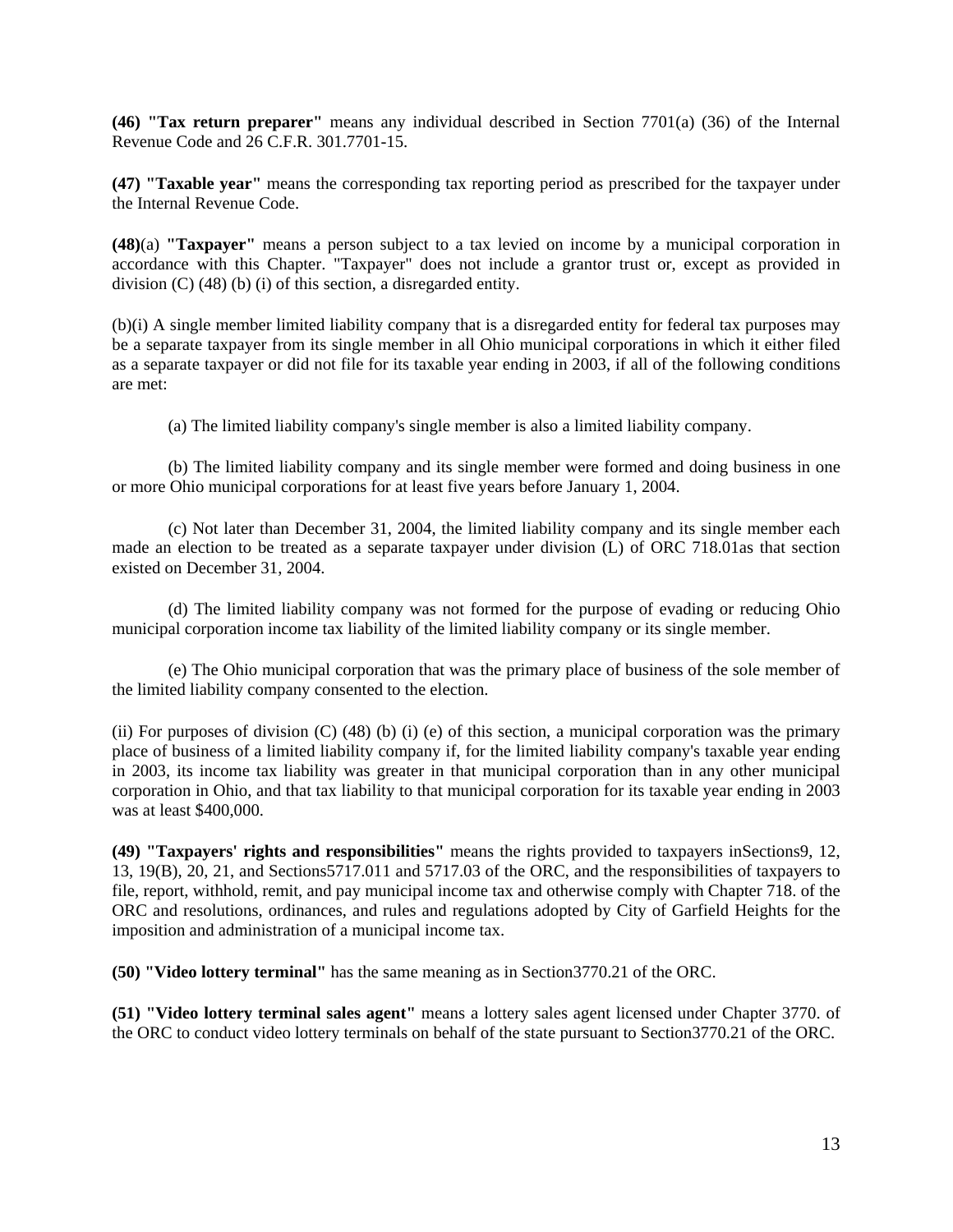**(46) "Tax return preparer"** means any individual described in Section 7701(a) (36) of the Internal Revenue Code and 26 C.F.R. 301.7701-15.

**(47) "Taxable year"** means the corresponding tax reporting period as prescribed for the taxpayer under the Internal Revenue Code.

**(48)**(a) **"Taxpayer"** means a person subject to a tax levied on income by a municipal corporation in accordance with this Chapter. "Taxpayer" does not include a grantor trust or, except as provided in division (C) (48) (b) (i) of this section, a disregarded entity.

(b)(i) A single member limited liability company that is a disregarded entity for federal tax purposes may be a separate taxpayer from its single member in all Ohio municipal corporations in which it either filed as a separate taxpayer or did not file for its taxable year ending in 2003, if all of the following conditions are met:

(a) The limited liability company's single member is also a limited liability company.

(b) The limited liability company and its single member were formed and doing business in one or more Ohio municipal corporations for at least five years before January 1, 2004.

(c) Not later than December 31, 2004, the limited liability company and its single member each made an election to be treated as a separate taxpayer under division (L) of ORC 718.01as that section existed on December 31, 2004.

(d) The limited liability company was not formed for the purpose of evading or reducing Ohio municipal corporation income tax liability of the limited liability company or its single member.

(e) The Ohio municipal corporation that was the primary place of business of the sole member of the limited liability company consented to the election.

(ii) For purposes of division (C) (48) (b) (i) (e) of this section, a municipal corporation was the primary place of business of a limited liability company if, for the limited liability company's taxable year ending in 2003, its income tax liability was greater in that municipal corporation than in any other municipal corporation in Ohio, and that tax liability to that municipal corporation for its taxable year ending in 2003 was at least $400,000.

**(49) "Taxpayers' rights and responsibilities"** means the rights provided to taxpayers inSections9, 12, 13, 19(B), 20, 21, and Sections5717.011 and 5717.03 of the ORC, and the responsibilities of taxpayers to file, report, withhold, remit, and pay municipal income tax and otherwise comply with Chapter 718. of the ORC and resolutions, ordinances, and rules and regulations adopted by City of Garfield Heights for the imposition and administration of a municipal income tax.

**(50) "Video lottery terminal"** has the same meaning as in Section3770.21 of the ORC.

**(51) "Video lottery terminal sales agent"** means a lottery sales agent licensed under Chapter 3770. of the ORC to conduct video lottery terminals on behalf of the state pursuant to Section3770.21 of the ORC.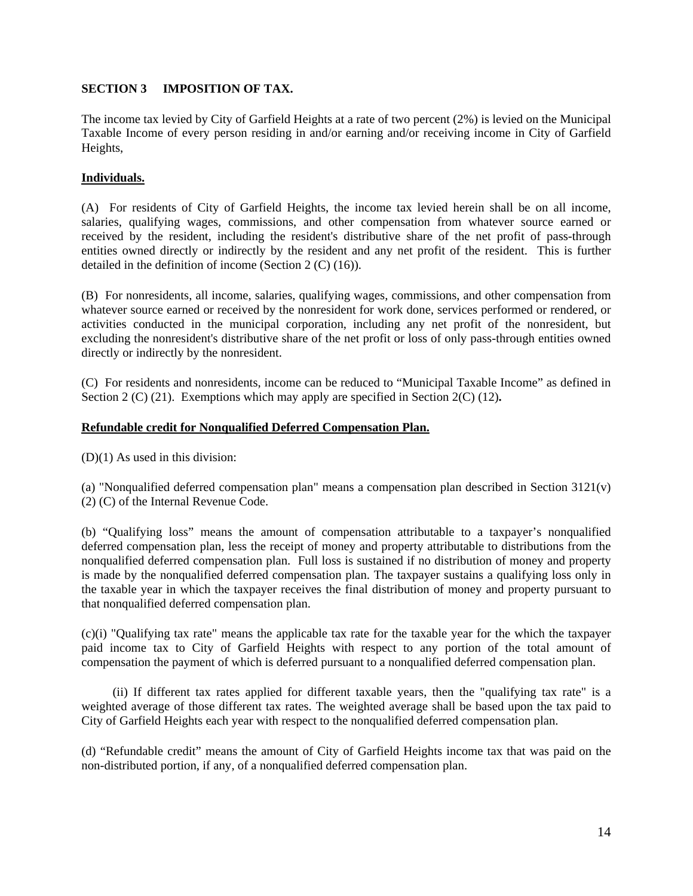## SECTION 3 IMPOSITION OF TAX.

The income tax levied by City of Garfield Heights at a rate of two percent (2%) is levied on the Municipal Taxable Income of every person residing in and/or earning and/or receiving income in City of Garfield Heights,

**Individuals.**

(A) For residents of City of Garfield Heights, the income tax levied herein shall be on all income, salaries, qualifying wages, commissions, and other compensation from whatever source earned or received by the resident, including the resident's distributive share of the net profit of pass-through entities owned directly or indirectly by the resident and any net profit of the resident. This is further detailed in the definition of income (Section 2 (C) (16)).

(B) For nonresidents, all income, salaries, qualifying wages, commissions, and other compensation from whatever source earned or received by the nonresident for work done, services performed or rendered, or activities conducted in the municipal corporation, including any net profit of the nonresident, but excluding the nonresident's distributive share of the net profit or loss of only pass-through entities owned directly or indirectly by the nonresident.

(C) For residents and nonresidents, income can be reduced to "Municipal Taxable Income" as defined in Section 2 (C) (21). Exemptions which may apply are specified in Section 2(C) (12)**.**

**Refundable credit for Nonqualified Deferred Compensation Plan.**

(D)(1) As used in this division:

(a) "Nonqualified deferred compensation plan" means a compensation plan described in Section 3121(v) (2) (C) of the Internal Revenue Code.

(b) "Qualifying loss" means the amount of compensation attributable to a taxpayer's nonqualified deferred compensation plan, less the receipt of money and property attributable to distributions from the nonqualified deferred compensation plan. Full loss is sustained if no distribution of money and property is made by the nonqualified deferred compensation plan. The taxpayer sustains a qualifying loss only in the taxable year in which the taxpayer receives the final distribution of money and property pursuant to that nonqualified deferred compensation plan.

(c)(i) "Qualifying tax rate" means the applicable tax rate for the taxable year for the which the taxpayer paid income tax to City of Garfield Heights with respect to any portion of the total amount of compensation the payment of which is deferred pursuant to a nonqualified deferred compensation plan.

(ii) If different tax rates applied for different taxable years, then the "qualifying tax rate" is a weighted average of those different tax rates. The weighted average shall be based upon the tax paid to City of Garfield Heights each year with respect to the nonqualified deferred compensation plan.

(d) "Refundable credit" means the amount of City of Garfield Heights income tax that was paid on the non-distributed portion, if any, of a nonqualified deferred compensation plan.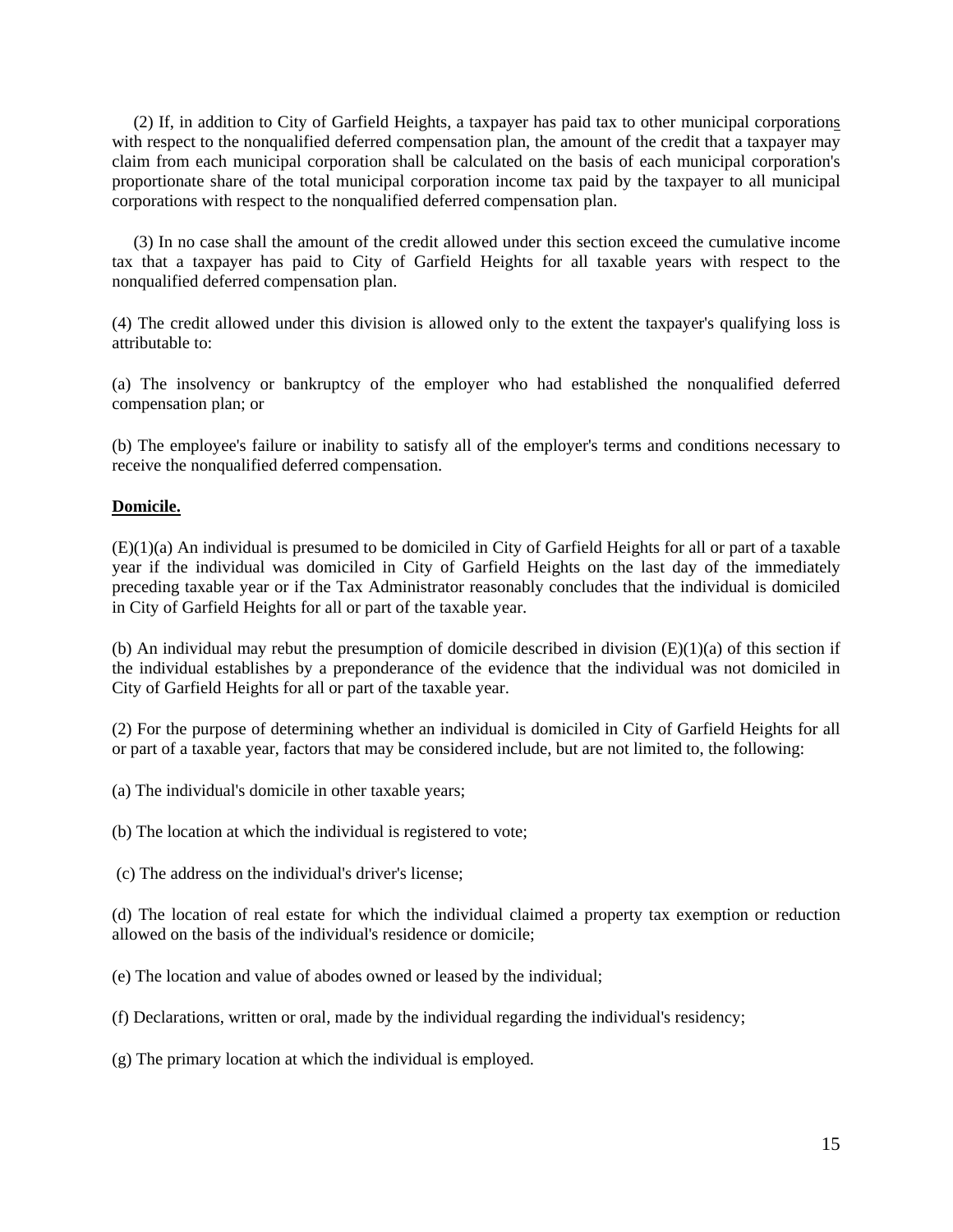(2) If, in addition to City of Garfield Heights, a taxpayer has paid tax to other municipal corporations with respect to the nonqualified deferred compensation plan, the amount of the credit that a taxpayer may claim from each municipal corporation shall be calculated on the basis of each municipal corporation's proportionate share of the total municipal corporation income tax paid by the taxpayer to all municipal corporations with respect to the nonqualified deferred compensation plan.

(3) In no case shall the amount of the credit allowed under this section exceed the cumulative income tax that a taxpayer has paid to City of Garfield Heights for all taxable years with respect to the nonqualified deferred compensation plan.

(4) The credit allowed under this division is allowed only to the extent the taxpayer's qualifying loss is attributable to:

(a) The insolvency or bankruptcy of the employer who had established the nonqualified deferred compensation plan; or

(b) The employee's failure or inability to satisfy all of the employer's terms and conditions necessary to receive the nonqualified deferred compensation.

**Domicile.**

(E)(1)(a) An individual is presumed to be domiciled in City of Garfield Heights for all or part of a taxable year if the individual was domiciled in City of Garfield Heights on the last day of the immediately preceding taxable year or if the Tax Administrator reasonably concludes that the individual is domiciled in City of Garfield Heights for all or part of the taxable year.

(b) An individual may rebut the presumption of domicile described in division (E)(1)(a) of this section if the individual establishes by a preponderance of the evidence that the individual was not domiciled in City of Garfield Heights for all or part of the taxable year.

(2) For the purpose of determining whether an individual is domiciled in City of Garfield Heights for all or part of a taxable year, factors that may be considered include, but are not limited to, the following:

(a) The individual's domicile in other taxable years;

(b) The location at which the individual is registered to vote;

(c) The address on the individual's driver's license;

(d) The location of real estate for which the individual claimed a property tax exemption or reduction allowed on the basis of the individual's residence or domicile;

(e) The location and value of abodes owned or leased by the individual;

(f) Declarations, written or oral, made by the individual regarding the individual's residency;

(g) The primary location at which the individual is employed.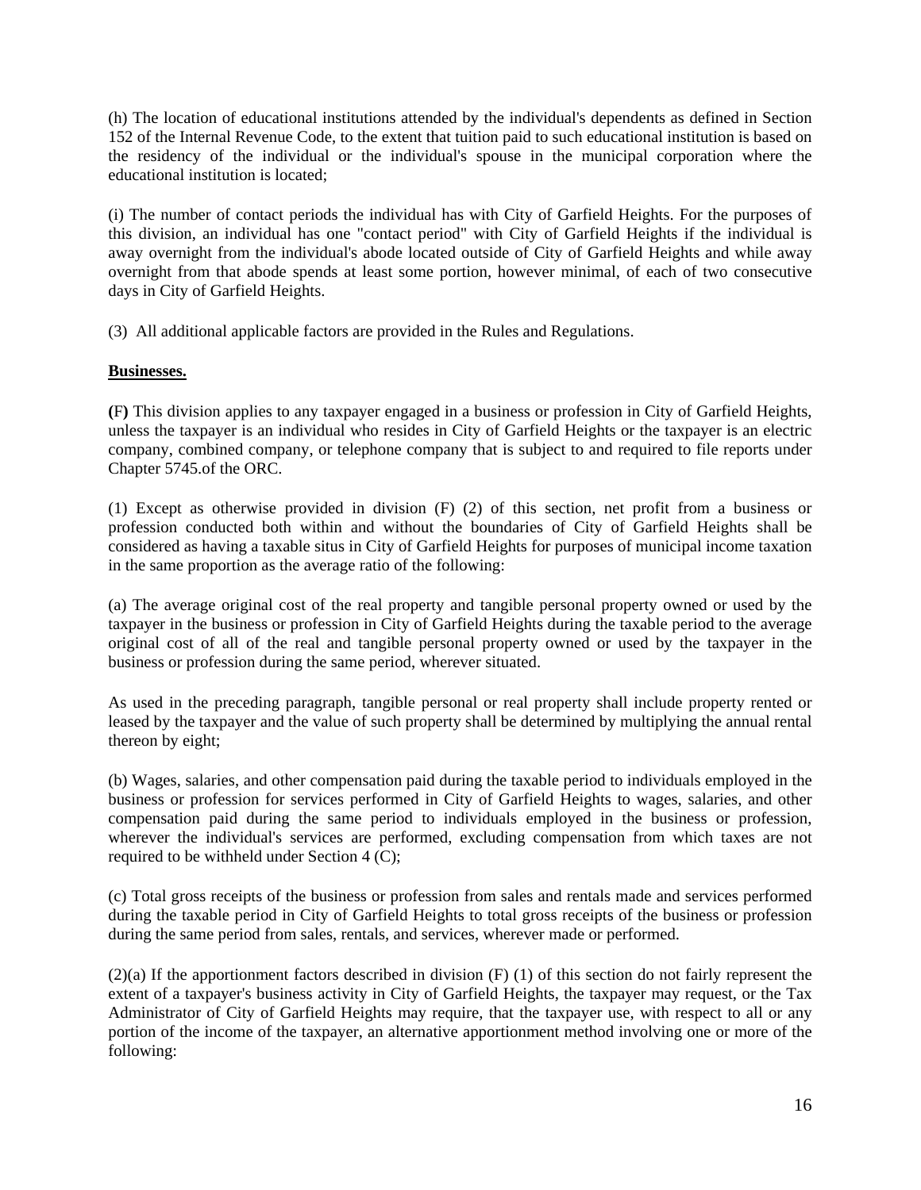(h) The location of educational institutions attended by the individual's dependents as defined in Section 152 of the Internal Revenue Code, to the extent that tuition paid to such educational institution is based on the residency of the individual or the individual's spouse in the municipal corporation where the educational institution is located;

(i) The number of contact periods the individual has with City of Garfield Heights. For the purposes of this division, an individual has one "contact period" with City of Garfield Heights if the individual is away overnight from the individual's abode located outside of City of Garfield Heights and while away overnight from that abode spends at least some portion, however minimal, of each of two consecutive days in City of Garfield Heights.

(3) All additional applicable factors are provided in the Rules and Regulations.

**Businesses.**

**(**F**)** This division applies to any taxpayer engaged in a business or profession in City of Garfield Heights, unless the taxpayer is an individual who resides in City of Garfield Heights or the taxpayer is an electric company, combined company, or telephone company that is subject to and required to file reports under Chapter 5745.of the ORC.

(1) Except as otherwise provided in division (F) (2) of this section, net profit from a business or profession conducted both within and without the boundaries of City of Garfield Heights shall be considered as having a taxable situs in City of Garfield Heights for purposes of municipal income taxation in the same proportion as the average ratio of the following:

(a) The average original cost of the real property and tangible personal property owned or used by the taxpayer in the business or profession in City of Garfield Heights during the taxable period to the average original cost of all of the real and tangible personal property owned or used by the taxpayer in the business or profession during the same period, wherever situated.

As used in the preceding paragraph, tangible personal or real property shall include property rented or leased by the taxpayer and the value of such property shall be determined by multiplying the annual rental thereon by eight;

(b) Wages, salaries, and other compensation paid during the taxable period to individuals employed in the business or profession for services performed in City of Garfield Heights to wages, salaries, and other compensation paid during the same period to individuals employed in the business or profession, wherever the individual's services are performed, excluding compensation from which taxes are not required to be withheld under Section 4 (C);

(c) Total gross receipts of the business or profession from sales and rentals made and services performed during the taxable period in City of Garfield Heights to total gross receipts of the business or profession during the same period from sales, rentals, and services, wherever made or performed.

(2)(a) If the apportionment factors described in division (F) (1) of this section do not fairly represent the extent of a taxpayer's business activity in City of Garfield Heights, the taxpayer may request, or the Tax Administrator of City of Garfield Heights may require, that the taxpayer use, with respect to all or any portion of the income of the taxpayer, an alternative apportionment method involving one or more of the following: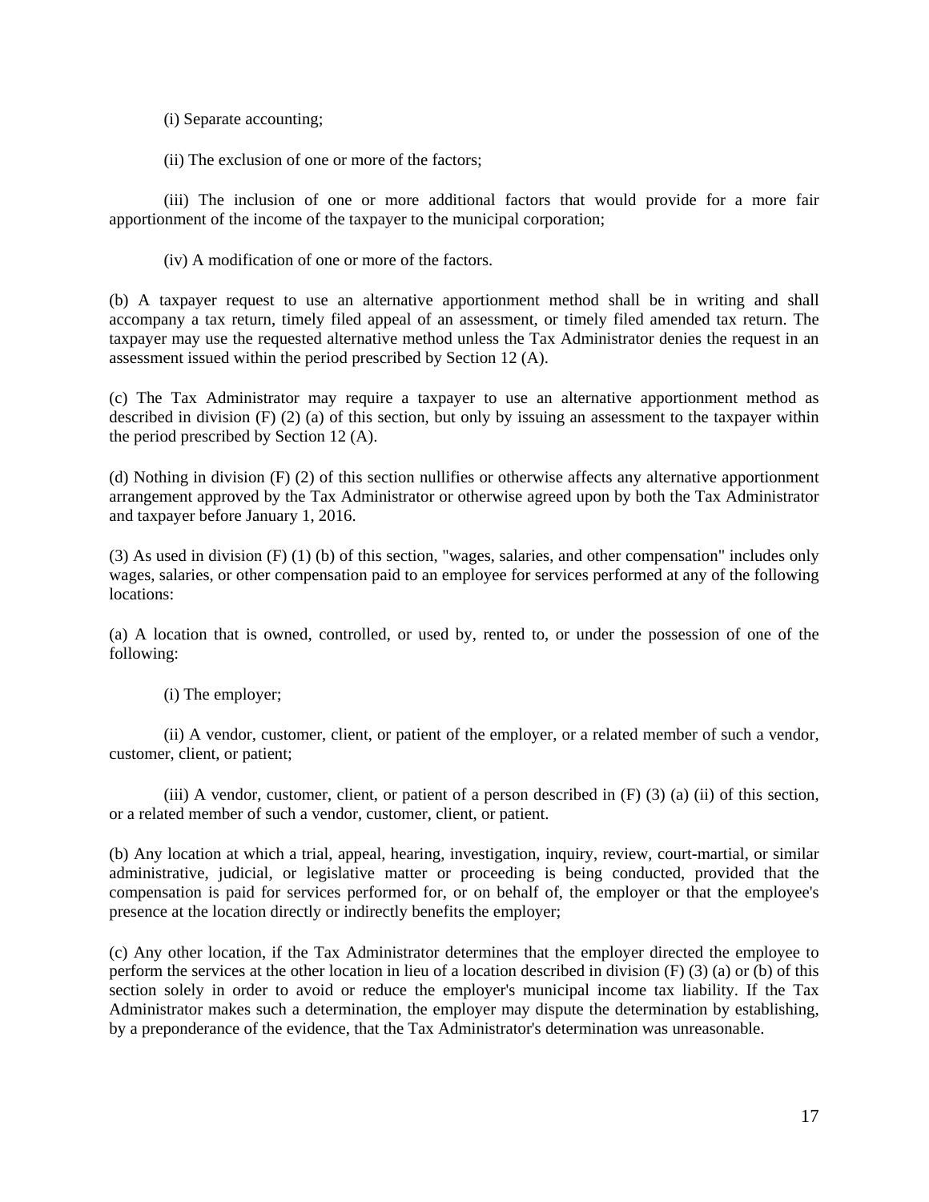(i) Separate accounting;

(ii) The exclusion of one or more of the factors;

(iii) The inclusion of one or more additional factors that would provide for a more fair apportionment of the income of the taxpayer to the municipal corporation;

(iv) A modification of one or more of the factors.

(b) A taxpayer request to use an alternative apportionment method shall be in writing and shall accompany a tax return, timely filed appeal of an assessment, or timely filed amended tax return. The taxpayer may use the requested alternative method unless the Tax Administrator denies the request in an assessment issued within the period prescribed by Section 12 (A).

(c) The Tax Administrator may require a taxpayer to use an alternative apportionment method as described in division (F) (2) (a) of this section, but only by issuing an assessment to the taxpayer within the period prescribed by Section 12 (A).

(d) Nothing in division (F) (2) of this section nullifies or otherwise affects any alternative apportionment arrangement approved by the Tax Administrator or otherwise agreed upon by both the Tax Administrator and taxpayer before January 1, 2016.

(3) As used in division (F) (1) (b) of this section, "wages, salaries, and other compensation" includes only wages, salaries, or other compensation paid to an employee for services performed at any of the following locations:

(a) A location that is owned, controlled, or used by, rented to, or under the possession of one of the following:

(i) The employer;

(ii) A vendor, customer, client, or patient of the employer, or a related member of such a vendor, customer, client, or patient;

(iii) A vendor, customer, client, or patient of a person described in (F) (3) (a) (ii) of this section, or a related member of such a vendor, customer, client, or patient.

(b) Any location at which a trial, appeal, hearing, investigation, inquiry, review, court-martial, or similar administrative, judicial, or legislative matter or proceeding is being conducted, provided that the compensation is paid for services performed for, or on behalf of, the employer or that the employee's presence at the location directly or indirectly benefits the employer;

(c) Any other location, if the Tax Administrator determines that the employer directed the employee to perform the services at the other location in lieu of a location described in division (F) (3) (a) or (b) of this section solely in order to avoid or reduce the employer's municipal income tax liability. If the Tax Administrator makes such a determination, the employer may dispute the determination by establishing, by a preponderance of the evidence, that the Tax Administrator's determination was unreasonable.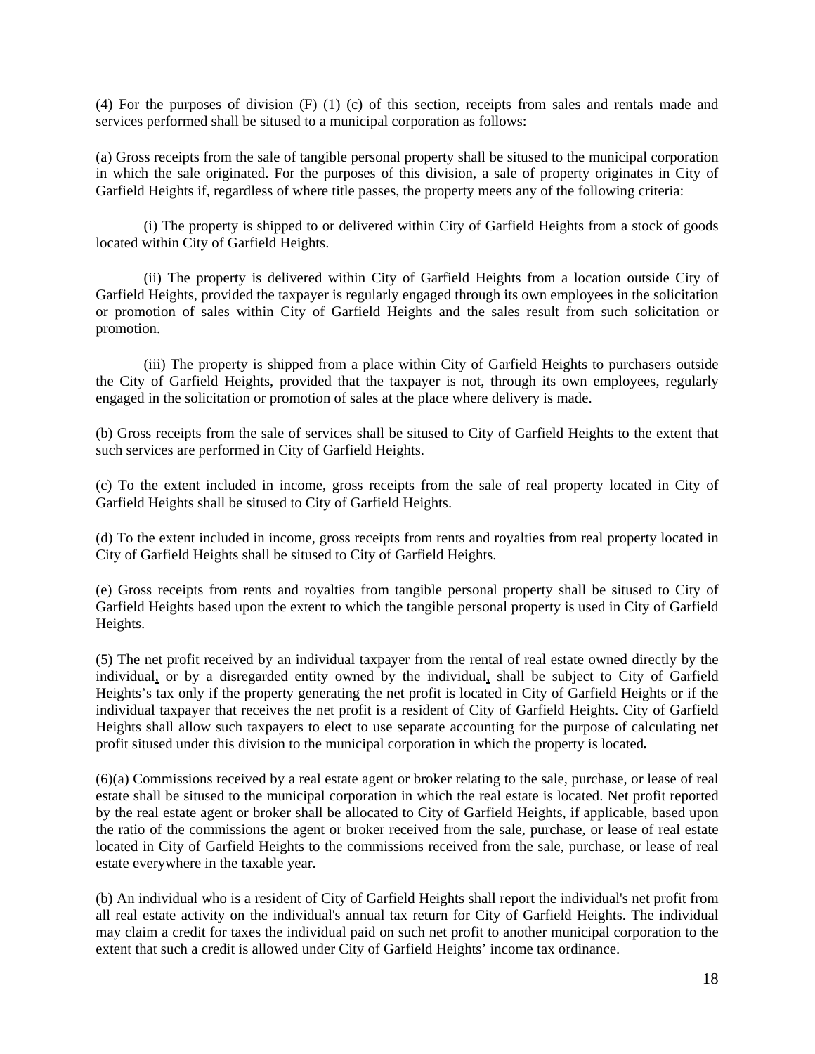(4) For the purposes of division (F) (1) (c) of this section, receipts from sales and rentals made and services performed shall be sitused to a municipal corporation as follows:

(a) Gross receipts from the sale of tangible personal property shall be sitused to the municipal corporation in which the sale originated. For the purposes of this division, a sale of property originates in City of Garfield Heights if, regardless of where title passes, the property meets any of the following criteria:

(i) The property is shipped to or delivered within City of Garfield Heights from a stock of goods located within City of Garfield Heights.

(ii) The property is delivered within City of Garfield Heights from a location outside City of Garfield Heights, provided the taxpayer is regularly engaged through its own employees in the solicitation or promotion of sales within City of Garfield Heights and the sales result from such solicitation or promotion.

(iii) The property is shipped from a place within City of Garfield Heights to purchasers outside the City of Garfield Heights, provided that the taxpayer is not, through its own employees, regularly engaged in the solicitation or promotion of sales at the place where delivery is made.

(b) Gross receipts from the sale of services shall be sitused to City of Garfield Heights to the extent that such services are performed in City of Garfield Heights.

(c) To the extent included in income, gross receipts from the sale of real property located in City of Garfield Heights shall be sitused to City of Garfield Heights.

(d) To the extent included in income, gross receipts from rents and royalties from real property located in City of Garfield Heights shall be sitused to City of Garfield Heights.

(e) Gross receipts from rents and royalties from tangible personal property shall be sitused to City of Garfield Heights based upon the extent to which the tangible personal property is used in City of Garfield Heights.

(5) The net profit received by an individual taxpayer from the rental of real estate owned directly by the individual, or by a disregarded entity owned by the individual, shall be subject to City of Garfield Heights's tax only if the property generating the net profit is located in City of Garfield Heights or if the individual taxpayer that receives the net profit is a resident of City of Garfield Heights. City of Garfield Heights shall allow such taxpayers to elect to use separate accounting for the purpose of calculating net profit sitused under this division to the municipal corporation in which the property is located.

(6)(a) Commissions received by a real estate agent or broker relating to the sale, purchase, or lease of real estate shall be sitused to the municipal corporation in which the real estate is located. Net profit reported by the real estate agent or broker shall be allocated to City of Garfield Heights, if applicable, based upon the ratio of the commissions the agent or broker received from the sale, purchase, or lease of real estate located in City of Garfield Heights to the commissions received from the sale, purchase, or lease of real estate everywhere in the taxable year.

(b) An individual who is a resident of City of Garfield Heights shall report the individual's net profit from all real estate activity on the individual's annual tax return for City of Garfield Heights. The individual may claim a credit for taxes the individual paid on such net profit to another municipal corporation to the extent that such a credit is allowed under City of Garfield Heights' income tax ordinance.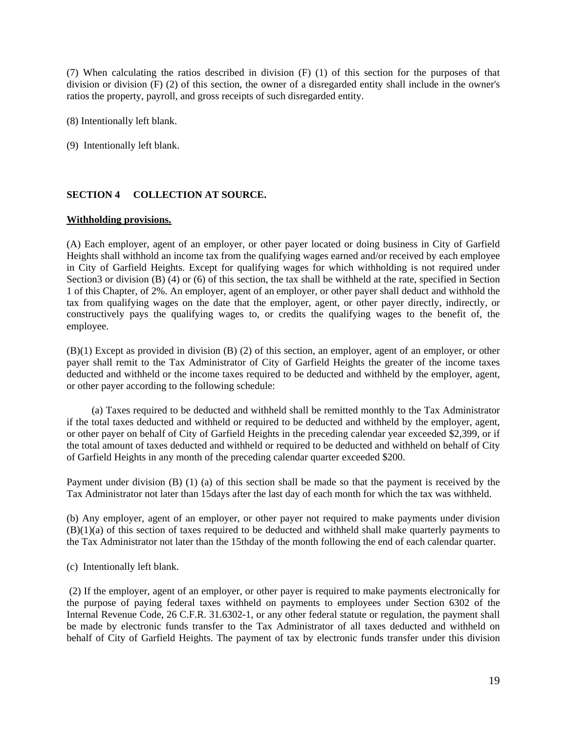(7) When calculating the ratios described in division (F) (1) of this section for the purposes of that division or division (F) (2) of this section, the owner of a disregarded entity shall include in the owner's ratios the property, payroll, and gross receipts of such disregarded entity.

(8) Intentionally left blank.

(9) Intentionally left blank.

## SECTION 4 COLLECTION AT SOURCE.

**Withholding provisions.**

(A) Each employer, agent of an employer, or other payer located or doing business in City of Garfield Heights shall withhold an income tax from the qualifying wages earned and/or received by each employee in City of Garfield Heights. Except for qualifying wages for which withholding is not required under Section3 or division (B) (4) or (6) of this section, the tax shall be withheld at the rate, specified in Section 1 of this Chapter, of 2%. An employer, agent of an employer, or other payer shall deduct and withhold the tax from qualifying wages on the date that the employer, agent, or other payer directly, indirectly, or constructively pays the qualifying wages to, or credits the qualifying wages to the benefit of, the employee.

(B)(1) Except as provided in division (B) (2) of this section, an employer, agent of an employer, or other payer shall remit to the Tax Administrator of City of Garfield Heights the greater of the income taxes deducted and withheld or the income taxes required to be deducted and withheld by the employer, agent, or other payer according to the following schedule:

(a) Taxes required to be deducted and withheld shall be remitted monthly to the Tax Administrator if the total taxes deducted and withheld or required to be deducted and withheld by the employer, agent, or other payer on behalf of City of Garfield Heights in the preceding calendar year exceeded $2,399, or if the total amount of taxes deducted and withheld or required to be deducted and withheld on behalf of City of Garfield Heights in any month of the preceding calendar quarter exceeded $200.

Payment under division (B) (1) (a) of this section shall be made so that the payment is received by the Tax Administrator not later than 15days after the last day of each month for which the tax was withheld.

(b) Any employer, agent of an employer, or other payer not required to make payments under division (B)(1)(a) of this section of taxes required to be deducted and withheld shall make quarterly payments to the Tax Administrator not later than the 15thday of the month following the end of each calendar quarter.

(c) Intentionally left blank.

(2) If the employer, agent of an employer, or other payer is required to make payments electronically for the purpose of paying federal taxes withheld on payments to employees under Section 6302 of the Internal Revenue Code, 26 C.F.R. 31.6302-1, or any other federal statute or regulation, the payment shall be made by electronic funds transfer to the Tax Administrator of all taxes deducted and withheld on behalf of City of Garfield Heights. The payment of tax by electronic funds transfer under this division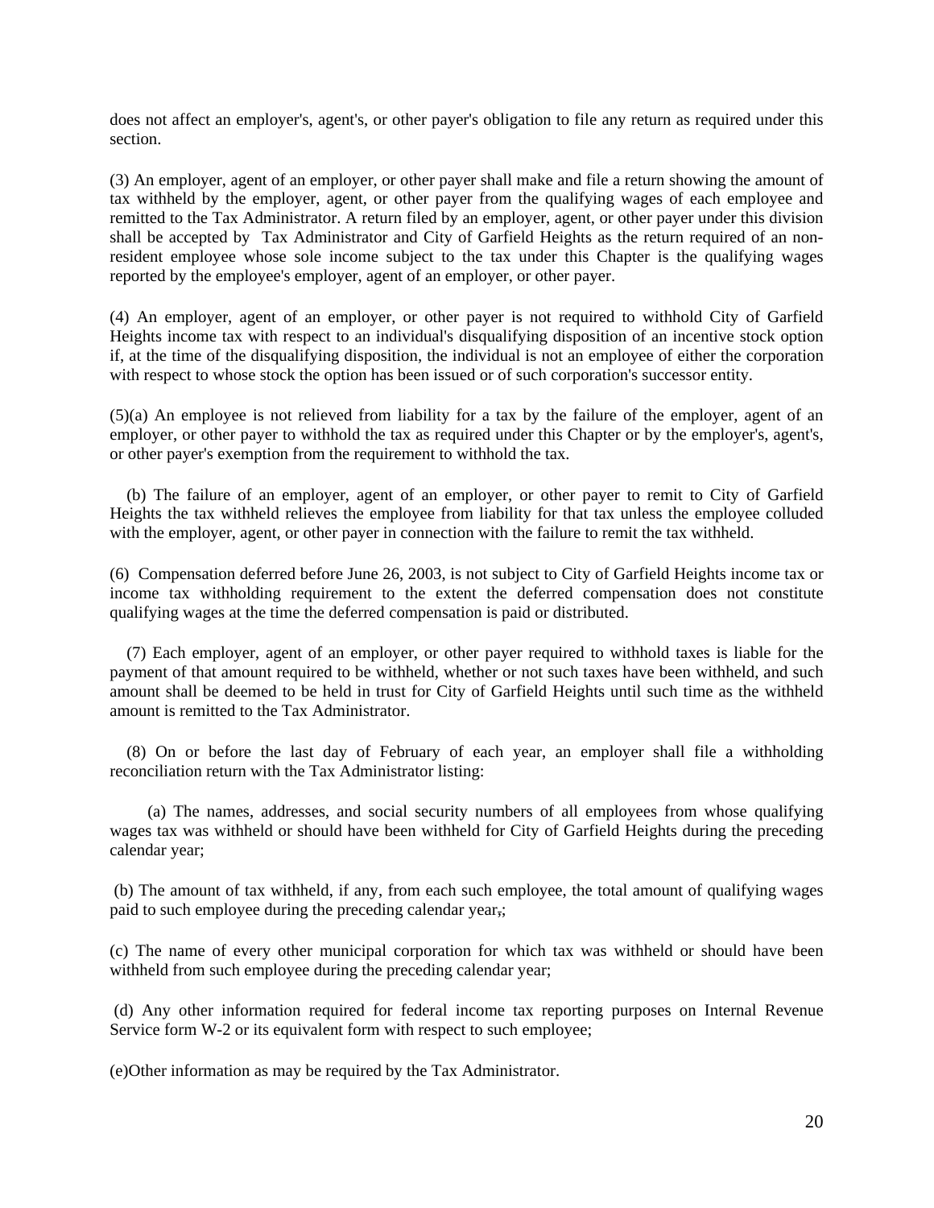does not affect an employer's, agent's, or other payer's obligation to file any return as required under this section.

(3) An employer, agent of an employer, or other payer shall make and file a return showing the amount of tax withheld by the employer, agent, or other payer from the qualifying wages of each employee and remitted to the Tax Administrator. A return filed by an employer, agent, or other payer under this division shall be accepted by Tax Administrator and City of Garfield Heights as the return required of an non-resident employee whose sole income subject to the tax under this Chapter is the qualifying wages reported by the employee's employer, agent of an employer, or other payer.

(4) An employer, agent of an employer, or other payer is not required to withhold City of Garfield Heights income tax with respect to an individual's disqualifying disposition of an incentive stock option if, at the time of the disqualifying disposition, the individual is not an employee of either the corporation with respect to whose stock the option has been issued or of such corporation's successor entity.

(5)(a) An employee is not relieved from liability for a tax by the failure of the employer, agent of an employer, or other payer to withhold the tax as required under this Chapter or by the employer's, agent's, or other payer's exemption from the requirement to withhold the tax.

(b) The failure of an employer, agent of an employer, or other payer to remit to City of Garfield Heights the tax withheld relieves the employee from liability for that tax unless the employee colluded with the employer, agent, or other payer in connection with the failure to remit the tax withheld.

(6) Compensation deferred before June 26, 2003, is not subject to City of Garfield Heights income tax or income tax withholding requirement to the extent the deferred compensation does not constitute qualifying wages at the time the deferred compensation is paid or distributed.

(7) Each employer, agent of an employer, or other payer required to withhold taxes is liable for the payment of that amount required to be withheld, whether or not such taxes have been withheld, and such amount shall be deemed to be held in trust for City of Garfield Heights until such time as the withheld amount is remitted to the Tax Administrator.

(8) On or before the last day of February of each year, an employer shall file a withholding reconciliation return with the Tax Administrator listing:

(a) The names, addresses, and social security numbers of all employees from whose qualifying wages tax was withheld or should have been withheld for City of Garfield Heights during the preceding calendar year;

(b) The amount of tax withheld, if any, from each such employee, the total amount of qualifying wages paid to such employee during the preceding calendar year,;

(c) The name of every other municipal corporation for which tax was withheld or should have been withheld from such employee during the preceding calendar year;

(d) Any other information required for federal income tax reporting purposes on Internal Revenue Service form W-2 or its equivalent form with respect to such employee;

(e)Other information as may be required by the Tax Administrator.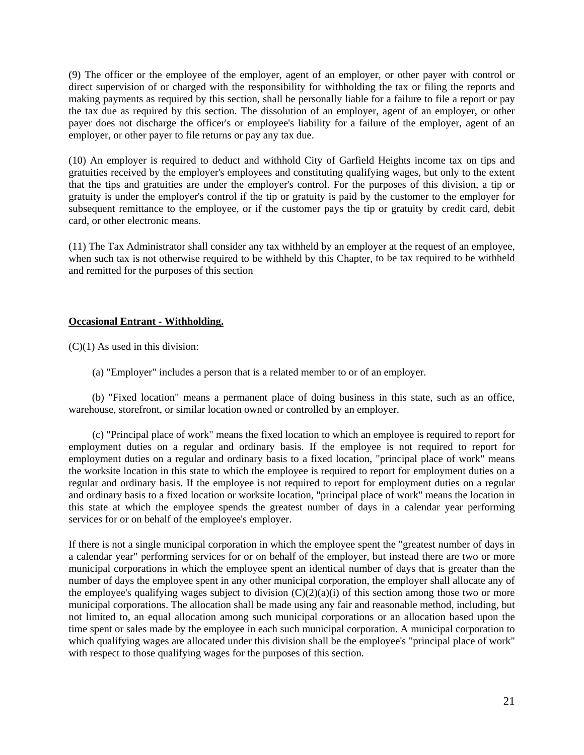(9) The officer or the employee of the employer, agent of an employer, or other payer with control or direct supervision of or charged with the responsibility for withholding the tax or filing the reports and making payments as required by this section, shall be personally liable for a failure to file a report or pay the tax due as required by this section. The dissolution of an employer, agent of an employer, or other payer does not discharge the officer's or employee's liability for a failure of the employer, agent of an employer, or other payer to file returns or pay any tax due.

(10) An employer is required to deduct and withhold City of Garfield Heights income tax on tips and gratuities received by the employer's employees and constituting qualifying wages, but only to the extent that the tips and gratuities are under the employer's control. For the purposes of this division, a tip or gratuity is under the employer's control if the tip or gratuity is paid by the customer to the employer for subsequent remittance to the employee, or if the customer pays the tip or gratuity by credit card, debit card, or other electronic means.

(11) The Tax Administrator shall consider any tax withheld by an employer at the request of an employee, when such tax is not otherwise required to be withheld by this Chapter, to be tax required to be withheld and remitted for the purposes of this section

**Occasional Entrant - Withholding.**

(C)(1) As used in this division:

(a) "Employer" includes a person that is a related member to or of an employer.

(b) "Fixed location" means a permanent place of doing business in this state, such as an office, warehouse, storefront, or similar location owned or controlled by an employer.

(c) "Principal place of work" means the fixed location to which an employee is required to report for employment duties on a regular and ordinary basis. If the employee is not required to report for employment duties on a regular and ordinary basis to a fixed location, "principal place of work" means the worksite location in this state to which the employee is required to report for employment duties on a regular and ordinary basis. If the employee is not required to report for employment duties on a regular and ordinary basis to a fixed location or worksite location, "principal place of work" means the location in this state at which the employee spends the greatest number of days in a calendar year performing services for or on behalf of the employee's employer.

If there is not a single municipal corporation in which the employee spent the "greatest number of days in a calendar year" performing services for or on behalf of the employer, but instead there are two or more municipal corporations in which the employee spent an identical number of days that is greater than the number of days the employee spent in any other municipal corporation, the employer shall allocate any of the employee's qualifying wages subject to division (C)(2)(a)(i) of this section among those two or more municipal corporations. The allocation shall be made using any fair and reasonable method, including, but not limited to, an equal allocation among such municipal corporations or an allocation based upon the time spent or sales made by the employee in each such municipal corporation. A municipal corporation to which qualifying wages are allocated under this division shall be the employee's "principal place of work" with respect to those qualifying wages for the purposes of this section.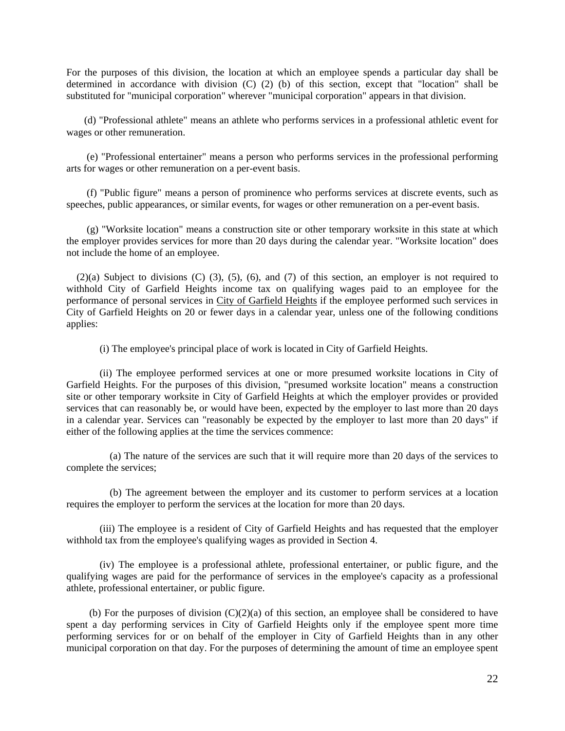For the purposes of this division, the location at which an employee spends a particular day shall be determined in accordance with division (C) (2) (b) of this section, except that "location" shall be substituted for "municipal corporation" wherever "municipal corporation" appears in that division.

(d) "Professional athlete" means an athlete who performs services in a professional athletic event for wages or other remuneration.

(e) "Professional entertainer" means a person who performs services in the professional performing arts for wages or other remuneration on a per-event basis.

(f) "Public figure" means a person of prominence who performs services at discrete events, such as speeches, public appearances, or similar events, for wages or other remuneration on a per-event basis.

(g) "Worksite location" means a construction site or other temporary worksite in this state at which the employer provides services for more than 20 days during the calendar year. "Worksite location" does not include the home of an employee.

(2)(a) Subject to divisions (C) (3), (5), (6), and (7) of this section, an employer is not required to withhold City of Garfield Heights income tax on qualifying wages paid to an employee for the performance of personal services in City of Garfield Heights if the employee performed such services in City of Garfield Heights on 20 or fewer days in a calendar year, unless one of the following conditions applies:

(i) The employee's principal place of work is located in City of Garfield Heights.

(ii) The employee performed services at one or more presumed worksite locations in City of Garfield Heights. For the purposes of this division, "presumed worksite location" means a construction site or other temporary worksite in City of Garfield Heights at which the employer provides or provided services that can reasonably be, or would have been, expected by the employer to last more than 20 days in a calendar year. Services can "reasonably be expected by the employer to last more than 20 days" if either of the following applies at the time the services commence:

(a) The nature of the services are such that it will require more than 20 days of the services to complete the services;

(b) The agreement between the employer and its customer to perform services at a location requires the employer to perform the services at the location for more than 20 days.

(iii) The employee is a resident of City of Garfield Heights and has requested that the employer withhold tax from the employee's qualifying wages as provided in Section 4.

(iv) The employee is a professional athlete, professional entertainer, or public figure, and the qualifying wages are paid for the performance of services in the employee's capacity as a professional athlete, professional entertainer, or public figure.

(b) For the purposes of division (C)(2)(a) of this section, an employee shall be considered to have spent a day performing services in City of Garfield Heights only if the employee spent more time performing services for or on behalf of the employer in City of Garfield Heights than in any other municipal corporation on that day. For the purposes of determining the amount of time an employee spent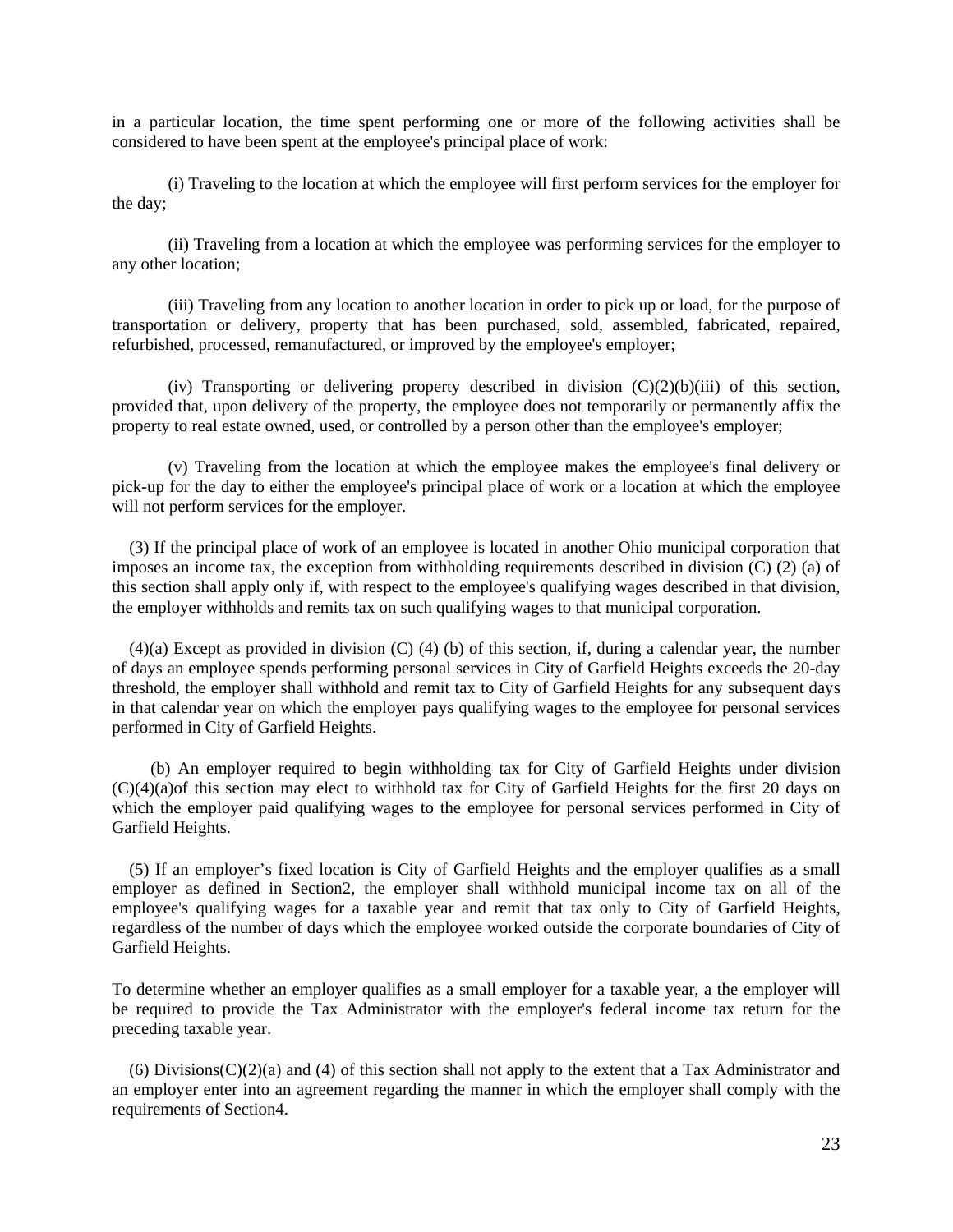in a particular location, the time spent performing one or more of the following activities shall be considered to have been spent at the employee's principal place of work:

(i) Traveling to the location at which the employee will first perform services for the employer for the day;

(ii) Traveling from a location at which the employee was performing services for the employer to any other location;

(iii) Traveling from any location to another location in order to pick up or load, for the purpose of transportation or delivery, property that has been purchased, sold, assembled, fabricated, repaired, refurbished, processed, remanufactured, or improved by the employee's employer;

(iv) Transporting or delivering property described in division (C)(2)(b)(iii) of this section, provided that, upon delivery of the property, the employee does not temporarily or permanently affix the property to real estate owned, used, or controlled by a person other than the employee's employer;

(v) Traveling from the location at which the employee makes the employee's final delivery or pick-up for the day to either the employee's principal place of work or a location at which the employee will not perform services for the employer.

(3) If the principal place of work of an employee is located in another Ohio municipal corporation that imposes an income tax, the exception from withholding requirements described in division (C) (2) (a) of this section shall apply only if, with respect to the employee's qualifying wages described in that division, the employer withholds and remits tax on such qualifying wages to that municipal corporation.

(4)(a) Except as provided in division (C) (4) (b) of this section, if, during a calendar year, the number of days an employee spends performing personal services in City of Garfield Heights exceeds the 20-day threshold, the employer shall withhold and remit tax to City of Garfield Heights for any subsequent days in that calendar year on which the employer pays qualifying wages to the employee for personal services performed in City of Garfield Heights.

(b) An employer required to begin withholding tax for City of Garfield Heights under division (C)(4)(a)of this section may elect to withhold tax for City of Garfield Heights for the first 20 days on which the employer paid qualifying wages to the employee for personal services performed in City of Garfield Heights.

(5) If an employer's fixed location is City of Garfield Heights and the employer qualifies as a small employer as defined in Section2, the employer shall withhold municipal income tax on all of the employee's qualifying wages for a taxable year and remit that tax only to City of Garfield Heights, regardless of the number of days which the employee worked outside the corporate boundaries of City of Garfield Heights.

To determine whether an employer qualifies as a small employer for a taxable year, ~~a~~ the employer will be required to provide the Tax Administrator with the employer's federal income tax return for the preceding taxable year.

(6) Divisions(C)(2)(a) and (4) of this section shall not apply to the extent that a Tax Administrator and an employer enter into an agreement regarding the manner in which the employer shall comply with the requirements of Section4.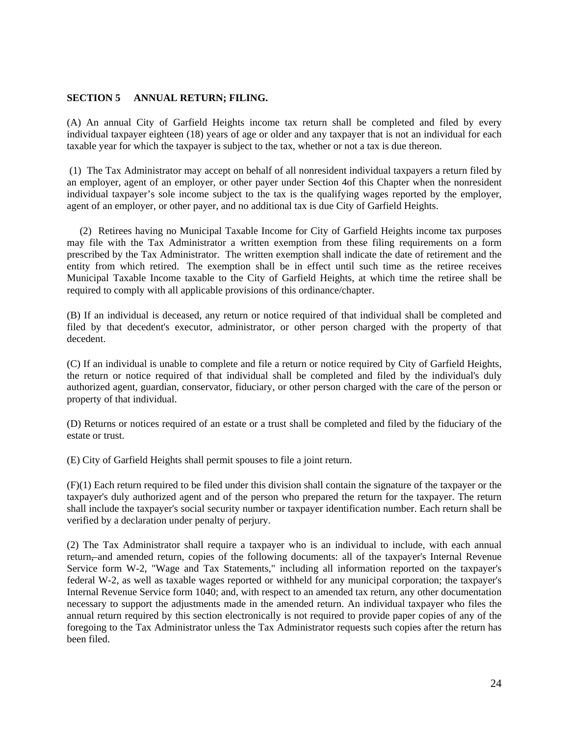**SECTION 5 ANNUAL RETURN; FILING.**

(A) An annual City of Garfield Heights income tax return shall be completed and filed by every individual taxpayer eighteen (18) years of age or older and any taxpayer that is not an individual for each taxable year for which the taxpayer is subject to the tax, whether or not a tax is due thereon.

(1) The Tax Administrator may accept on behalf of all nonresident individual taxpayers a return filed by an employer, agent of an employer, or other payer under Section 4of this Chapter when the nonresident individual taxpayer's sole income subject to the tax is the qualifying wages reported by the employer, agent of an employer, or other payer, and no additional tax is due City of Garfield Heights.

(2) Retirees having no Municipal Taxable Income for City of Garfield Heights income tax purposes may file with the Tax Administrator a written exemption from these filing requirements on a form prescribed by the Tax Administrator. The written exemption shall indicate the date of retirement and the entity from which retired. The exemption shall be in effect until such time as the retiree receives Municipal Taxable Income taxable to the City of Garfield Heights, at which time the retiree shall be required to comply with all applicable provisions of this ordinance/chapter.

(B) If an individual is deceased, any return or notice required of that individual shall be completed and filed by that decedent's executor, administrator, or other person charged with the property of that decedent.

(C) If an individual is unable to complete and file a return or notice required by City of Garfield Heights, the return or notice required of that individual shall be completed and filed by the individual's duly authorized agent, guardian, conservator, fiduciary, or other person charged with the care of the person or property of that individual.

(D) Returns or notices required of an estate or a trust shall be completed and filed by the fiduciary of the estate or trust.

(E) City of Garfield Heights shall permit spouses to file a joint return.

(F)(1) Each return required to be filed under this division shall contain the signature of the taxpayer or the taxpayer's duly authorized agent and of the person who prepared the return for the taxpayer. The return shall include the taxpayer's social security number or taxpayer identification number. Each return shall be verified by a declaration under penalty of perjury.

(2) The Tax Administrator shall require a taxpayer who is an individual to include, with each annual return, ~~,~~ and amended return, copies of the following documents: all of the taxpayer's Internal Revenue Service form W-2, "Wage and Tax Statements," including all information reported on the taxpayer's federal W-2, as well as taxable wages reported or withheld for any municipal corporation; the taxpayer's Internal Revenue Service form 1040; and, with respect to an amended tax return, any other documentation necessary to support the adjustments made in the amended return. An individual taxpayer who files the annual return required by this section electronically is not required to provide paper copies of any of the foregoing to the Tax Administrator unless the Tax Administrator requests such copies after the return has been filed.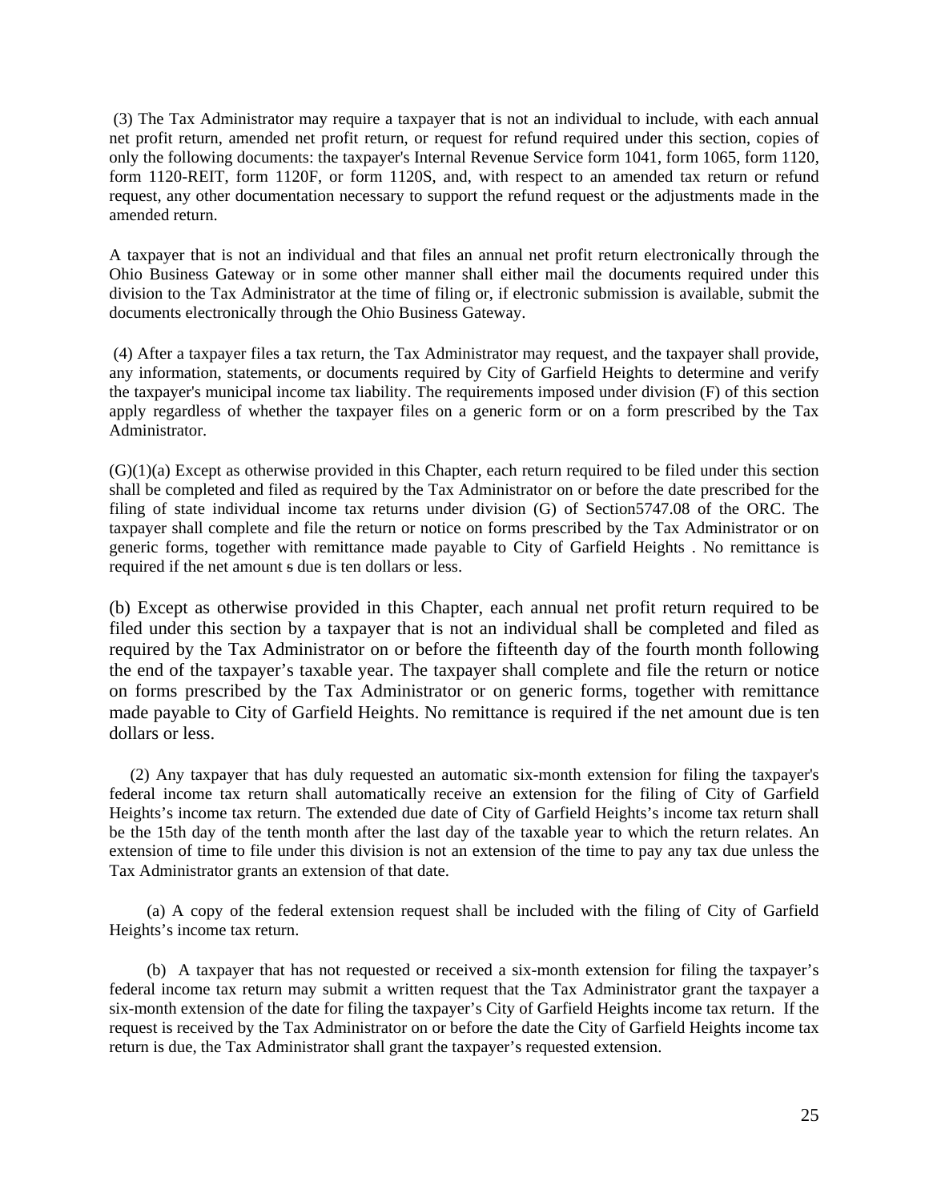(3) The Tax Administrator may require a taxpayer that is not an individual to include, with each annual net profit return, amended net profit return, or request for refund required under this section, copies of only the following documents: the taxpayer's Internal Revenue Service form 1041, form 1065, form 1120, form 1120-REIT, form 1120F, or form 1120S, and, with respect to an amended tax return or refund request, any other documentation necessary to support the refund request or the adjustments made in the amended return.

A taxpayer that is not an individual and that files an annual net profit return electronically through the Ohio Business Gateway or in some other manner shall either mail the documents required under this division to the Tax Administrator at the time of filing or, if electronic submission is available, submit the documents electronically through the Ohio Business Gateway.

(4) After a taxpayer files a tax return, the Tax Administrator may request, and the taxpayer shall provide, any information, statements, or documents required by City of Garfield Heights to determine and verify the taxpayer's municipal income tax liability. The requirements imposed under division (F) of this section apply regardless of whether the taxpayer files on a generic form or on a form prescribed by the Tax Administrator.

(G)(1)(a) Except as otherwise provided in this Chapter, each return required to be filed under this section shall be completed and filed as required by the Tax Administrator on or before the date prescribed for the filing of state individual income tax returns under division (G) of Section5747.08 of the ORC. The taxpayer shall complete and file the return or notice on forms prescribed by the Tax Administrator or on generic forms, together with remittance made payable to City of Garfield Heights . No remittance is required if the net amount s due is ten dollars or less.

(b) Except as otherwise provided in this Chapter, each annual net profit return required to be filed under this section by a taxpayer that is not an individual shall be completed and filed as required by the Tax Administrator on or before the fifteenth day of the fourth month following the end of the taxpayer's taxable year. The taxpayer shall complete and file the return or notice on forms prescribed by the Tax Administrator or on generic forms, together with remittance made payable to City of Garfield Heights. No remittance is required if the net amount due is ten dollars or less.

(2) Any taxpayer that has duly requested an automatic six-month extension for filing the taxpayer's federal income tax return shall automatically receive an extension for the filing of City of Garfield Heights's income tax return. The extended due date of City of Garfield Heights's income tax return shall be the 15th day of the tenth month after the last day of the taxable year to which the return relates. An extension of time to file under this division is not an extension of the time to pay any tax due unless the Tax Administrator grants an extension of that date.

(a) A copy of the federal extension request shall be included with the filing of City of Garfield Heights's income tax return.

(b) A taxpayer that has not requested or received a six-month extension for filing the taxpayer's federal income tax return may submit a written request that the Tax Administrator grant the taxpayer a six-month extension of the date for filing the taxpayer's City of Garfield Heights income tax return. If the request is received by the Tax Administrator on or before the date the City of Garfield Heights income tax return is due, the Tax Administrator shall grant the taxpayer's requested extension.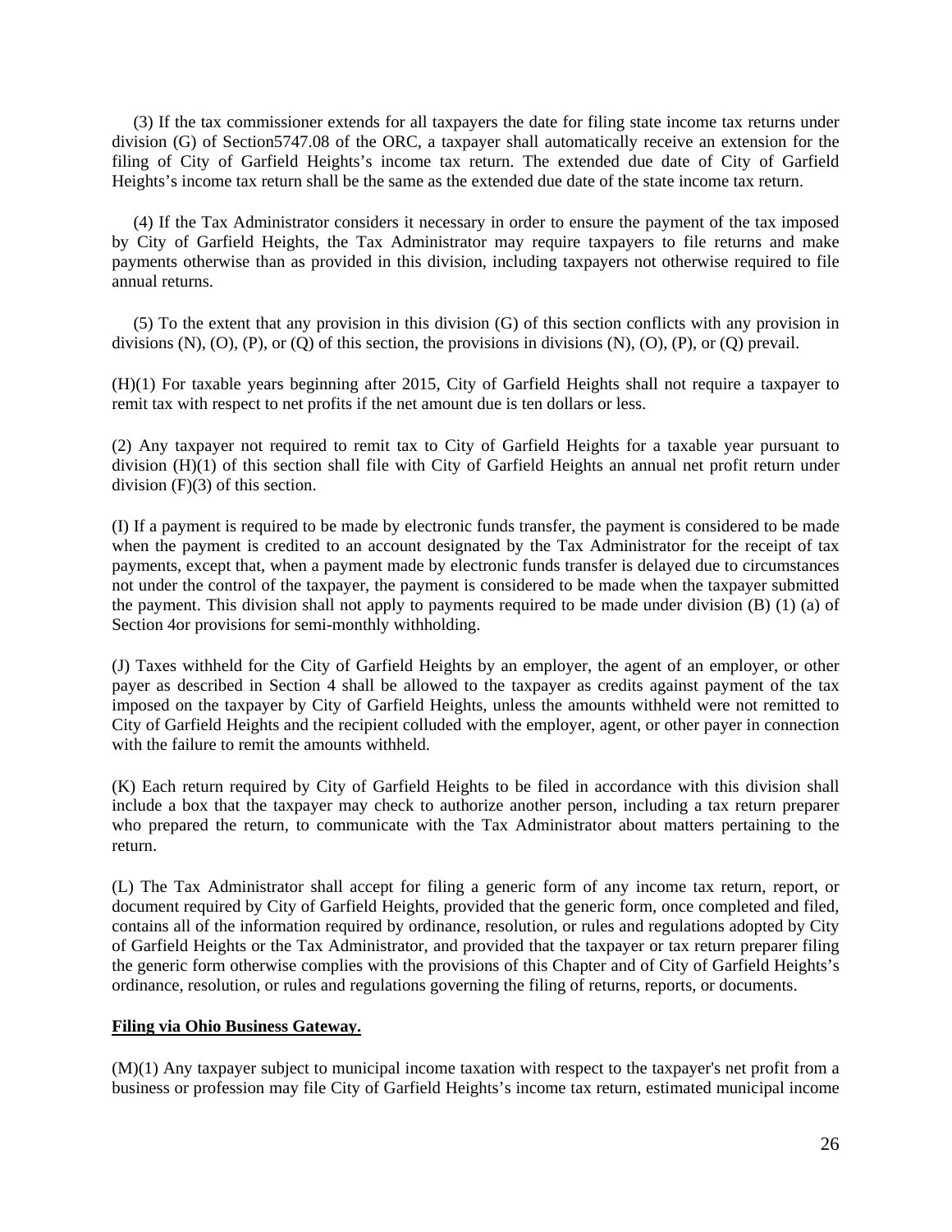(3) If the tax commissioner extends for all taxpayers the date for filing state income tax returns under division (G) of Section5747.08 of the ORC, a taxpayer shall automatically receive an extension for the filing of City of Garfield Heights's income tax return. The extended due date of City of Garfield Heights's income tax return shall be the same as the extended due date of the state income tax return.

(4) If the Tax Administrator considers it necessary in order to ensure the payment of the tax imposed by City of Garfield Heights, the Tax Administrator may require taxpayers to file returns and make payments otherwise than as provided in this division, including taxpayers not otherwise required to file annual returns.

(5) To the extent that any provision in this division (G) of this section conflicts with any provision in divisions (N), (O), (P), or (Q) of this section, the provisions in divisions (N), (O), (P), or (Q) prevail.

(H)(1) For taxable years beginning after 2015, City of Garfield Heights shall not require a taxpayer to remit tax with respect to net profits if the net amount due is ten dollars or less.

(2) Any taxpayer not required to remit tax to City of Garfield Heights for a taxable year pursuant to division (H)(1) of this section shall file with City of Garfield Heights an annual net profit return under division (F)(3) of this section.

(I) If a payment is required to be made by electronic funds transfer, the payment is considered to be made when the payment is credited to an account designated by the Tax Administrator for the receipt of tax payments, except that, when a payment made by electronic funds transfer is delayed due to circumstances not under the control of the taxpayer, the payment is considered to be made when the taxpayer submitted the payment. This division shall not apply to payments required to be made under division (B) (1) (a) of Section 4or provisions for semi-monthly withholding.

(J) Taxes withheld for the City of Garfield Heights by an employer, the agent of an employer, or other payer as described in Section 4 shall be allowed to the taxpayer as credits against payment of the tax imposed on the taxpayer by City of Garfield Heights, unless the amounts withheld were not remitted to City of Garfield Heights and the recipient colluded with the employer, agent, or other payer in connection with the failure to remit the amounts withheld.

(K) Each return required by City of Garfield Heights to be filed in accordance with this division shall include a box that the taxpayer may check to authorize another person, including a tax return preparer who prepared the return, to communicate with the Tax Administrator about matters pertaining to the return.

(L) The Tax Administrator shall accept for filing a generic form of any income tax return, report, or document required by City of Garfield Heights, provided that the generic form, once completed and filed, contains all of the information required by ordinance, resolution, or rules and regulations adopted by City of Garfield Heights or the Tax Administrator, and provided that the taxpayer or tax return preparer filing the generic form otherwise complies with the provisions of this Chapter and of City of Garfield Heights's ordinance, resolution, or rules and regulations governing the filing of returns, reports, or documents.

**Filing via Ohio Business Gateway.**

(M)(1) Any taxpayer subject to municipal income taxation with respect to the taxpayer's net profit from a business or profession may file City of Garfield Heights's income tax return, estimated municipal income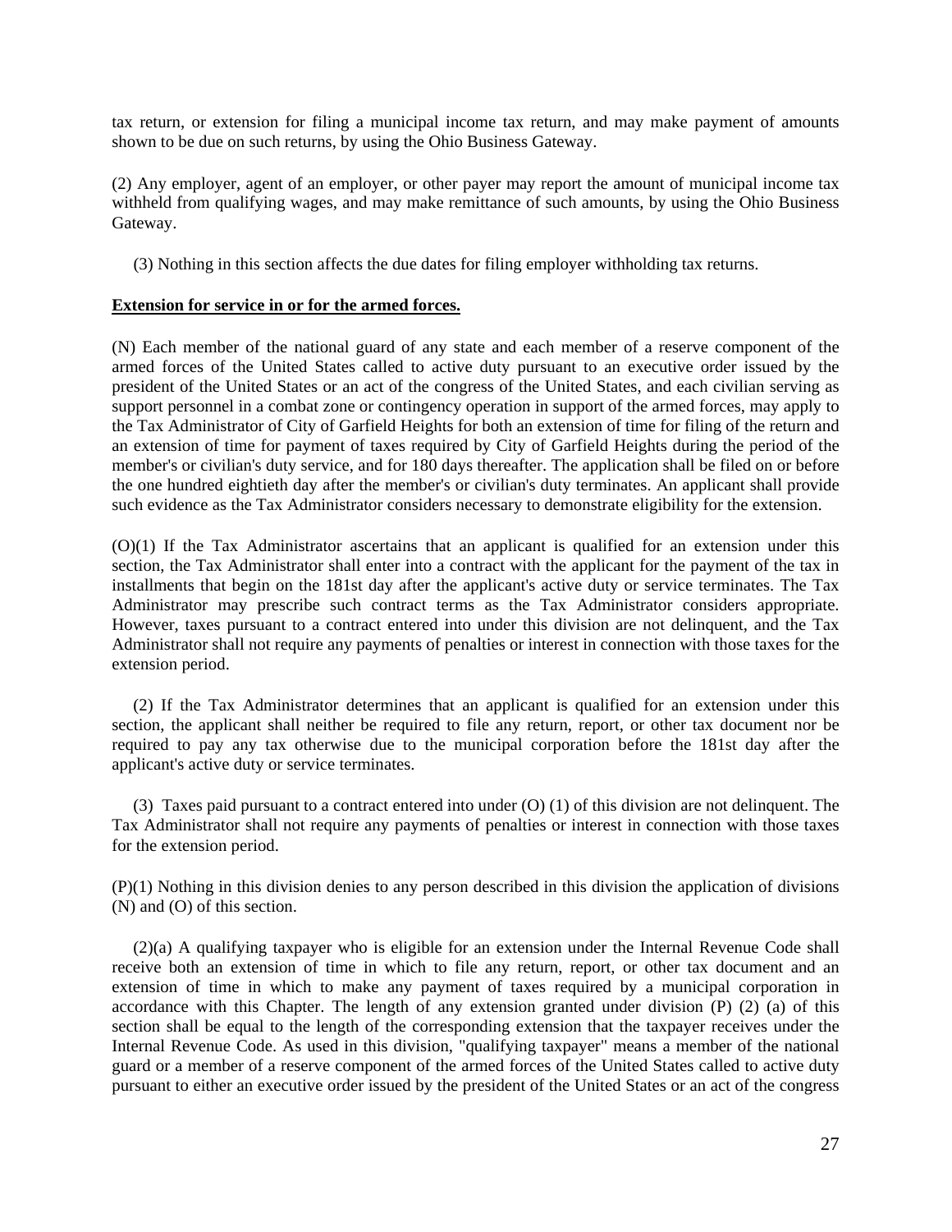tax return, or extension for filing a municipal income tax return, and may make payment of amounts shown to be due on such returns, by using the Ohio Business Gateway.

(2) Any employer, agent of an employer, or other payer may report the amount of municipal income tax withheld from qualifying wages, and may make remittance of such amounts, by using the Ohio Business Gateway.

(3) Nothing in this section affects the due dates for filing employer withholding tax returns.

**Extension for service in or for the armed forces.**

(N) Each member of the national guard of any state and each member of a reserve component of the armed forces of the United States called to active duty pursuant to an executive order issued by the president of the United States or an act of the congress of the United States, and each civilian serving as support personnel in a combat zone or contingency operation in support of the armed forces, may apply to the Tax Administrator of City of Garfield Heights for both an extension of time for filing of the return and an extension of time for payment of taxes required by City of Garfield Heights during the period of the member's or civilian's duty service, and for 180 days thereafter. The application shall be filed on or before the one hundred eightieth day after the member's or civilian's duty terminates. An applicant shall provide such evidence as the Tax Administrator considers necessary to demonstrate eligibility for the extension.

(O)(1) If the Tax Administrator ascertains that an applicant is qualified for an extension under this section, the Tax Administrator shall enter into a contract with the applicant for the payment of the tax in installments that begin on the 181st day after the applicant's active duty or service terminates. The Tax Administrator may prescribe such contract terms as the Tax Administrator considers appropriate. However, taxes pursuant to a contract entered into under this division are not delinquent, and the Tax Administrator shall not require any payments of penalties or interest in connection with those taxes for the extension period.

(2) If the Tax Administrator determines that an applicant is qualified for an extension under this section, the applicant shall neither be required to file any return, report, or other tax document nor be required to pay any tax otherwise due to the municipal corporation before the 181st day after the applicant's active duty or service terminates.

(3) Taxes paid pursuant to a contract entered into under (O) (1) of this division are not delinquent. The Tax Administrator shall not require any payments of penalties or interest in connection with those taxes for the extension period.

(P)(1) Nothing in this division denies to any person described in this division the application of divisions (N) and (O) of this section.

(2)(a) A qualifying taxpayer who is eligible for an extension under the Internal Revenue Code shall receive both an extension of time in which to file any return, report, or other tax document and an extension of time in which to make any payment of taxes required by a municipal corporation in accordance with this Chapter. The length of any extension granted under division (P) (2) (a) of this section shall be equal to the length of the corresponding extension that the taxpayer receives under the Internal Revenue Code. As used in this division, "qualifying taxpayer" means a member of the national guard or a member of a reserve component of the armed forces of the United States called to active duty pursuant to either an executive order issued by the president of the United States or an act of the congress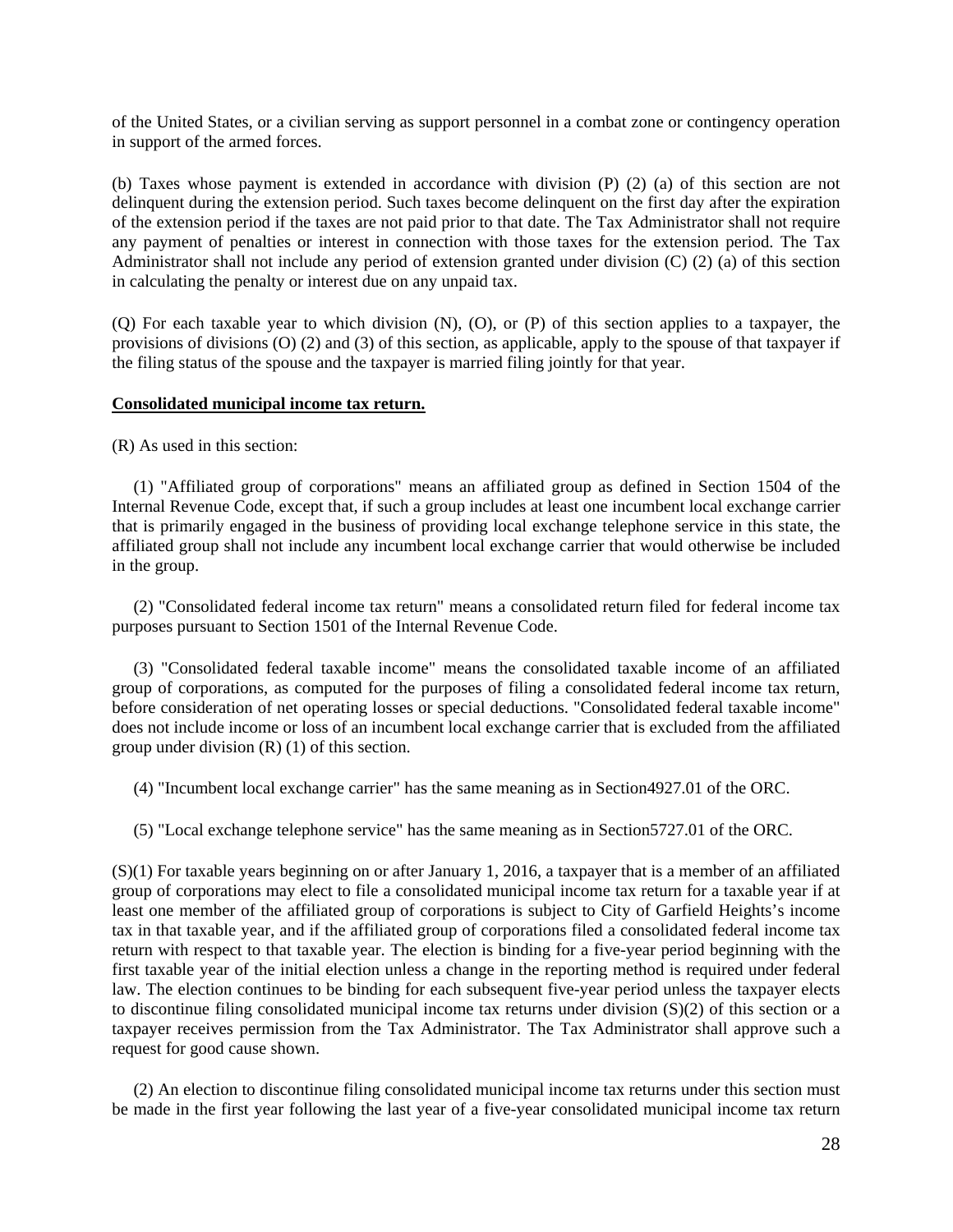of the United States, or a civilian serving as support personnel in a combat zone or contingency operation in support of the armed forces.

(b) Taxes whose payment is extended in accordance with division (P) (2) (a) of this section are not delinquent during the extension period. Such taxes become delinquent on the first day after the expiration of the extension period if the taxes are not paid prior to that date. The Tax Administrator shall not require any payment of penalties or interest in connection with those taxes for the extension period. The Tax Administrator shall not include any period of extension granted under division (C) (2) (a) of this section in calculating the penalty or interest due on any unpaid tax.

(Q) For each taxable year to which division (N), (O), or (P) of this section applies to a taxpayer, the provisions of divisions (O) (2) and (3) of this section, as applicable, apply to the spouse of that taxpayer if the filing status of the spouse and the taxpayer is married filing jointly for that year.

**Consolidated municipal income tax return.**

(R) As used in this section:

(1) "Affiliated group of corporations" means an affiliated group as defined in Section 1504 of the Internal Revenue Code, except that, if such a group includes at least one incumbent local exchange carrier that is primarily engaged in the business of providing local exchange telephone service in this state, the affiliated group shall not include any incumbent local exchange carrier that would otherwise be included in the group.

(2) "Consolidated federal income tax return" means a consolidated return filed for federal income tax purposes pursuant to Section 1501 of the Internal Revenue Code.

(3) "Consolidated federal taxable income" means the consolidated taxable income of an affiliated group of corporations, as computed for the purposes of filing a consolidated federal income tax return, before consideration of net operating losses or special deductions. "Consolidated federal taxable income" does not include income or loss of an incumbent local exchange carrier that is excluded from the affiliated group under division (R) (1) of this section.

(4) "Incumbent local exchange carrier" has the same meaning as in Section4927.01 of the ORC.

(5) "Local exchange telephone service" has the same meaning as in Section5727.01 of the ORC.

(S)(1) For taxable years beginning on or after January 1, 2016, a taxpayer that is a member of an affiliated group of corporations may elect to file a consolidated municipal income tax return for a taxable year if at least one member of the affiliated group of corporations is subject to City of Garfield Heights's income tax in that taxable year, and if the affiliated group of corporations filed a consolidated federal income tax return with respect to that taxable year. The election is binding for a five-year period beginning with the first taxable year of the initial election unless a change in the reporting method is required under federal law. The election continues to be binding for each subsequent five-year period unless the taxpayer elects to discontinue filing consolidated municipal income tax returns under division (S)(2) of this section or a taxpayer receives permission from the Tax Administrator. The Tax Administrator shall approve such a request for good cause shown.

(2) An election to discontinue filing consolidated municipal income tax returns under this section must be made in the first year following the last year of a five-year consolidated municipal income tax return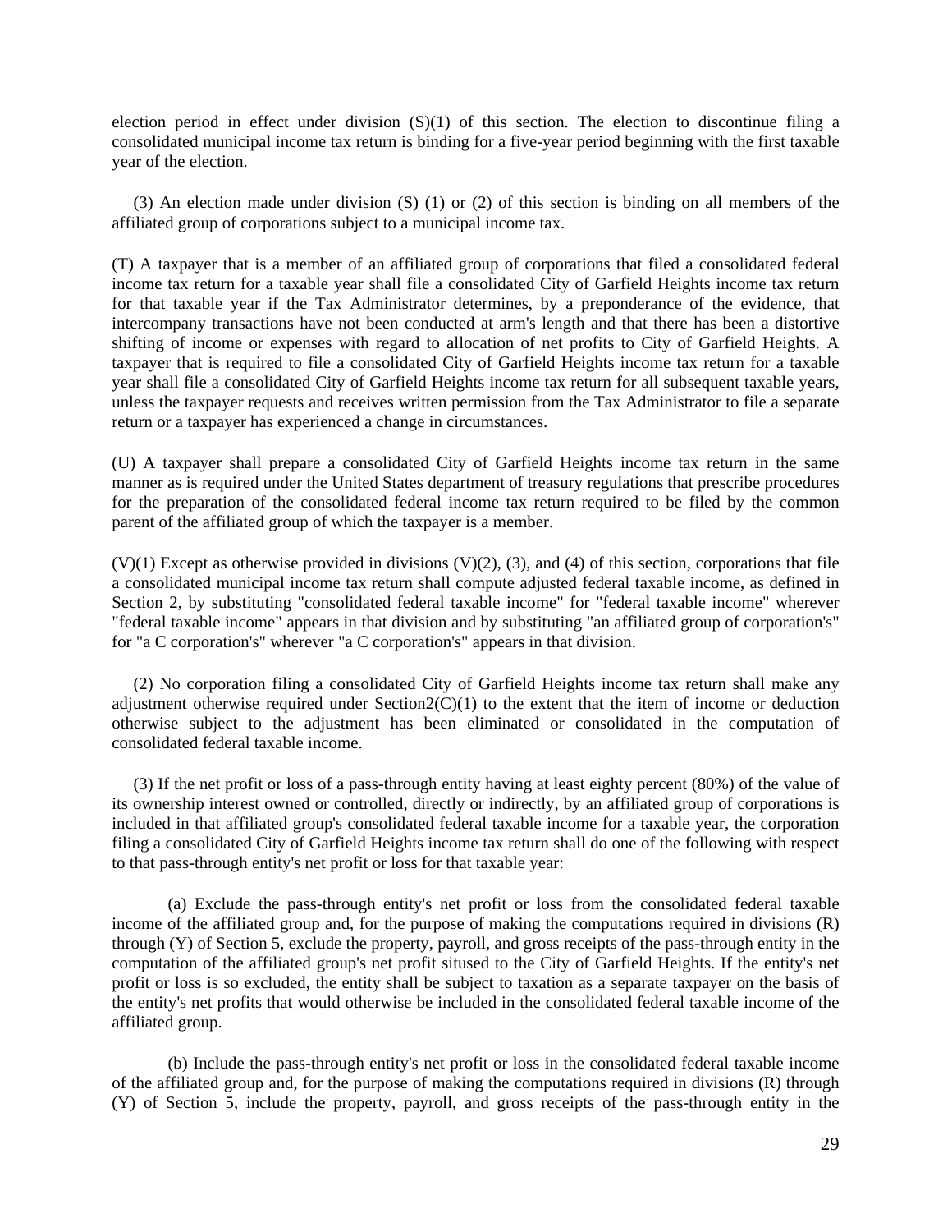election period in effect under division (S)(1) of this section. The election to discontinue filing a consolidated municipal income tax return is binding for a five-year period beginning with the first taxable year of the election.

(3) An election made under division (S) (1) or (2) of this section is binding on all members of the affiliated group of corporations subject to a municipal income tax.

(T) A taxpayer that is a member of an affiliated group of corporations that filed a consolidated federal income tax return for a taxable year shall file a consolidated City of Garfield Heights income tax return for that taxable year if the Tax Administrator determines, by a preponderance of the evidence, that intercompany transactions have not been conducted at arm's length and that there has been a distortive shifting of income or expenses with regard to allocation of net profits to City of Garfield Heights. A taxpayer that is required to file a consolidated City of Garfield Heights income tax return for a taxable year shall file a consolidated City of Garfield Heights income tax return for all subsequent taxable years, unless the taxpayer requests and receives written permission from the Tax Administrator to file a separate return or a taxpayer has experienced a change in circumstances.

(U) A taxpayer shall prepare a consolidated City of Garfield Heights income tax return in the same manner as is required under the United States department of treasury regulations that prescribe procedures for the preparation of the consolidated federal income tax return required to be filed by the common parent of the affiliated group of which the taxpayer is a member.

(V)(1) Except as otherwise provided in divisions (V)(2), (3), and (4) of this section, corporations that file a consolidated municipal income tax return shall compute adjusted federal taxable income, as defined in Section 2, by substituting "consolidated federal taxable income" for "federal taxable income" wherever "federal taxable income" appears in that division and by substituting "an affiliated group of corporation's" for "a C corporation's" wherever "a C corporation's" appears in that division.

(2) No corporation filing a consolidated City of Garfield Heights income tax return shall make any adjustment otherwise required under Section2(C)(1) to the extent that the item of income or deduction otherwise subject to the adjustment has been eliminated or consolidated in the computation of consolidated federal taxable income.

(3) If the net profit or loss of a pass-through entity having at least eighty percent (80%) of the value of its ownership interest owned or controlled, directly or indirectly, by an affiliated group of corporations is included in that affiliated group's consolidated federal taxable income for a taxable year, the corporation filing a consolidated City of Garfield Heights income tax return shall do one of the following with respect to that pass-through entity's net profit or loss for that taxable year:

(a) Exclude the pass-through entity's net profit or loss from the consolidated federal taxable income of the affiliated group and, for the purpose of making the computations required in divisions (R) through (Y) of Section 5, exclude the property, payroll, and gross receipts of the pass-through entity in the computation of the affiliated group's net profit sitused to the City of Garfield Heights. If the entity's net profit or loss is so excluded, the entity shall be subject to taxation as a separate taxpayer on the basis of the entity's net profits that would otherwise be included in the consolidated federal taxable income of the affiliated group.

(b) Include the pass-through entity's net profit or loss in the consolidated federal taxable income of the affiliated group and, for the purpose of making the computations required in divisions (R) through (Y) of Section 5, include the property, payroll, and gross receipts of the pass-through entity in the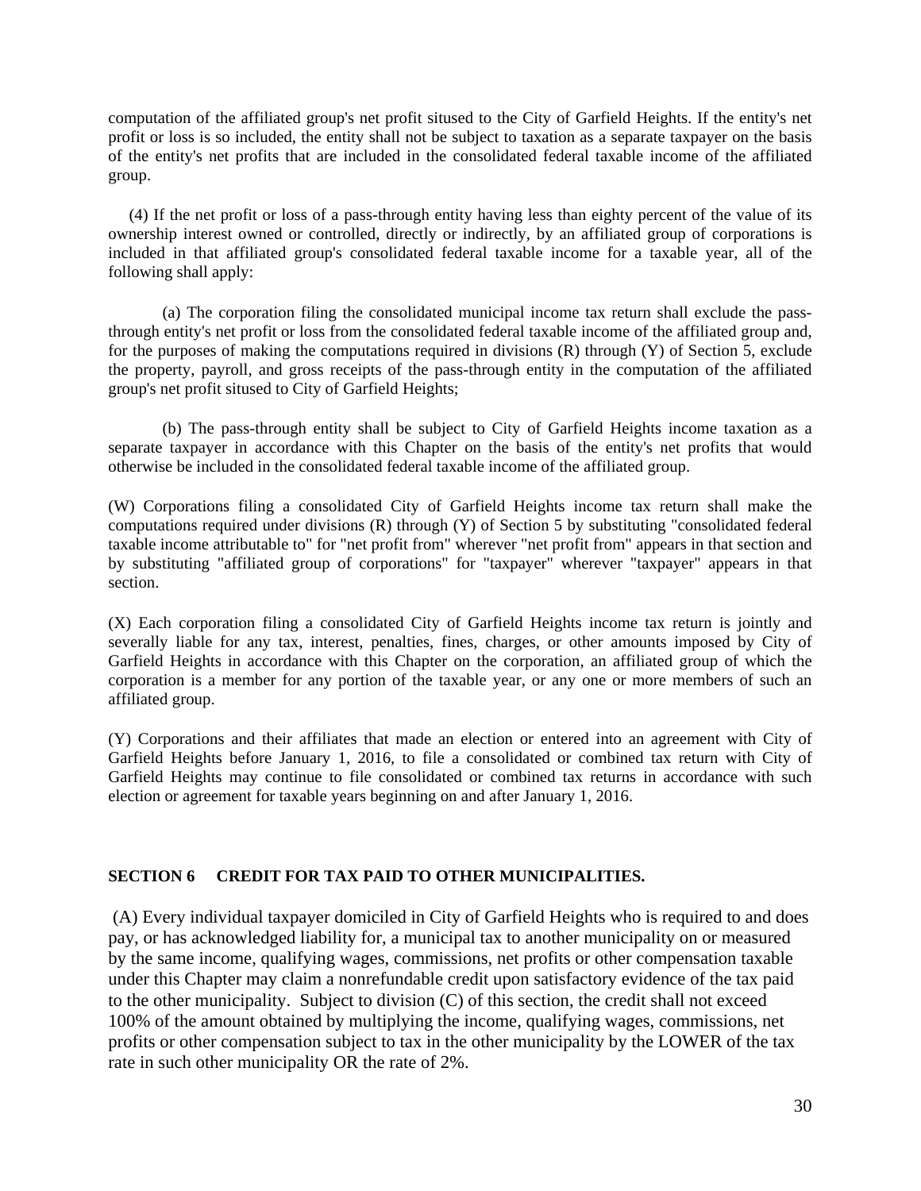computation of the affiliated group's net profit sitused to the City of Garfield Heights. If the entity's net profit or loss is so included, the entity shall not be subject to taxation as a separate taxpayer on the basis of the entity's net profits that are included in the consolidated federal taxable income of the affiliated group.

(4) If the net profit or loss of a pass-through entity having less than eighty percent of the value of its ownership interest owned or controlled, directly or indirectly, by an affiliated group of corporations is included in that affiliated group's consolidated federal taxable income for a taxable year, all of the following shall apply:

(a) The corporation filing the consolidated municipal income tax return shall exclude the pass-through entity's net profit or loss from the consolidated federal taxable income of the affiliated group and, for the purposes of making the computations required in divisions (R) through (Y) of Section 5, exclude the property, payroll, and gross receipts of the pass-through entity in the computation of the affiliated group's net profit sitused to City of Garfield Heights;

(b) The pass-through entity shall be subject to City of Garfield Heights income taxation as a separate taxpayer in accordance with this Chapter on the basis of the entity's net profits that would otherwise be included in the consolidated federal taxable income of the affiliated group.

(W) Corporations filing a consolidated City of Garfield Heights income tax return shall make the computations required under divisions (R) through (Y) of Section 5 by substituting "consolidated federal taxable income attributable to" for "net profit from" wherever "net profit from" appears in that section and by substituting "affiliated group of corporations" for "taxpayer" wherever "taxpayer" appears in that section.

(X) Each corporation filing a consolidated City of Garfield Heights income tax return is jointly and severally liable for any tax, interest, penalties, fines, charges, or other amounts imposed by City of Garfield Heights in accordance with this Chapter on the corporation, an affiliated group of which the corporation is a member for any portion of the taxable year, or any one or more members of such an affiliated group.

(Y) Corporations and their affiliates that made an election or entered into an agreement with City of Garfield Heights before January 1, 2016, to file a consolidated or combined tax return with City of Garfield Heights may continue to file consolidated or combined tax returns in accordance with such election or agreement for taxable years beginning on and after January 1, 2016.

**SECTION 6 CREDIT FOR TAX PAID TO OTHER MUNICIPALITIES.**

(A) Every individual taxpayer domiciled in City of Garfield Heights who is required to and does pay, or has acknowledged liability for, a municipal tax to another municipality on or measured by the same income, qualifying wages, commissions, net profits or other compensation taxable under this Chapter may claim a nonrefundable credit upon satisfactory evidence of the tax paid to the other municipality. Subject to division (C) of this section, the credit shall not exceed 100% of the amount obtained by multiplying the income, qualifying wages, commissions, net profits or other compensation subject to tax in the other municipality by the LOWER of the tax rate in such other municipality OR the rate of 2%.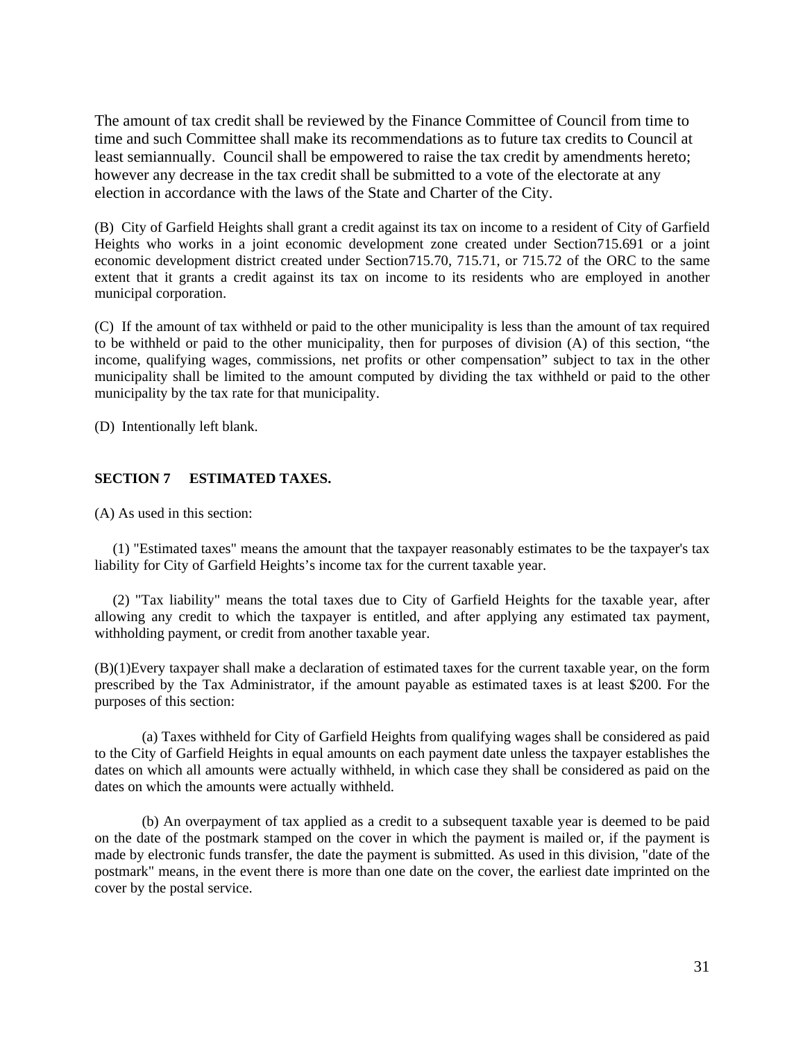The amount of tax credit shall be reviewed by the Finance Committee of Council from time to time and such Committee shall make its recommendations as to future tax credits to Council at least semiannually. Council shall be empowered to raise the tax credit by amendments hereto; however any decrease in the tax credit shall be submitted to a vote of the electorate at any election in accordance with the laws of the State and Charter of the City.

(B) City of Garfield Heights shall grant a credit against its tax on income to a resident of City of Garfield Heights who works in a joint economic development zone created under Section715.691 or a joint economic development district created under Section715.70, 715.71, or 715.72 of the ORC to the same extent that it grants a credit against its tax on income to its residents who are employed in another municipal corporation.

(C) If the amount of tax withheld or paid to the other municipality is less than the amount of tax required to be withheld or paid to the other municipality, then for purposes of division (A) of this section, "the income, qualifying wages, commissions, net profits or other compensation" subject to tax in the other municipality shall be limited to the amount computed by dividing the tax withheld or paid to the other municipality by the tax rate for that municipality.

(D) Intentionally left blank.

**SECTION 7 ESTIMATED TAXES.**

(A) As used in this section:

(1) "Estimated taxes" means the amount that the taxpayer reasonably estimates to be the taxpayer's tax liability for City of Garfield Heights's income tax for the current taxable year.

(2) "Tax liability" means the total taxes due to City of Garfield Heights for the taxable year, after allowing any credit to which the taxpayer is entitled, and after applying any estimated tax payment, withholding payment, or credit from another taxable year.

(B)(1)Every taxpayer shall make a declaration of estimated taxes for the current taxable year, on the form prescribed by the Tax Administrator, if the amount payable as estimated taxes is at least $200. For the purposes of this section:

(a) Taxes withheld for City of Garfield Heights from qualifying wages shall be considered as paid to the City of Garfield Heights in equal amounts on each payment date unless the taxpayer establishes the dates on which all amounts were actually withheld, in which case they shall be considered as paid on the dates on which the amounts were actually withheld.

(b) An overpayment of tax applied as a credit to a subsequent taxable year is deemed to be paid on the date of the postmark stamped on the cover in which the payment is mailed or, if the payment is made by electronic funds transfer, the date the payment is submitted. As used in this division, "date of the postmark" means, in the event there is more than one date on the cover, the earliest date imprinted on the cover by the postal service.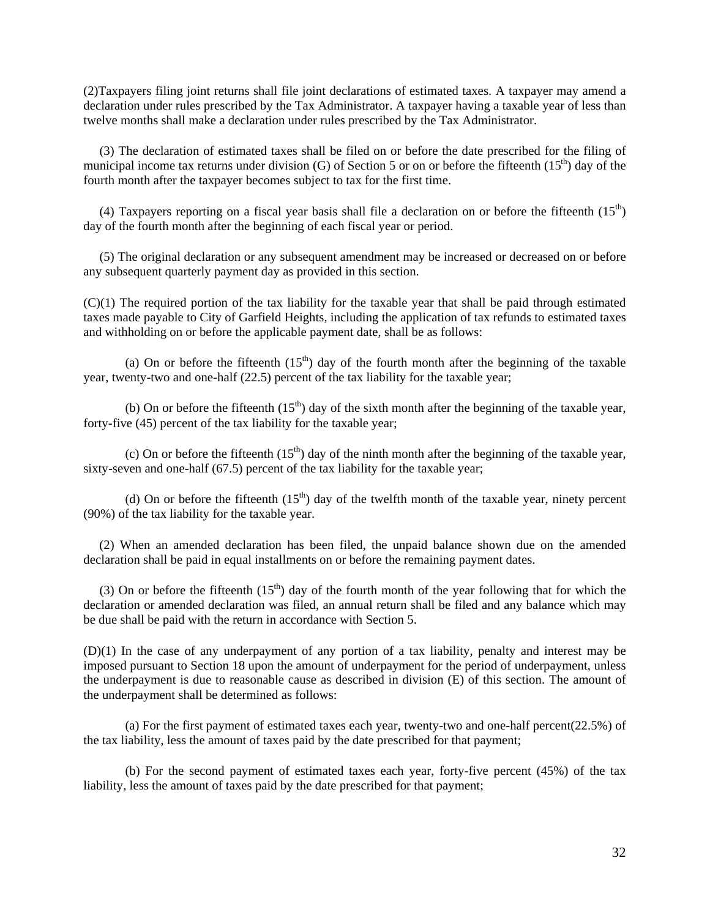(2)Taxpayers filing joint returns shall file joint declarations of estimated taxes. A taxpayer may amend a declaration under rules prescribed by the Tax Administrator. A taxpayer having a taxable year of less than twelve months shall make a declaration under rules prescribed by the Tax Administrator.

(3) The declaration of estimated taxes shall be filed on or before the date prescribed for the filing of municipal income tax returns under division (G) of Section 5 or on or before the fifteenth ($15^{th}$) day of the fourth month after the taxpayer becomes subject to tax for the first time.

(4) Taxpayers reporting on a fiscal year basis shall file a declaration on or before the fifteenth ($15^{th}$) day of the fourth month after the beginning of each fiscal year or period.

(5) The original declaration or any subsequent amendment may be increased or decreased on or before any subsequent quarterly payment day as provided in this section.

(C)(1) The required portion of the tax liability for the taxable year that shall be paid through estimated taxes made payable to City of Garfield Heights, including the application of tax refunds to estimated taxes and withholding on or before the applicable payment date, shall be as follows:

(a) On or before the fifteenth ($15^{th}$) day of the fourth month after the beginning of the taxable year, twenty-two and one-half (22.5) percent of the tax liability for the taxable year;

(b) On or before the fifteenth ($15^{th}$) day of the sixth month after the beginning of the taxable year, forty-five (45) percent of the tax liability for the taxable year;

(c) On or before the fifteenth ($15^{th}$) day of the ninth month after the beginning of the taxable year, sixty-seven and one-half (67.5) percent of the tax liability for the taxable year;

(d) On or before the fifteenth ($15^{th}$) day of the twelfth month of the taxable year, ninety percent (90%) of the tax liability for the taxable year.

(2) When an amended declaration has been filed, the unpaid balance shown due on the amended declaration shall be paid in equal installments on or before the remaining payment dates.

(3) On or before the fifteenth ($15^{th}$) day of the fourth month of the year following that for which the declaration or amended declaration was filed, an annual return shall be filed and any balance which may be due shall be paid with the return in accordance with Section 5.

(D)(1) In the case of any underpayment of any portion of a tax liability, penalty and interest may be imposed pursuant to Section 18 upon the amount of underpayment for the period of underpayment, unless the underpayment is due to reasonable cause as described in division (E) of this section. The amount of the underpayment shall be determined as follows:

(a) For the first payment of estimated taxes each year, twenty-two and one-half percent(22.5%) of the tax liability, less the amount of taxes paid by the date prescribed for that payment;

(b) For the second payment of estimated taxes each year, forty-five percent (45%) of the tax liability, less the amount of taxes paid by the date prescribed for that payment;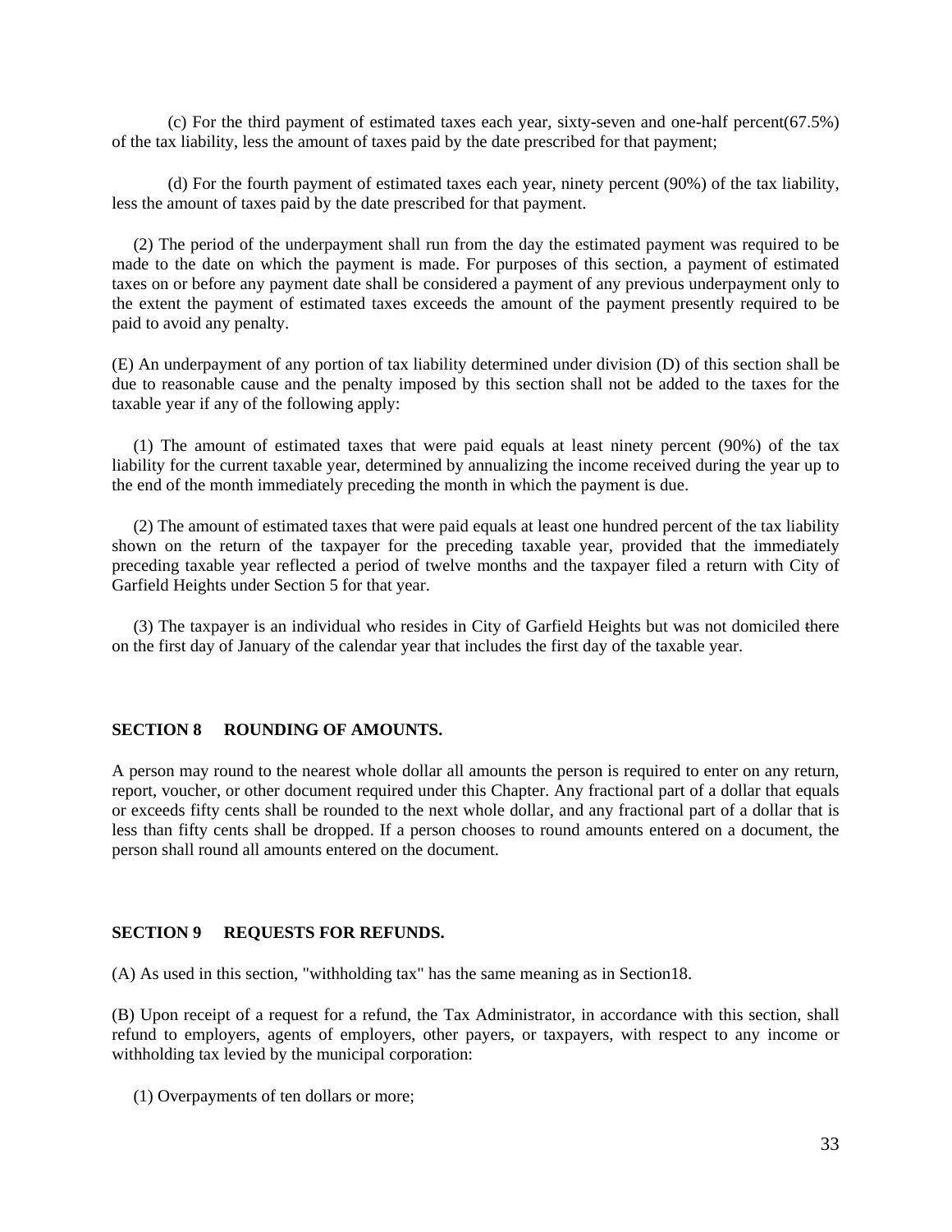(c) For the third payment of estimated taxes each year, sixty-seven and one-half percent(67.5%) of the tax liability, less the amount of taxes paid by the date prescribed for that payment;

(d) For the fourth payment of estimated taxes each year, ninety percent (90%) of the tax liability, less the amount of taxes paid by the date prescribed for that payment.

(2) The period of the underpayment shall run from the day the estimated payment was required to be made to the date on which the payment is made. For purposes of this section, a payment of estimated taxes on or before any payment date shall be considered a payment of any previous underpayment only to the extent the payment of estimated taxes exceeds the amount of the payment presently required to be paid to avoid any penalty.

(E) An underpayment of any portion of tax liability determined under division (D) of this section shall be due to reasonable cause and the penalty imposed by this section shall not be added to the taxes for the taxable year if any of the following apply:

(1) The amount of estimated taxes that were paid equals at least ninety percent (90%) of the tax liability for the current taxable year, determined by annualizing the income received during the year up to the end of the month immediately preceding the month in which the payment is due.

(2) The amount of estimated taxes that were paid equals at least one hundred percent of the tax liability shown on the return of the taxpayer for the preceding taxable year, provided that the immediately preceding taxable year reflected a period of twelve months and the taxpayer filed a return with City of Garfield Heights under Section 5 for that year.

(3) The taxpayer is an individual who resides in City of Garfield Heights but was not domiciled there on the first day of January of the calendar year that includes the first day of the taxable year.

## SECTION 8 ROUNDING OF AMOUNTS.

A person may round to the nearest whole dollar all amounts the person is required to enter on any return, report, voucher, or other document required under this Chapter. Any fractional part of a dollar that equals or exceeds fifty cents shall be rounded to the next whole dollar, and any fractional part of a dollar that is less than fifty cents shall be dropped. If a person chooses to round amounts entered on a document, the person shall round all amounts entered on the document.

## SECTION 9 REQUESTS FOR REFUNDS.

(A) As used in this section, "withholding tax" has the same meaning as in Section18.

(B) Upon receipt of a request for a refund, the Tax Administrator, in accordance with this section, shall refund to employers, agents of employers, other payers, or taxpayers, with respect to any income or withholding tax levied by the municipal corporation:

(1) Overpayments of ten dollars or more;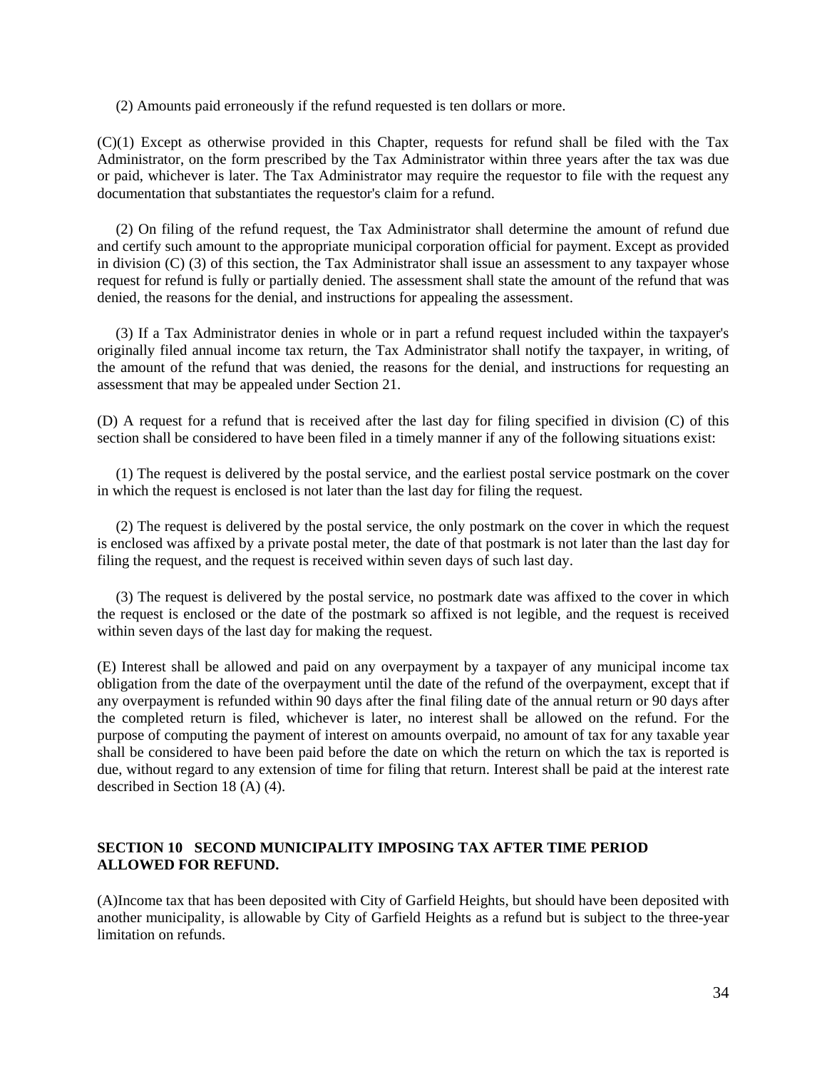(2) Amounts paid erroneously if the refund requested is ten dollars or more.

(C)(1) Except as otherwise provided in this Chapter, requests for refund shall be filed with the Tax Administrator, on the form prescribed by the Tax Administrator within three years after the tax was due or paid, whichever is later. The Tax Administrator may require the requestor to file with the request any documentation that substantiates the requestor's claim for a refund.

(2) On filing of the refund request, the Tax Administrator shall determine the amount of refund due and certify such amount to the appropriate municipal corporation official for payment. Except as provided in division (C) (3) of this section, the Tax Administrator shall issue an assessment to any taxpayer whose request for refund is fully or partially denied. The assessment shall state the amount of the refund that was denied, the reasons for the denial, and instructions for appealing the assessment.

(3) If a Tax Administrator denies in whole or in part a refund request included within the taxpayer's originally filed annual income tax return, the Tax Administrator shall notify the taxpayer, in writing, of the amount of the refund that was denied, the reasons for the denial, and instructions for requesting an assessment that may be appealed under Section 21.

(D) A request for a refund that is received after the last day for filing specified in division (C) of this section shall be considered to have been filed in a timely manner if any of the following situations exist:

(1) The request is delivered by the postal service, and the earliest postal service postmark on the cover in which the request is enclosed is not later than the last day for filing the request.

(2) The request is delivered by the postal service, the only postmark on the cover in which the request is enclosed was affixed by a private postal meter, the date of that postmark is not later than the last day for filing the request, and the request is received within seven days of such last day.

(3) The request is delivered by the postal service, no postmark date was affixed to the cover in which the request is enclosed or the date of the postmark so affixed is not legible, and the request is received within seven days of the last day for making the request.

(E) Interest shall be allowed and paid on any overpayment by a taxpayer of any municipal income tax obligation from the date of the overpayment until the date of the refund of the overpayment, except that if any overpayment is refunded within 90 days after the final filing date of the annual return or 90 days after the completed return is filed, whichever is later, no interest shall be allowed on the refund. For the purpose of computing the payment of interest on amounts overpaid, no amount of tax for any taxable year shall be considered to have been paid before the date on which the return on which the tax is reported is due, without regard to any extension of time for filing that return. Interest shall be paid at the interest rate described in Section 18 (A) (4).

**SECTION 10 SECOND MUNICIPALITY IMPOSING TAX AFTER TIME PERIOD ALLOWED FOR REFUND.**

(A)Income tax that has been deposited with City of Garfield Heights, but should have been deposited with another municipality, is allowable by City of Garfield Heights as a refund but is subject to the three-year limitation on refunds.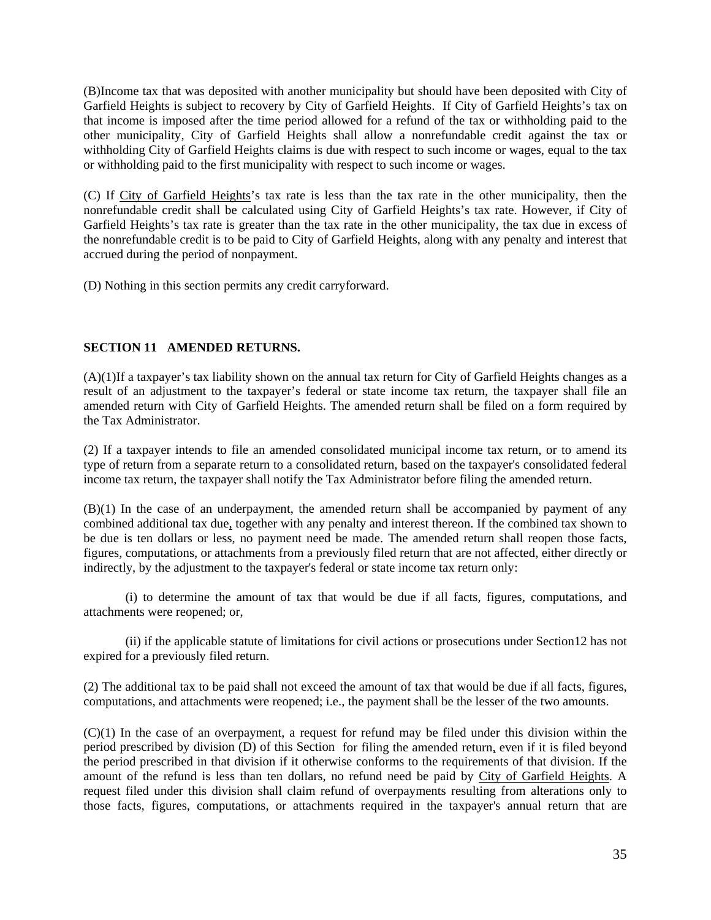(B)Income tax that was deposited with another municipality but should have been deposited with City of Garfield Heights is subject to recovery by City of Garfield Heights. If City of Garfield Heights's tax on that income is imposed after the time period allowed for a refund of the tax or withholding paid to the other municipality, City of Garfield Heights shall allow a nonrefundable credit against the tax or withholding City of Garfield Heights claims is due with respect to such income or wages, equal to the tax or withholding paid to the first municipality with respect to such income or wages.

(C) If City of Garfield Heights's tax rate is less than the tax rate in the other municipality, then the nonrefundable credit shall be calculated using City of Garfield Heights's tax rate. However, if City of Garfield Heights's tax rate is greater than the tax rate in the other municipality, the tax due in excess of the nonrefundable credit is to be paid to City of Garfield Heights, along with any penalty and interest that accrued during the period of nonpayment.

(D) Nothing in this section permits any credit carryforward.

**SECTION 11 AMENDED RETURNS.**

(A)(1)If a taxpayer's tax liability shown on the annual tax return for City of Garfield Heights changes as a result of an adjustment to the taxpayer's federal or state income tax return, the taxpayer shall file an amended return with City of Garfield Heights. The amended return shall be filed on a form required by the Tax Administrator.

(2) If a taxpayer intends to file an amended consolidated municipal income tax return, or to amend its type of return from a separate return to a consolidated return, based on the taxpayer's consolidated federal income tax return, the taxpayer shall notify the Tax Administrator before filing the amended return.

(B)(1) In the case of an underpayment, the amended return shall be accompanied by payment of any combined additional tax due, together with any penalty and interest thereon. If the combined tax shown to be due is ten dollars or less, no payment need be made. The amended return shall reopen those facts, figures, computations, or attachments from a previously filed return that are not affected, either directly or indirectly, by the adjustment to the taxpayer's federal or state income tax return only:

(i) to determine the amount of tax that would be due if all facts, figures, computations, and attachments were reopened; or,

(ii) if the applicable statute of limitations for civil actions or prosecutions under Section12 has not expired for a previously filed return.

(2) The additional tax to be paid shall not exceed the amount of tax that would be due if all facts, figures, computations, and attachments were reopened; i.e., the payment shall be the lesser of the two amounts.

(C)(1) In the case of an overpayment, a request for refund may be filed under this division within the period prescribed by division (D) of this Section for filing the amended return, even if it is filed beyond the period prescribed in that division if it otherwise conforms to the requirements of that division. If the amount of the refund is less than ten dollars, no refund need be paid by City of Garfield Heights. A request filed under this division shall claim refund of overpayments resulting from alterations only to those facts, figures, computations, or attachments required in the taxpayer's annual return that are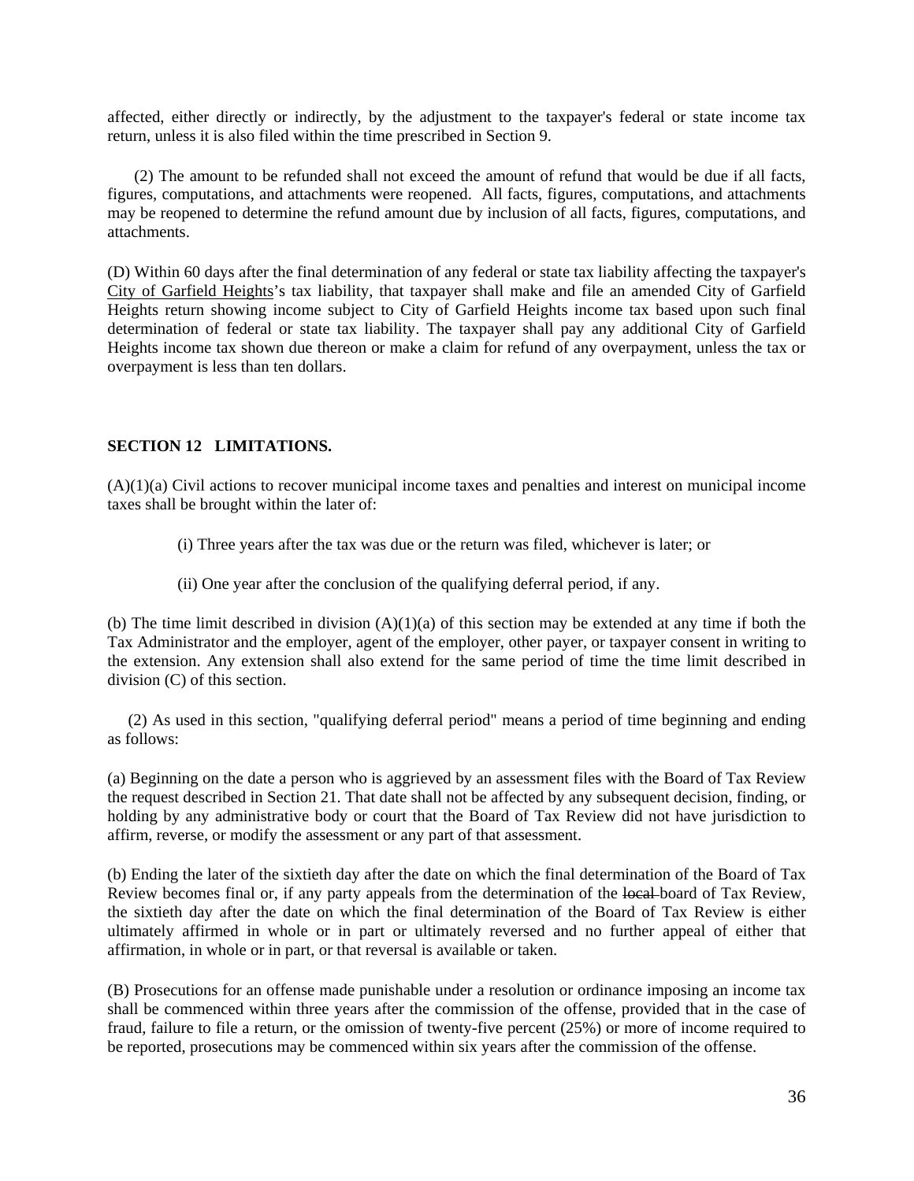affected, either directly or indirectly, by the adjustment to the taxpayer's federal or state income tax return, unless it is also filed within the time prescribed in Section 9.

(2) The amount to be refunded shall not exceed the amount of refund that would be due if all facts, figures, computations, and attachments were reopened. All facts, figures, computations, and attachments may be reopened to determine the refund amount due by inclusion of all facts, figures, computations, and attachments.

(D) Within 60 days after the final determination of any federal or state tax liability affecting the taxpayer's City of Garfield Heights's tax liability, that taxpayer shall make and file an amended City of Garfield Heights return showing income subject to City of Garfield Heights income tax based upon such final determination of federal or state tax liability. The taxpayer shall pay any additional City of Garfield Heights income tax shown due thereon or make a claim for refund of any overpayment, unless the tax or overpayment is less than ten dollars.

**SECTION 12 LIMITATIONS.**

(A)(1)(a) Civil actions to recover municipal income taxes and penalties and interest on municipal income taxes shall be brought within the later of:

(i) Three years after the tax was due or the return was filed, whichever is later; or

(ii) One year after the conclusion of the qualifying deferral period, if any.

(b) The time limit described in division (A)(1)(a) of this section may be extended at any time if both the Tax Administrator and the employer, agent of the employer, other payer, or taxpayer consent in writing to the extension. Any extension shall also extend for the same period of time the time limit described in division (C) of this section.

(2) As used in this section, "qualifying deferral period" means a period of time beginning and ending as follows:

(a) Beginning on the date a person who is aggrieved by an assessment files with the Board of Tax Review the request described in Section 21. That date shall not be affected by any subsequent decision, finding, or holding by any administrative body or court that the Board of Tax Review did not have jurisdiction to affirm, reverse, or modify the assessment or any part of that assessment.

(b) Ending the later of the sixtieth day after the date on which the final determination of the Board of Tax Review becomes final or, if any party appeals from the determination of the ~~local~~ board of Tax Review, the sixtieth day after the date on which the final determination of the Board of Tax Review is either ultimately affirmed in whole or in part or ultimately reversed and no further appeal of either that affirmation, in whole or in part, or that reversal is available or taken.

(B) Prosecutions for an offense made punishable under a resolution or ordinance imposing an income tax shall be commenced within three years after the commission of the offense, provided that in the case of fraud, failure to file a return, or the omission of twenty-five percent (25%) or more of income required to be reported, prosecutions may be commenced within six years after the commission of the offense.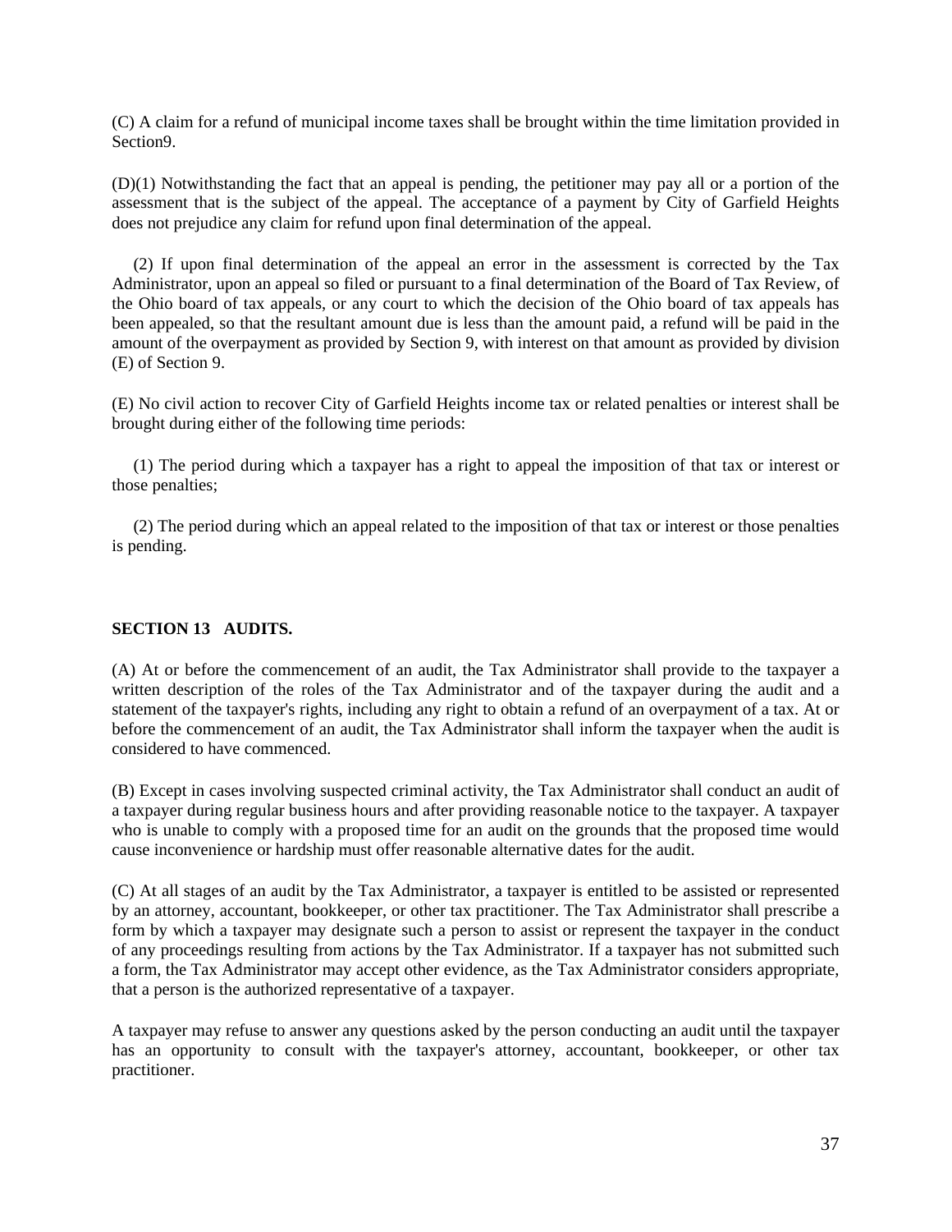(C) A claim for a refund of municipal income taxes shall be brought within the time limitation provided in Section9.

(D)(1) Notwithstanding the fact that an appeal is pending, the petitioner may pay all or a portion of the assessment that is the subject of the appeal. The acceptance of a payment by City of Garfield Heights does not prejudice any claim for refund upon final determination of the appeal.

(2) If upon final determination of the appeal an error in the assessment is corrected by the Tax Administrator, upon an appeal so filed or pursuant to a final determination of the Board of Tax Review, of the Ohio board of tax appeals, or any court to which the decision of the Ohio board of tax appeals has been appealed, so that the resultant amount due is less than the amount paid, a refund will be paid in the amount of the overpayment as provided by Section 9, with interest on that amount as provided by division (E) of Section 9.

(E) No civil action to recover City of Garfield Heights income tax or related penalties or interest shall be brought during either of the following time periods:

(1) The period during which a taxpayer has a right to appeal the imposition of that tax or interest or those penalties;

(2) The period during which an appeal related to the imposition of that tax or interest or those penalties is pending.

**SECTION 13 AUDITS.**

(A) At or before the commencement of an audit, the Tax Administrator shall provide to the taxpayer a written description of the roles of the Tax Administrator and of the taxpayer during the audit and a statement of the taxpayer's rights, including any right to obtain a refund of an overpayment of a tax. At or before the commencement of an audit, the Tax Administrator shall inform the taxpayer when the audit is considered to have commenced.

(B) Except in cases involving suspected criminal activity, the Tax Administrator shall conduct an audit of a taxpayer during regular business hours and after providing reasonable notice to the taxpayer. A taxpayer who is unable to comply with a proposed time for an audit on the grounds that the proposed time would cause inconvenience or hardship must offer reasonable alternative dates for the audit.

(C) At all stages of an audit by the Tax Administrator, a taxpayer is entitled to be assisted or represented by an attorney, accountant, bookkeeper, or other tax practitioner. The Tax Administrator shall prescribe a form by which a taxpayer may designate such a person to assist or represent the taxpayer in the conduct of any proceedings resulting from actions by the Tax Administrator. If a taxpayer has not submitted such a form, the Tax Administrator may accept other evidence, as the Tax Administrator considers appropriate, that a person is the authorized representative of a taxpayer.

A taxpayer may refuse to answer any questions asked by the person conducting an audit until the taxpayer has an opportunity to consult with the taxpayer's attorney, accountant, bookkeeper, or other tax practitioner.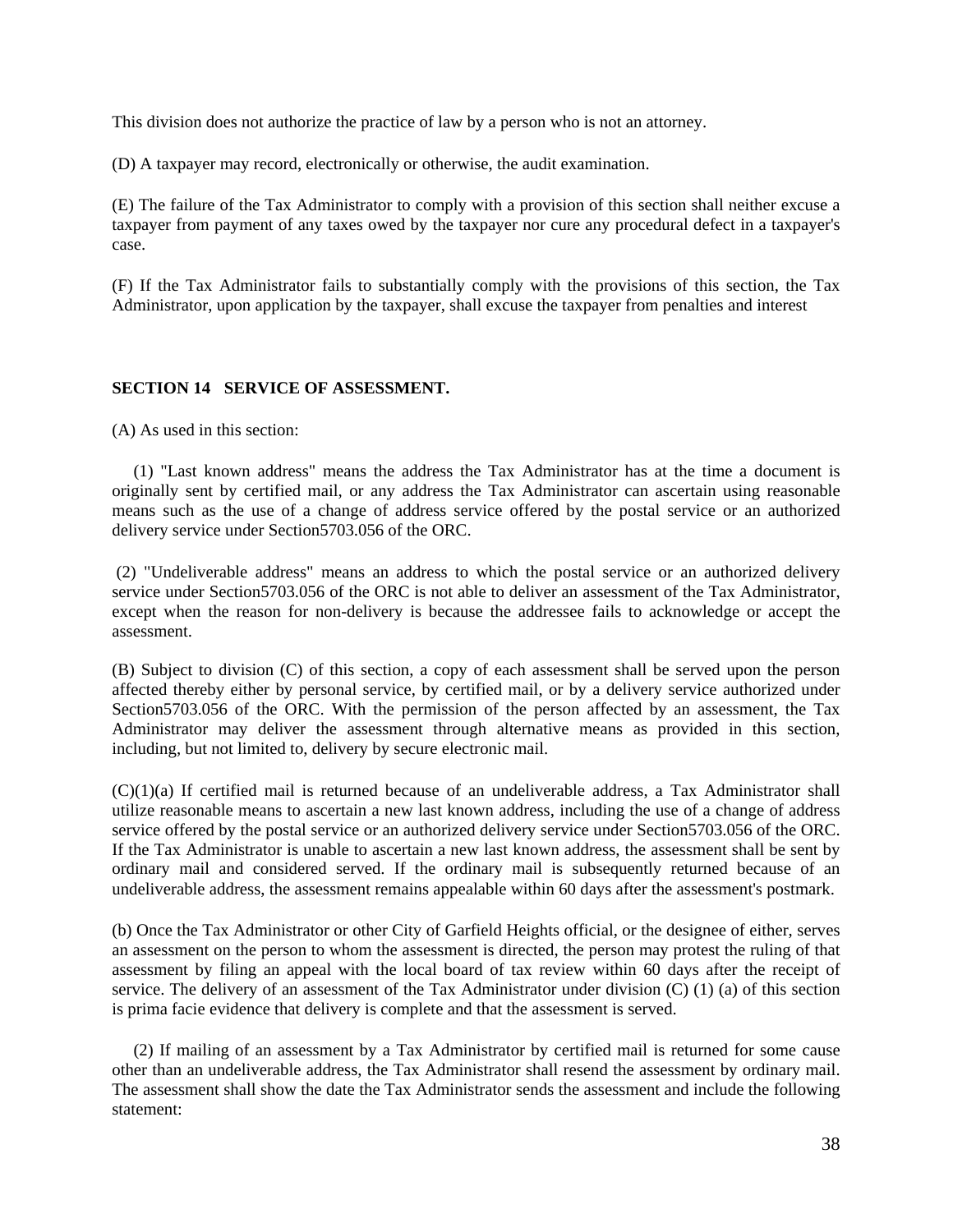This division does not authorize the practice of law by a person who is not an attorney.

(D) A taxpayer may record, electronically or otherwise, the audit examination.

(E) The failure of the Tax Administrator to comply with a provision of this section shall neither excuse a taxpayer from payment of any taxes owed by the taxpayer nor cure any procedural defect in a taxpayer's case.

(F) If the Tax Administrator fails to substantially comply with the provisions of this section, the Tax Administrator, upon application by the taxpayer, shall excuse the taxpayer from penalties and interest

**SECTION 14 SERVICE OF ASSESSMENT.**

(A) As used in this section:

(1) "Last known address" means the address the Tax Administrator has at the time a document is originally sent by certified mail, or any address the Tax Administrator can ascertain using reasonable means such as the use of a change of address service offered by the postal service or an authorized delivery service under Section5703.056 of the ORC.

(2) "Undeliverable address" means an address to which the postal service or an authorized delivery service under Section5703.056 of the ORC is not able to deliver an assessment of the Tax Administrator, except when the reason for non-delivery is because the addressee fails to acknowledge or accept the assessment.

(B) Subject to division (C) of this section, a copy of each assessment shall be served upon the person affected thereby either by personal service, by certified mail, or by a delivery service authorized under Section5703.056 of the ORC. With the permission of the person affected by an assessment, the Tax Administrator may deliver the assessment through alternative means as provided in this section, including, but not limited to, delivery by secure electronic mail.

(C)(1)(a) If certified mail is returned because of an undeliverable address, a Tax Administrator shall utilize reasonable means to ascertain a new last known address, including the use of a change of address service offered by the postal service or an authorized delivery service under Section5703.056 of the ORC. If the Tax Administrator is unable to ascertain a new last known address, the assessment shall be sent by ordinary mail and considered served. If the ordinary mail is subsequently returned because of an undeliverable address, the assessment remains appealable within 60 days after the assessment's postmark.

(b) Once the Tax Administrator or other City of Garfield Heights official, or the designee of either, serves an assessment on the person to whom the assessment is directed, the person may protest the ruling of that assessment by filing an appeal with the local board of tax review within 60 days after the receipt of service. The delivery of an assessment of the Tax Administrator under division (C) (1) (a) of this section is prima facie evidence that delivery is complete and that the assessment is served.

(2) If mailing of an assessment by a Tax Administrator by certified mail is returned for some cause other than an undeliverable address, the Tax Administrator shall resend the assessment by ordinary mail. The assessment shall show the date the Tax Administrator sends the assessment and include the following statement: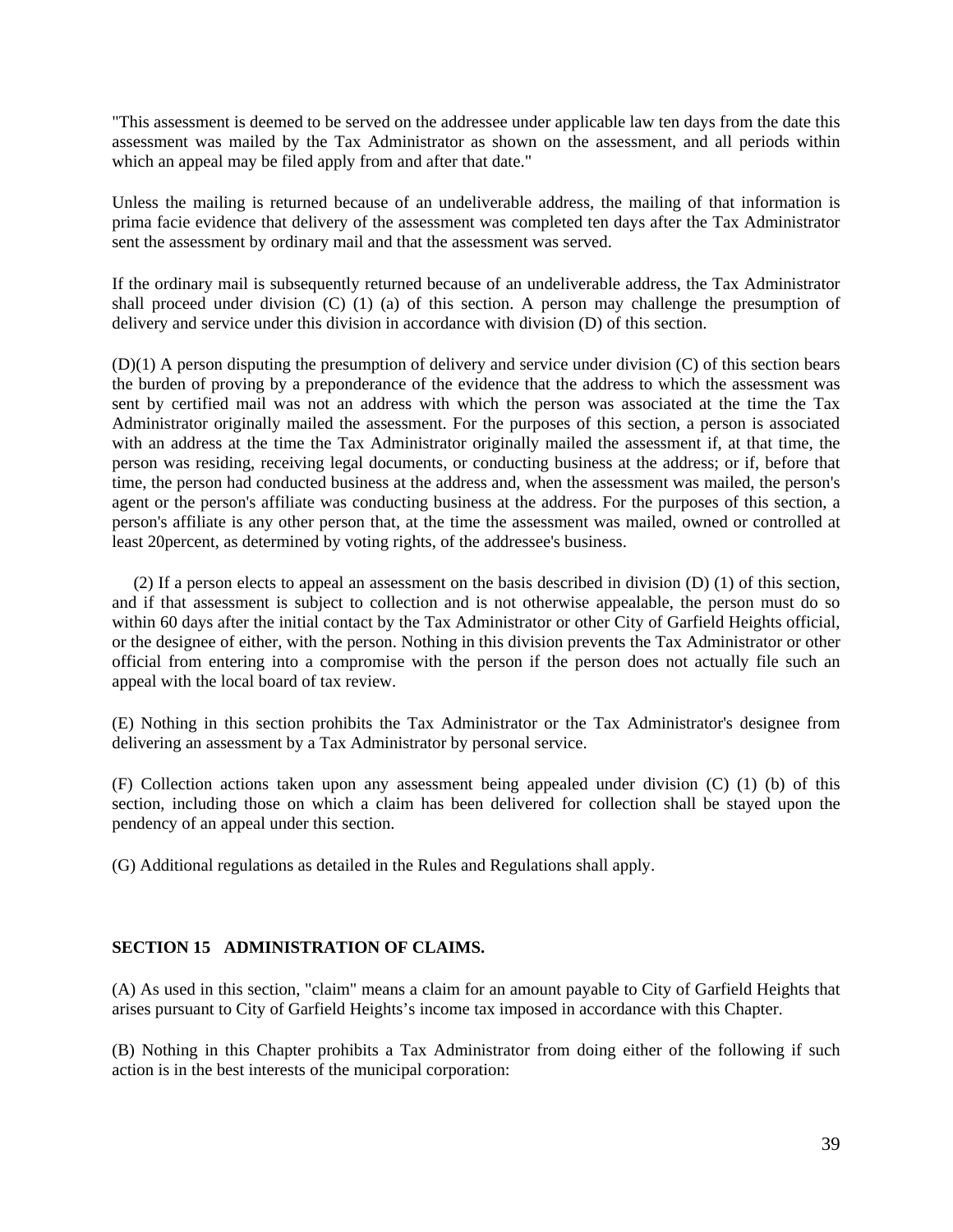"This assessment is deemed to be served on the addressee under applicable law ten days from the date this assessment was mailed by the Tax Administrator as shown on the assessment, and all periods within which an appeal may be filed apply from and after that date."

Unless the mailing is returned because of an undeliverable address, the mailing of that information is prima facie evidence that delivery of the assessment was completed ten days after the Tax Administrator sent the assessment by ordinary mail and that the assessment was served.

If the ordinary mail is subsequently returned because of an undeliverable address, the Tax Administrator shall proceed under division (C) (1) (a) of this section. A person may challenge the presumption of delivery and service under this division in accordance with division (D) of this section.

(D)(1) A person disputing the presumption of delivery and service under division (C) of this section bears the burden of proving by a preponderance of the evidence that the address to which the assessment was sent by certified mail was not an address with which the person was associated at the time the Tax Administrator originally mailed the assessment. For the purposes of this section, a person is associated with an address at the time the Tax Administrator originally mailed the assessment if, at that time, the person was residing, receiving legal documents, or conducting business at the address; or if, before that time, the person had conducted business at the address and, when the assessment was mailed, the person's agent or the person's affiliate was conducting business at the address. For the purposes of this section, a person's affiliate is any other person that, at the time the assessment was mailed, owned or controlled at least 20percent, as determined by voting rights, of the addressee's business.

(2) If a person elects to appeal an assessment on the basis described in division (D) (1) of this section, and if that assessment is subject to collection and is not otherwise appealable, the person must do so within 60 days after the initial contact by the Tax Administrator or other City of Garfield Heights official, or the designee of either, with the person. Nothing in this division prevents the Tax Administrator or other official from entering into a compromise with the person if the person does not actually file such an appeal with the local board of tax review.

(E) Nothing in this section prohibits the Tax Administrator or the Tax Administrator's designee from delivering an assessment by a Tax Administrator by personal service.

(F) Collection actions taken upon any assessment being appealed under division (C) (1) (b) of this section, including those on which a claim has been delivered for collection shall be stayed upon the pendency of an appeal under this section.

(G) Additional regulations as detailed in the Rules and Regulations shall apply.

## SECTION 15 ADMINISTRATION OF CLAIMS.

(A) As used in this section, "claim" means a claim for an amount payable to City of Garfield Heights that arises pursuant to City of Garfield Heights's income tax imposed in accordance with this Chapter.

(B) Nothing in this Chapter prohibits a Tax Administrator from doing either of the following if such action is in the best interests of the municipal corporation: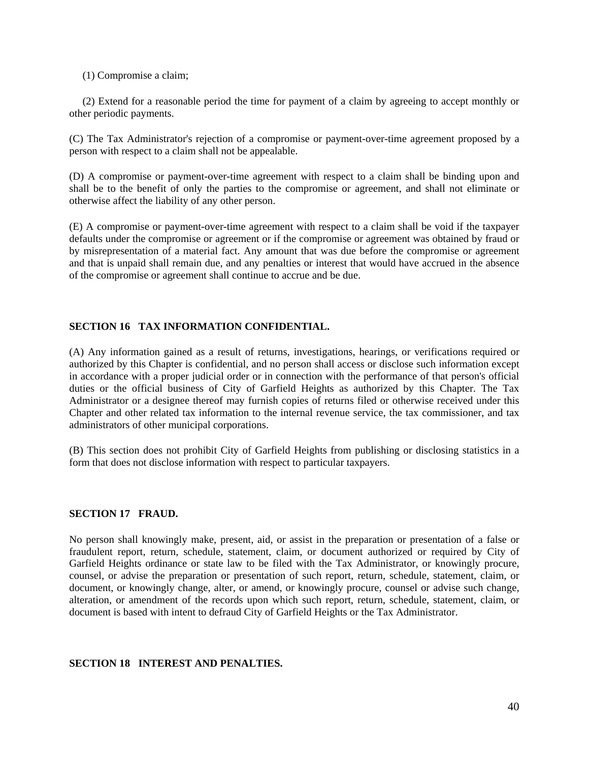(1) Compromise a claim;

(2) Extend for a reasonable period the time for payment of a claim by agreeing to accept monthly or other periodic payments.

(C) The Tax Administrator's rejection of a compromise or payment-over-time agreement proposed by a person with respect to a claim shall not be appealable.

(D) A compromise or payment-over-time agreement with respect to a claim shall be binding upon and shall be to the benefit of only the parties to the compromise or agreement, and shall not eliminate or otherwise affect the liability of any other person.

(E) A compromise or payment-over-time agreement with respect to a claim shall be void if the taxpayer defaults under the compromise or agreement or if the compromise or agreement was obtained by fraud or by misrepresentation of a material fact. Any amount that was due before the compromise or agreement and that is unpaid shall remain due, and any penalties or interest that would have accrued in the absence of the compromise or agreement shall continue to accrue and be due.

### SECTION 16 TAX INFORMATION CONFIDENTIAL.

(A) Any information gained as a result of returns, investigations, hearings, or verifications required or authorized by this Chapter is confidential, and no person shall access or disclose such information except in accordance with a proper judicial order or in connection with the performance of that person's official duties or the official business of City of Garfield Heights as authorized by this Chapter. The Tax Administrator or a designee thereof may furnish copies of returns filed or otherwise received under this Chapter and other related tax information to the internal revenue service, the tax commissioner, and tax administrators of other municipal corporations.

(B) This section does not prohibit City of Garfield Heights from publishing or disclosing statistics in a form that does not disclose information with respect to particular taxpayers.

### SECTION 17 FRAUD.

No person shall knowingly make, present, aid, or assist in the preparation or presentation of a false or fraudulent report, return, schedule, statement, claim, or document authorized or required by City of Garfield Heights ordinance or state law to be filed with the Tax Administrator, or knowingly procure, counsel, or advise the preparation or presentation of such report, return, schedule, statement, claim, or document, or knowingly change, alter, or amend, or knowingly procure, counsel or advise such change, alteration, or amendment of the records upon which such report, return, schedule, statement, claim, or document is based with intent to defraud City of Garfield Heights or the Tax Administrator.

### SECTION 18 INTEREST AND PENALTIES.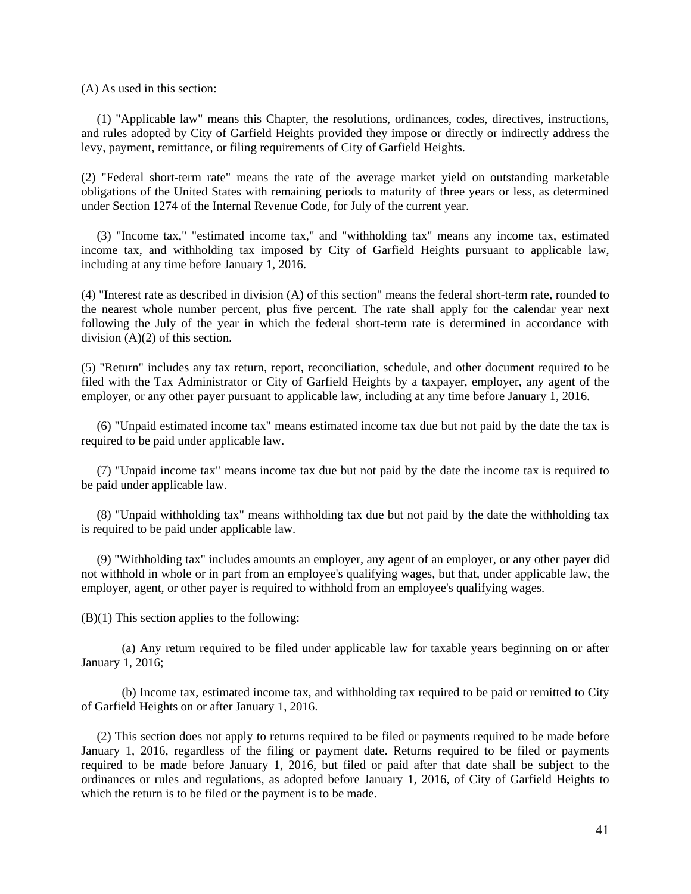(A) As used in this section:

(1) "Applicable law" means this Chapter, the resolutions, ordinances, codes, directives, instructions, and rules adopted by City of Garfield Heights provided they impose or directly or indirectly address the levy, payment, remittance, or filing requirements of City of Garfield Heights.

(2) "Federal short-term rate" means the rate of the average market yield on outstanding marketable obligations of the United States with remaining periods to maturity of three years or less, as determined under Section 1274 of the Internal Revenue Code, for July of the current year.

(3) "Income tax," "estimated income tax," and "withholding tax" means any income tax, estimated income tax, and withholding tax imposed by City of Garfield Heights pursuant to applicable law, including at any time before January 1, 2016.

(4) "Interest rate as described in division (A) of this section" means the federal short-term rate, rounded to the nearest whole number percent, plus five percent. The rate shall apply for the calendar year next following the July of the year in which the federal short-term rate is determined in accordance with division (A)(2) of this section.

(5) "Return" includes any tax return, report, reconciliation, schedule, and other document required to be filed with the Tax Administrator or City of Garfield Heights by a taxpayer, employer, any agent of the employer, or any other payer pursuant to applicable law, including at any time before January 1, 2016.

(6) "Unpaid estimated income tax" means estimated income tax due but not paid by the date the tax is required to be paid under applicable law.

(7) "Unpaid income tax" means income tax due but not paid by the date the income tax is required to be paid under applicable law.

(8) "Unpaid withholding tax" means withholding tax due but not paid by the date the withholding tax is required to be paid under applicable law.

(9) "Withholding tax" includes amounts an employer, any agent of an employer, or any other payer did not withhold in whole or in part from an employee's qualifying wages, but that, under applicable law, the employer, agent, or other payer is required to withhold from an employee's qualifying wages.

(B)(1) This section applies to the following:

(a) Any return required to be filed under applicable law for taxable years beginning on or after January 1, 2016;

(b) Income tax, estimated income tax, and withholding tax required to be paid or remitted to City of Garfield Heights on or after January 1, 2016.

(2) This section does not apply to returns required to be filed or payments required to be made before January 1, 2016, regardless of the filing or payment date. Returns required to be filed or payments required to be made before January 1, 2016, but filed or paid after that date shall be subject to the ordinances or rules and regulations, as adopted before January 1, 2016, of City of Garfield Heights to which the return is to be filed or the payment is to be made.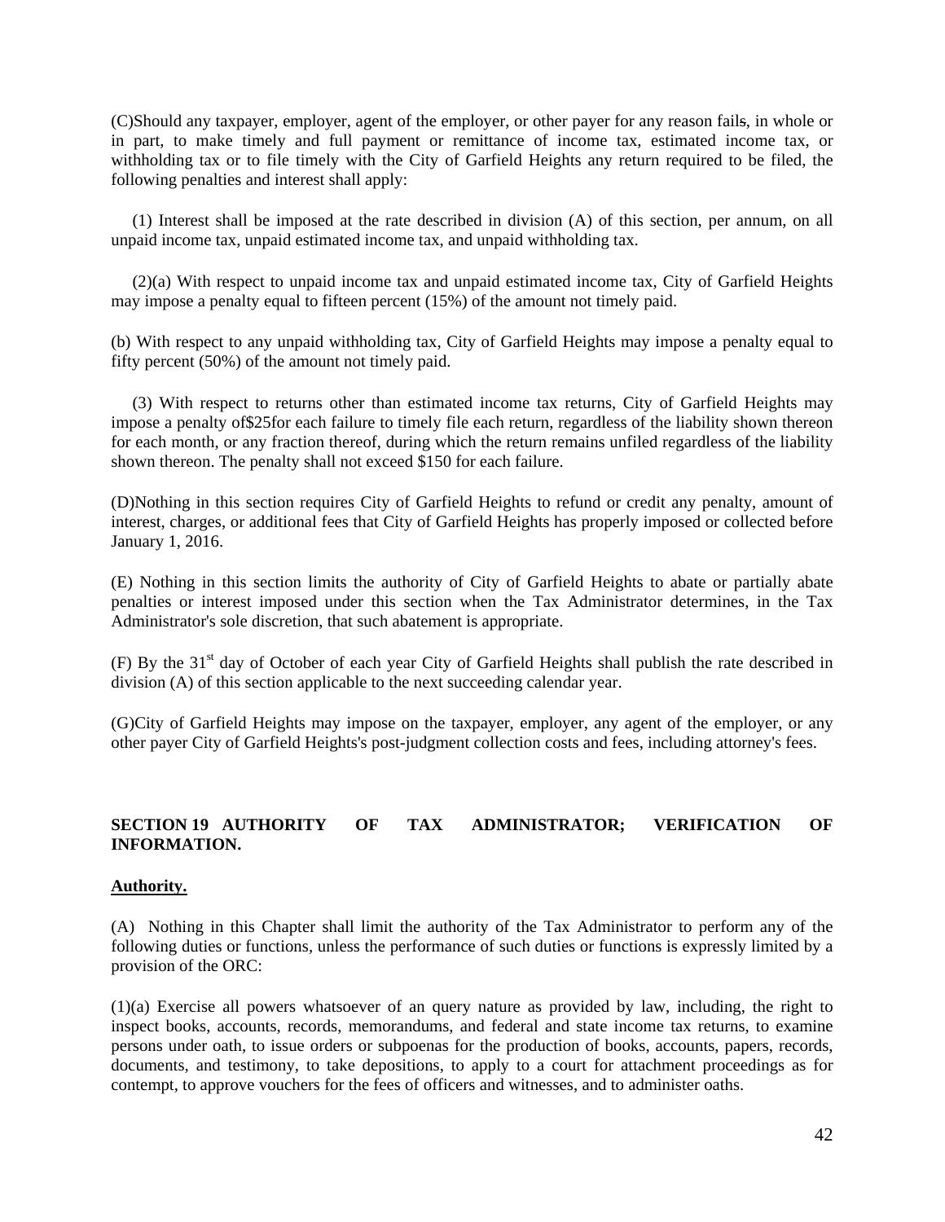(C)Should any taxpayer, employer, agent of the employer, or other payer for any reason fails, in whole or in part, to make timely and full payment or remittance of income tax, estimated income tax, or withholding tax or to file timely with the City of Garfield Heights any return required to be filed, the following penalties and interest shall apply:

(1) Interest shall be imposed at the rate described in division (A) of this section, per annum, on all unpaid income tax, unpaid estimated income tax, and unpaid withholding tax.

(2)(a) With respect to unpaid income tax and unpaid estimated income tax, City of Garfield Heights may impose a penalty equal to fifteen percent (15%) of the amount not timely paid.

(b) With respect to any unpaid withholding tax, City of Garfield Heights may impose a penalty equal to fifty percent (50%) of the amount not timely paid.

(3) With respect to returns other than estimated income tax returns, City of Garfield Heights may impose a penalty of$25for each failure to timely file each return, regardless of the liability shown thereon for each month, or any fraction thereof, during which the return remains unfiled regardless of the liability shown thereon. The penalty shall not exceed $150 for each failure.

(D)Nothing in this section requires City of Garfield Heights to refund or credit any penalty, amount of interest, charges, or additional fees that City of Garfield Heights has properly imposed or collected before January 1, 2016.

(E) Nothing in this section limits the authority of City of Garfield Heights to abate or partially abate penalties or interest imposed under this section when the Tax Administrator determines, in the Tax Administrator's sole discretion, that such abatement is appropriate.

(F) By the 31st day of October of each year City of Garfield Heights shall publish the rate described in division (A) of this section applicable to the next succeeding calendar year.

(G)City of Garfield Heights may impose on the taxpayer, employer, any agent of the employer, or any other payer City of Garfield Heights's post-judgment collection costs and fees, including attorney's fees.

## SECTION 19 AUTHORITY OF TAX ADMINISTRATOR; VERIFICATION OF INFORMATION.

**Authority.**

(A) Nothing in this Chapter shall limit the authority of the Tax Administrator to perform any of the following duties or functions, unless the performance of such duties or functions is expressly limited by a provision of the ORC:

(1)(a) Exercise all powers whatsoever of an query nature as provided by law, including, the right to inspect books, accounts, records, memorandums, and federal and state income tax returns, to examine persons under oath, to issue orders or subpoenas for the production of books, accounts, papers, records, documents, and testimony, to take depositions, to apply to a court for attachment proceedings as for contempt, to approve vouchers for the fees of officers and witnesses, and to administer oaths.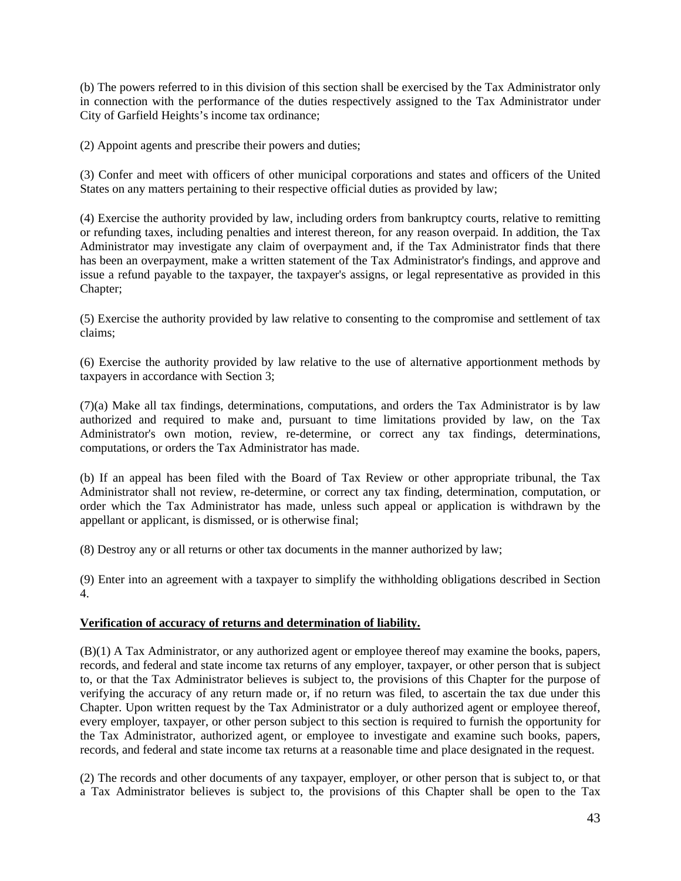(b) The powers referred to in this division of this section shall be exercised by the Tax Administrator only in connection with the performance of the duties respectively assigned to the Tax Administrator under City of Garfield Heights's income tax ordinance;

(2) Appoint agents and prescribe their powers and duties;

(3) Confer and meet with officers of other municipal corporations and states and officers of the United States on any matters pertaining to their respective official duties as provided by law;

(4) Exercise the authority provided by law, including orders from bankruptcy courts, relative to remitting or refunding taxes, including penalties and interest thereon, for any reason overpaid. In addition, the Tax Administrator may investigate any claim of overpayment and, if the Tax Administrator finds that there has been an overpayment, make a written statement of the Tax Administrator's findings, and approve and issue a refund payable to the taxpayer, the taxpayer's assigns, or legal representative as provided in this Chapter;

(5) Exercise the authority provided by law relative to consenting to the compromise and settlement of tax claims;

(6) Exercise the authority provided by law relative to the use of alternative apportionment methods by taxpayers in accordance with Section 3;

(7)(a) Make all tax findings, determinations, computations, and orders the Tax Administrator is by law authorized and required to make and, pursuant to time limitations provided by law, on the Tax Administrator's own motion, review, re-determine, or correct any tax findings, determinations, computations, or orders the Tax Administrator has made.

(b) If an appeal has been filed with the Board of Tax Review or other appropriate tribunal, the Tax Administrator shall not review, re-determine, or correct any tax finding, determination, computation, or order which the Tax Administrator has made, unless such appeal or application is withdrawn by the appellant or applicant, is dismissed, or is otherwise final;

(8) Destroy any or all returns or other tax documents in the manner authorized by law;

(9) Enter into an agreement with a taxpayer to simplify the withholding obligations described in Section 4.

**Verification of accuracy of returns and determination of liability.**

(B)(1) A Tax Administrator, or any authorized agent or employee thereof may examine the books, papers, records, and federal and state income tax returns of any employer, taxpayer, or other person that is subject to, or that the Tax Administrator believes is subject to, the provisions of this Chapter for the purpose of verifying the accuracy of any return made or, if no return was filed, to ascertain the tax due under this Chapter. Upon written request by the Tax Administrator or a duly authorized agent or employee thereof, every employer, taxpayer, or other person subject to this section is required to furnish the opportunity for the Tax Administrator, authorized agent, or employee to investigate and examine such books, papers, records, and federal and state income tax returns at a reasonable time and place designated in the request.

(2) The records and other documents of any taxpayer, employer, or other person that is subject to, or that a Tax Administrator believes is subject to, the provisions of this Chapter shall be open to the Tax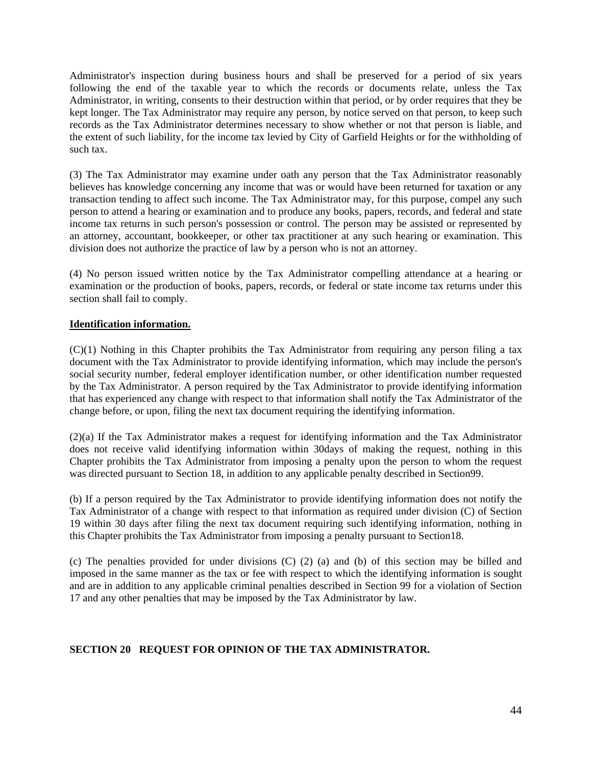Administrator's inspection during business hours and shall be preserved for a period of six years following the end of the taxable year to which the records or documents relate, unless the Tax Administrator, in writing, consents to their destruction within that period, or by order requires that they be kept longer. The Tax Administrator may require any person, by notice served on that person, to keep such records as the Tax Administrator determines necessary to show whether or not that person is liable, and the extent of such liability, for the income tax levied by City of Garfield Heights or for the withholding of such tax.

(3) The Tax Administrator may examine under oath any person that the Tax Administrator reasonably believes has knowledge concerning any income that was or would have been returned for taxation or any transaction tending to affect such income. The Tax Administrator may, for this purpose, compel any such person to attend a hearing or examination and to produce any books, papers, records, and federal and state income tax returns in such person's possession or control. The person may be assisted or represented by an attorney, accountant, bookkeeper, or other tax practitioner at any such hearing or examination. This division does not authorize the practice of law by a person who is not an attorney.

(4) No person issued written notice by the Tax Administrator compelling attendance at a hearing or examination or the production of books, papers, records, or federal or state income tax returns under this section shall fail to comply.

**Identification information.**

(C)(1) Nothing in this Chapter prohibits the Tax Administrator from requiring any person filing a tax document with the Tax Administrator to provide identifying information, which may include the person's social security number, federal employer identification number, or other identification number requested by the Tax Administrator. A person required by the Tax Administrator to provide identifying information that has experienced any change with respect to that information shall notify the Tax Administrator of the change before, or upon, filing the next tax document requiring the identifying information.

(2)(a) If the Tax Administrator makes a request for identifying information and the Tax Administrator does not receive valid identifying information within 30days of making the request, nothing in this Chapter prohibits the Tax Administrator from imposing a penalty upon the person to whom the request was directed pursuant to Section 18, in addition to any applicable penalty described in Section99.

(b) If a person required by the Tax Administrator to provide identifying information does not notify the Tax Administrator of a change with respect to that information as required under division (C) of Section 19 within 30 days after filing the next tax document requiring such identifying information, nothing in this Chapter prohibits the Tax Administrator from imposing a penalty pursuant to Section18.

(c) The penalties provided for under divisions (C) (2) (a) and (b) of this section may be billed and imposed in the same manner as the tax or fee with respect to which the identifying information is sought and are in addition to any applicable criminal penalties described in Section 99 for a violation of Section 17 and any other penalties that may be imposed by the Tax Administrator by law.

**SECTION 20 REQUEST FOR OPINION OF THE TAX ADMINISTRATOR.**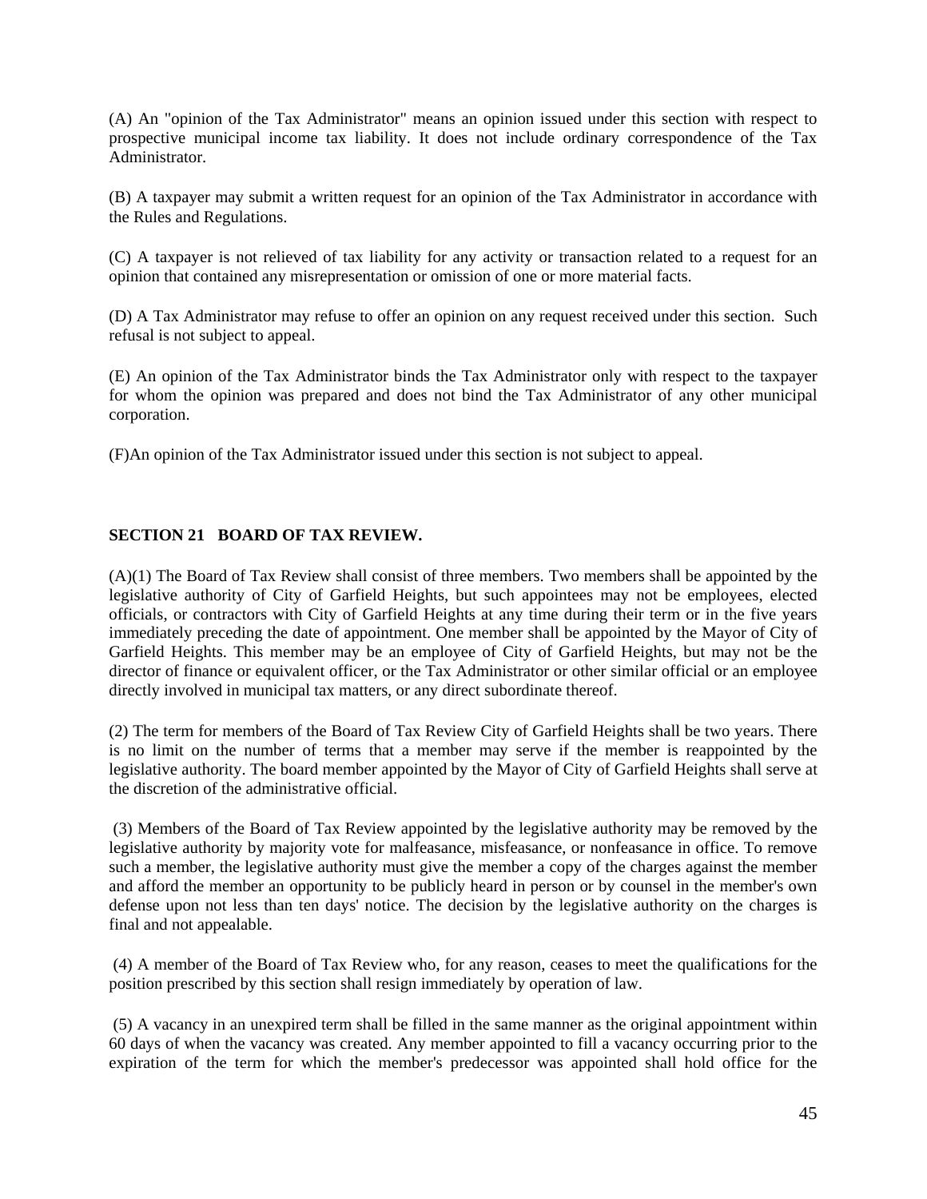(A) An "opinion of the Tax Administrator" means an opinion issued under this section with respect to prospective municipal income tax liability. It does not include ordinary correspondence of the Tax Administrator.

(B) A taxpayer may submit a written request for an opinion of the Tax Administrator in accordance with the Rules and Regulations.

(C) A taxpayer is not relieved of tax liability for any activity or transaction related to a request for an opinion that contained any misrepresentation or omission of one or more material facts.

(D) A Tax Administrator may refuse to offer an opinion on any request received under this section. Such refusal is not subject to appeal.

(E) An opinion of the Tax Administrator binds the Tax Administrator only with respect to the taxpayer for whom the opinion was prepared and does not bind the Tax Administrator of any other municipal corporation.

(F)An opinion of the Tax Administrator issued under this section is not subject to appeal.

## SECTION 21 BOARD OF TAX REVIEW.

(A)(1) The Board of Tax Review shall consist of three members. Two members shall be appointed by the legislative authority of City of Garfield Heights, but such appointees may not be employees, elected officials, or contractors with City of Garfield Heights at any time during their term or in the five years immediately preceding the date of appointment. One member shall be appointed by the Mayor of City of Garfield Heights. This member may be an employee of City of Garfield Heights, but may not be the director of finance or equivalent officer, or the Tax Administrator or other similar official or an employee directly involved in municipal tax matters, or any direct subordinate thereof.

(2) The term for members of the Board of Tax Review City of Garfield Heights shall be two years. There is no limit on the number of terms that a member may serve if the member is reappointed by the legislative authority. The board member appointed by the Mayor of City of Garfield Heights shall serve at the discretion of the administrative official.

(3) Members of the Board of Tax Review appointed by the legislative authority may be removed by the legislative authority by majority vote for malfeasance, misfeasance, or nonfeasance in office. To remove such a member, the legislative authority must give the member a copy of the charges against the member and afford the member an opportunity to be publicly heard in person or by counsel in the member's own defense upon not less than ten days' notice. The decision by the legislative authority on the charges is final and not appealable.

(4) A member of the Board of Tax Review who, for any reason, ceases to meet the qualifications for the position prescribed by this section shall resign immediately by operation of law.

(5) A vacancy in an unexpired term shall be filled in the same manner as the original appointment within 60 days of when the vacancy was created. Any member appointed to fill a vacancy occurring prior to the expiration of the term for which the member's predecessor was appointed shall hold office for the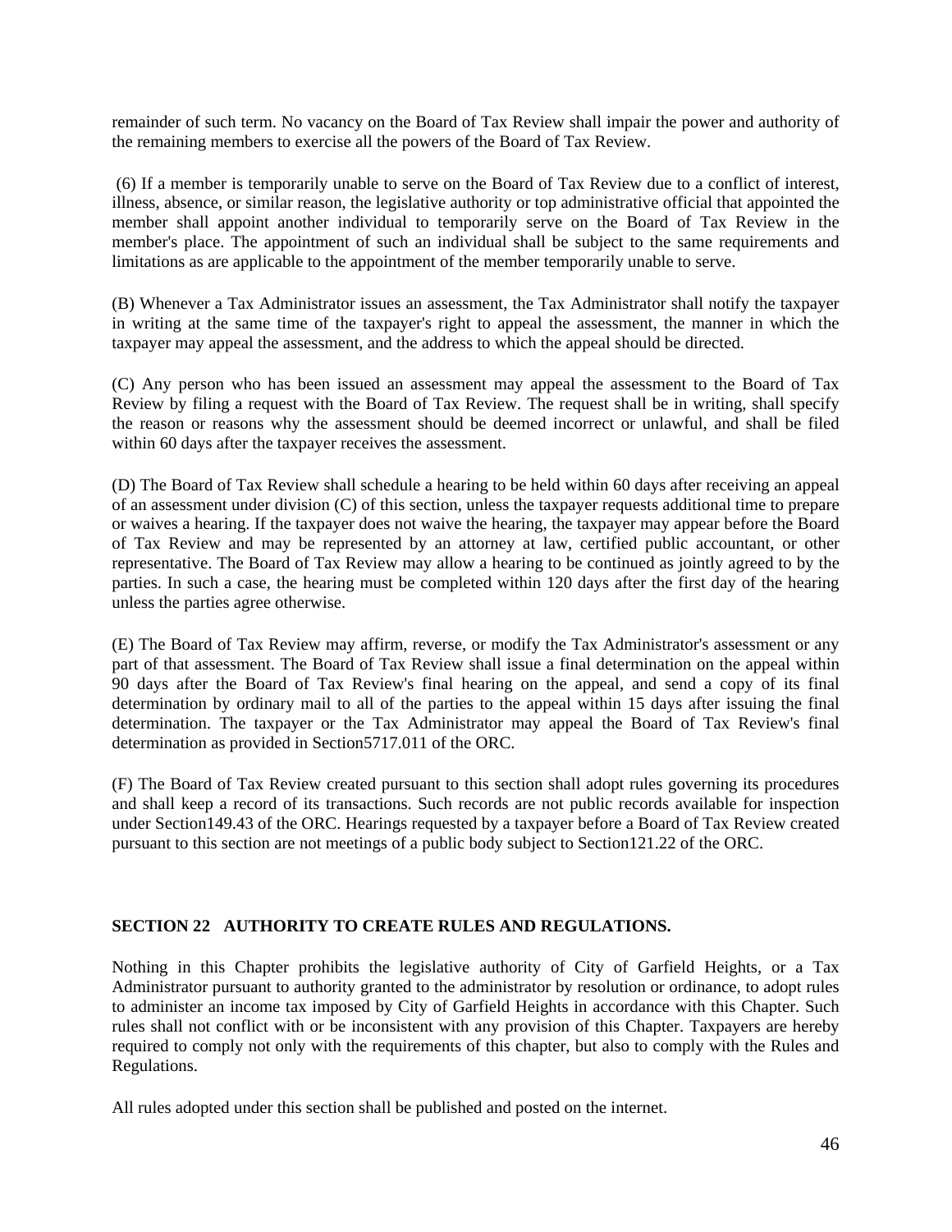remainder of such term. No vacancy on the Board of Tax Review shall impair the power and authority of the remaining members to exercise all the powers of the Board of Tax Review.

(6) If a member is temporarily unable to serve on the Board of Tax Review due to a conflict of interest, illness, absence, or similar reason, the legislative authority or top administrative official that appointed the member shall appoint another individual to temporarily serve on the Board of Tax Review in the member's place. The appointment of such an individual shall be subject to the same requirements and limitations as are applicable to the appointment of the member temporarily unable to serve.

(B) Whenever a Tax Administrator issues an assessment, the Tax Administrator shall notify the taxpayer in writing at the same time of the taxpayer's right to appeal the assessment, the manner in which the taxpayer may appeal the assessment, and the address to which the appeal should be directed.

(C) Any person who has been issued an assessment may appeal the assessment to the Board of Tax Review by filing a request with the Board of Tax Review. The request shall be in writing, shall specify the reason or reasons why the assessment should be deemed incorrect or unlawful, and shall be filed within 60 days after the taxpayer receives the assessment.

(D) The Board of Tax Review shall schedule a hearing to be held within 60 days after receiving an appeal of an assessment under division (C) of this section, unless the taxpayer requests additional time to prepare or waives a hearing. If the taxpayer does not waive the hearing, the taxpayer may appear before the Board of Tax Review and may be represented by an attorney at law, certified public accountant, or other representative. The Board of Tax Review may allow a hearing to be continued as jointly agreed to by the parties. In such a case, the hearing must be completed within 120 days after the first day of the hearing unless the parties agree otherwise.

(E) The Board of Tax Review may affirm, reverse, or modify the Tax Administrator's assessment or any part of that assessment. The Board of Tax Review shall issue a final determination on the appeal within 90 days after the Board of Tax Review's final hearing on the appeal, and send a copy of its final determination by ordinary mail to all of the parties to the appeal within 15 days after issuing the final determination. The taxpayer or the Tax Administrator may appeal the Board of Tax Review's final determination as provided in Section5717.011 of the ORC.

(F) The Board of Tax Review created pursuant to this section shall adopt rules governing its procedures and shall keep a record of its transactions. Such records are not public records available for inspection under Section149.43 of the ORC. Hearings requested by a taxpayer before a Board of Tax Review created pursuant to this section are not meetings of a public body subject to Section121.22 of the ORC.

## SECTION 22 AUTHORITY TO CREATE RULES AND REGULATIONS.

Nothing in this Chapter prohibits the legislative authority of City of Garfield Heights, or a Tax Administrator pursuant to authority granted to the administrator by resolution or ordinance, to adopt rules to administer an income tax imposed by City of Garfield Heights in accordance with this Chapter. Such rules shall not conflict with or be inconsistent with any provision of this Chapter. Taxpayers are hereby required to comply not only with the requirements of this chapter, but also to comply with the Rules and Regulations.

All rules adopted under this section shall be published and posted on the internet.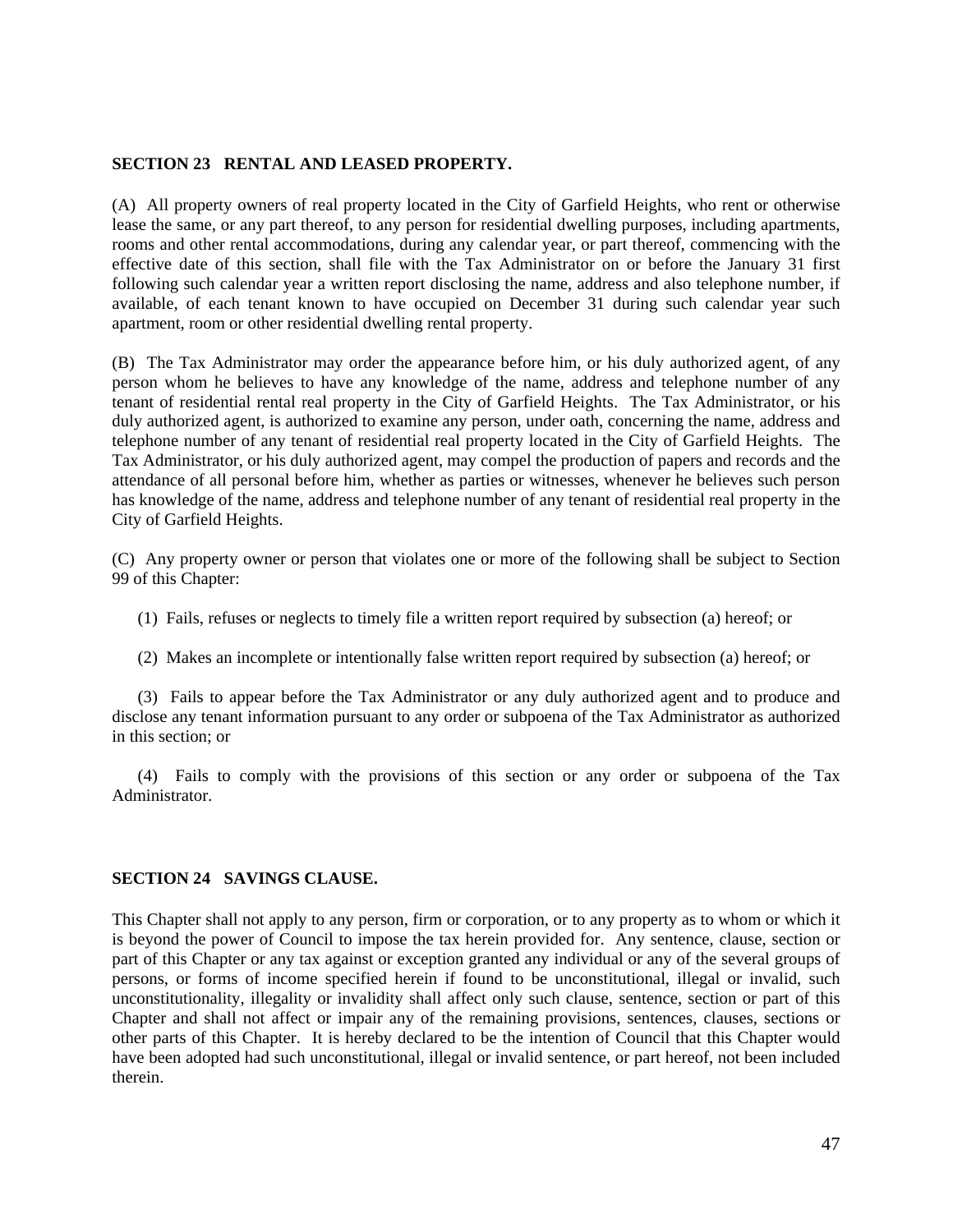**SECTION 23 RENTAL AND LEASED PROPERTY.**

(A) All property owners of real property located in the City of Garfield Heights, who rent or otherwise lease the same, or any part thereof, to any person for residential dwelling purposes, including apartments, rooms and other rental accommodations, during any calendar year, or part thereof, commencing with the effective date of this section, shall file with the Tax Administrator on or before the January 31 first following such calendar year a written report disclosing the name, address and also telephone number, if available, of each tenant known to have occupied on December 31 during such calendar year such apartment, room or other residential dwelling rental property.

(B) The Tax Administrator may order the appearance before him, or his duly authorized agent, of any person whom he believes to have any knowledge of the name, address and telephone number of any tenant of residential rental real property in the City of Garfield Heights. The Tax Administrator, or his duly authorized agent, is authorized to examine any person, under oath, concerning the name, address and telephone number of any tenant of residential real property located in the City of Garfield Heights. The Tax Administrator, or his duly authorized agent, may compel the production of papers and records and the attendance of all personal before him, whether as parties or witnesses, whenever he believes such person has knowledge of the name, address and telephone number of any tenant of residential real property in the City of Garfield Heights.

(C) Any property owner or person that violates one or more of the following shall be subject to Section 99 of this Chapter:

(1) Fails, refuses or neglects to timely file a written report required by subsection (a) hereof; or

(2) Makes an incomplete or intentionally false written report required by subsection (a) hereof; or

(3) Fails to appear before the Tax Administrator or any duly authorized agent and to produce and disclose any tenant information pursuant to any order or subpoena of the Tax Administrator as authorized in this section; or

(4) Fails to comply with the provisions of this section or any order or subpoena of the Tax Administrator.

**SECTION 24 SAVINGS CLAUSE.**

This Chapter shall not apply to any person, firm or corporation, or to any property as to whom or which it is beyond the power of Council to impose the tax herein provided for. Any sentence, clause, section or part of this Chapter or any tax against or exception granted any individual or any of the several groups of persons, or forms of income specified herein if found to be unconstitutional, illegal or invalid, such unconstitutionality, illegality or invalidity shall affect only such clause, sentence, section or part of this Chapter and shall not affect or impair any of the remaining provisions, sentences, clauses, sections or other parts of this Chapter. It is hereby declared to be the intention of Council that this Chapter would have been adopted had such unconstitutional, illegal or invalid sentence, or part hereof, not been included therein.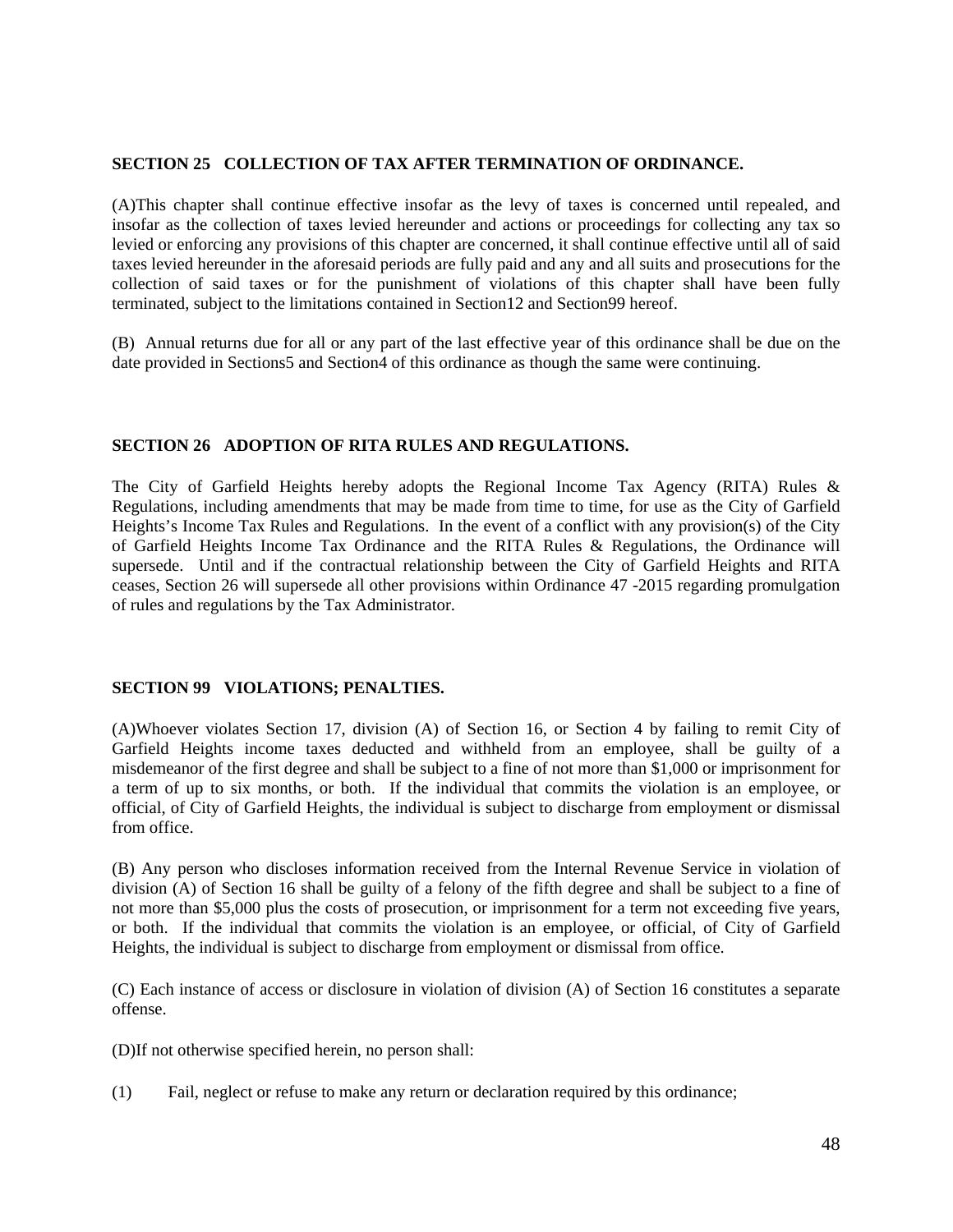**SECTION 25 COLLECTION OF TAX AFTER TERMINATION OF ORDINANCE.**

(A)This chapter shall continue effective insofar as the levy of taxes is concerned until repealed, and insofar as the collection of taxes levied hereunder and actions or proceedings for collecting any tax so levied or enforcing any provisions of this chapter are concerned, it shall continue effective until all of said taxes levied hereunder in the aforesaid periods are fully paid and any and all suits and prosecutions for the collection of said taxes or for the punishment of violations of this chapter shall have been fully terminated, subject to the limitations contained in Section12 and Section99 hereof.

(B) Annual returns due for all or any part of the last effective year of this ordinance shall be due on the date provided in Sections5 and Section4 of this ordinance as though the same were continuing.

**SECTION 26 ADOPTION OF RITA RULES AND REGULATIONS.**

The City of Garfield Heights hereby adopts the Regional Income Tax Agency (RITA) Rules & Regulations, including amendments that may be made from time to time, for use as the City of Garfield Heights's Income Tax Rules and Regulations. In the event of a conflict with any provision(s) of the City of Garfield Heights Income Tax Ordinance and the RITA Rules & Regulations, the Ordinance will supersede. Until and if the contractual relationship between the City of Garfield Heights and RITA ceases, Section 26 will supersede all other provisions within Ordinance 47 -2015 regarding promulgation of rules and regulations by the Tax Administrator.

**SECTION 99 VIOLATIONS; PENALTIES.**

(A)Whoever violates Section 17, division (A) of Section 16, or Section 4 by failing to remit City of Garfield Heights income taxes deducted and withheld from an employee, shall be guilty of a misdemeanor of the first degree and shall be subject to a fine of not more than $1,000 or imprisonment for a term of up to six months, or both. If the individual that commits the violation is an employee, or official, of City of Garfield Heights, the individual is subject to discharge from employment or dismissal from office.

(B) Any person who discloses information received from the Internal Revenue Service in violation of division (A) of Section 16 shall be guilty of a felony of the fifth degree and shall be subject to a fine of not more than $5,000 plus the costs of prosecution, or imprisonment for a term not exceeding five years, or both. If the individual that commits the violation is an employee, or official, of City of Garfield Heights, the individual is subject to discharge from employment or dismissal from office.

(C) Each instance of access or disclosure in violation of division (A) of Section 16 constitutes a separate offense.

(D)If not otherwise specified herein, no person shall:

(1) Fail, neglect or refuse to make any return or declaration required by this ordinance;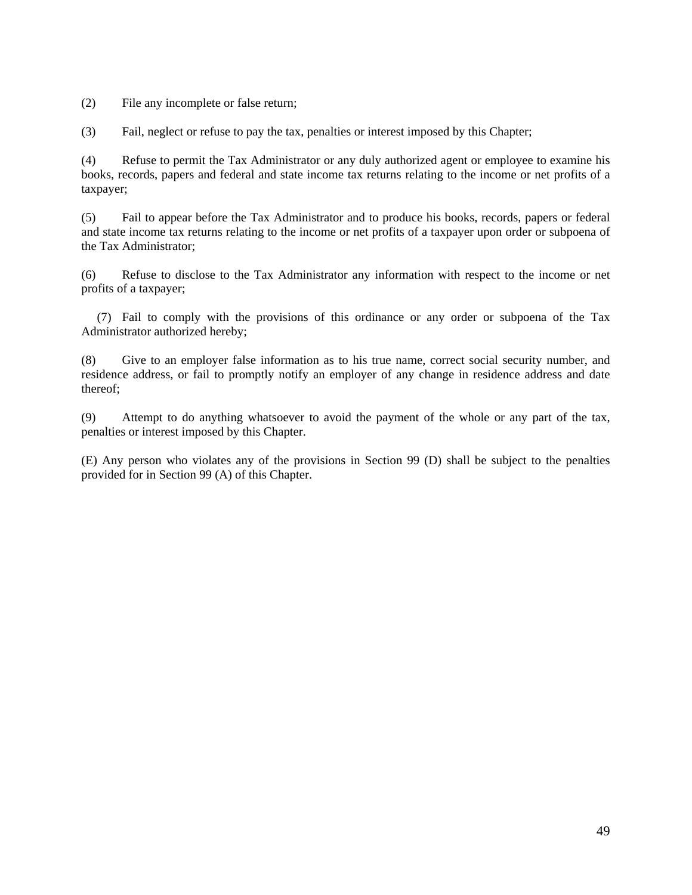(2) File any incomplete or false return;

(3) Fail, neglect or refuse to pay the tax, penalties or interest imposed by this Chapter;

(4) Refuse to permit the Tax Administrator or any duly authorized agent or employee to examine his books, records, papers and federal and state income tax returns relating to the income or net profits of a taxpayer;

(5) Fail to appear before the Tax Administrator and to produce his books, records, papers or federal and state income tax returns relating to the income or net profits of a taxpayer upon order or subpoena of the Tax Administrator;

(6) Refuse to disclose to the Tax Administrator any information with respect to the income or net profits of a taxpayer;

(7) Fail to comply with the provisions of this ordinance or any order or subpoena of the Tax Administrator authorized hereby;

(8) Give to an employer false information as to his true name, correct social security number, and residence address, or fail to promptly notify an employer of any change in residence address and date thereof;

(9) Attempt to do anything whatsoever to avoid the payment of the whole or any part of the tax, penalties or interest imposed by this Chapter.

(E) Any person who violates any of the provisions in Section 99 (D) shall be subject to the penalties provided for in Section 99 (A) of this Chapter.